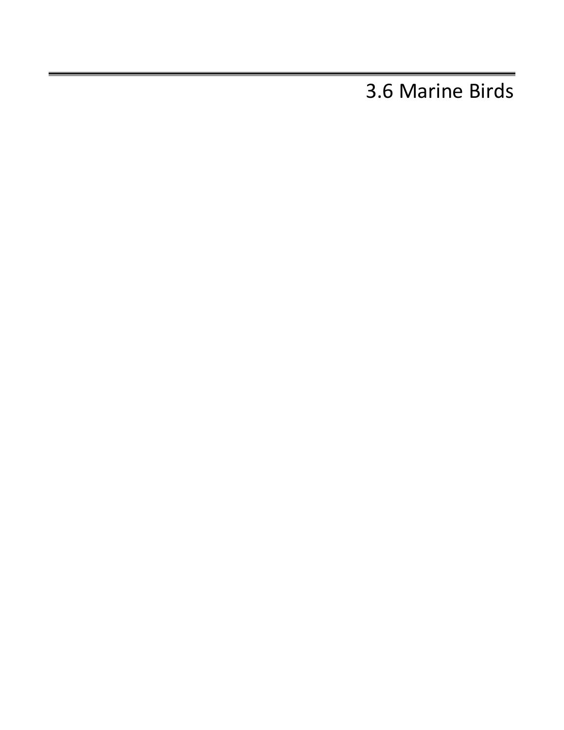# 3.6 Marine Birds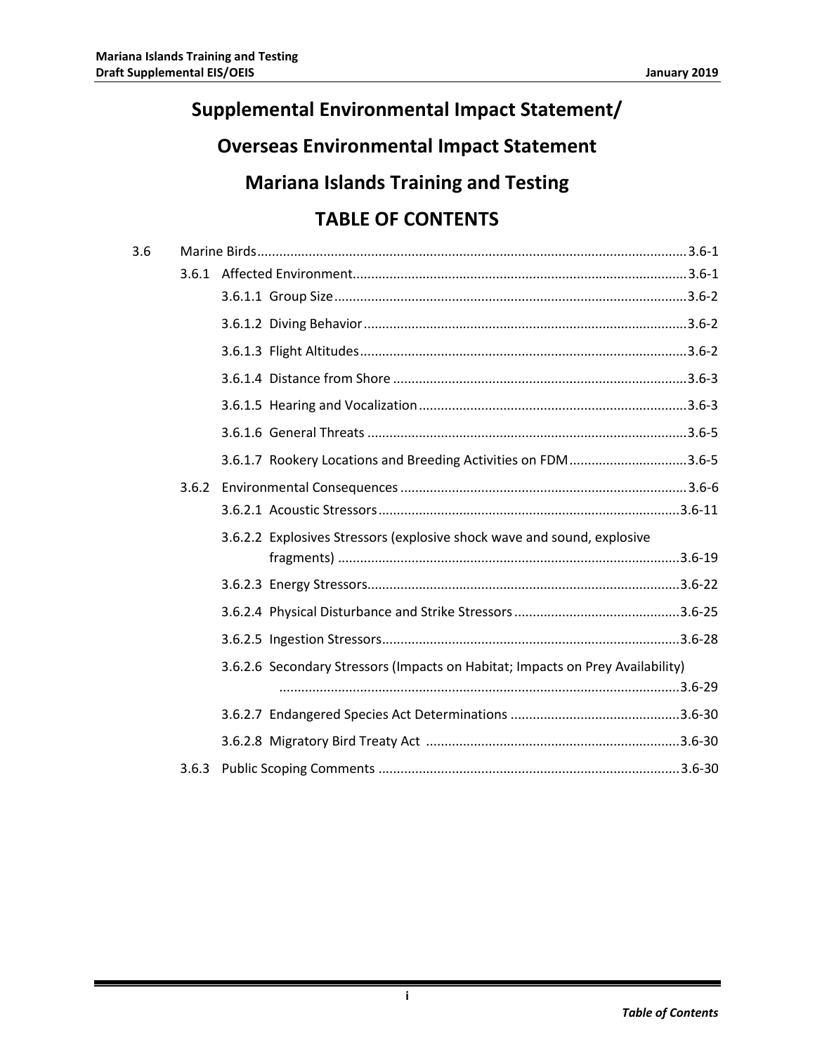# Supplemental Environmental Impact Statement/

# Overseas Environmental Impact Statement

# Mariana Islands Training and Testing

# TABLE OF CONTENTS

3.6 Marine Birds ........ 3.6-1

- 3.6.1 Affected Environment ........ 3.6-1
  - 3.6.1.1 Group Size ........ 3.6-2
  - 3.6.1.2 Diving Behavior ........ 3.6-2
  - 3.6.1.3 Flight Altitudes ........ 3.6-2
  - 3.6.1.4 Distance from Shore ........ 3.6-3
  - 3.6.1.5 Hearing and Vocalization ........ 3.6-3
  - 3.6.1.6 General Threats ........ 3.6-5
  - 3.6.1.7 Rookery Locations and Breeding Activities on FDM ........ 3.6-5
- 3.6.2 Environmental Consequences ........ 3.6-6
  - 3.6.2.1 Acoustic Stressors ........ 3.6-11
  - 3.6.2.2 Explosives Stressors (explosive shock wave and sound, explosive fragments) ........ 3.6-19
  - 3.6.2.3 Energy Stressors ........ 3.6-22
  - 3.6.2.4 Physical Disturbance and Strike Stressors ........ 3.6-25
  - 3.6.2.5 Ingestion Stressors ........ 3.6-28
  - 3.6.2.6 Secondary Stressors (Impacts on Habitat; Impacts on Prey Availability) ........ 3.6-29
  - 3.6.2.7 Endangered Species Act Determinations ........ 3.6-30
  - 3.6.2.8 Migratory Bird Treaty Act ........ 3.6-30
- 3.6.3 Public Scoping Comments ........ 3.6-30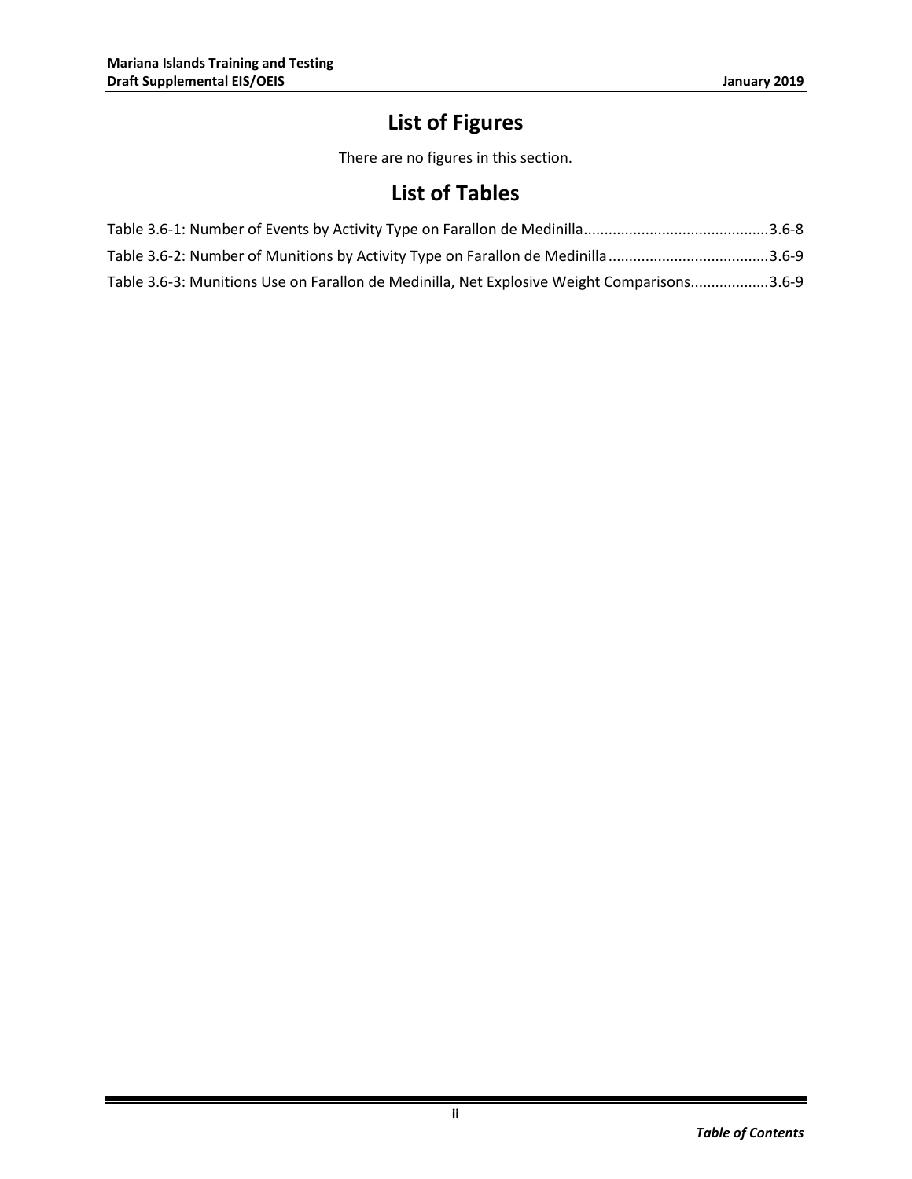# List of Figures

There are no figures in this section.

# List of Tables

Table 3.6-1: Number of Events by Activity Type on Farallon de Medinilla............................................3.6-8

Table 3.6-2: Number of Munitions by Activity Type on Farallon de Medinilla......................................3.6-9

Table 3.6-3: Munitions Use on Farallon de Medinilla, Net Explosive Weight Comparisons..................3.6-9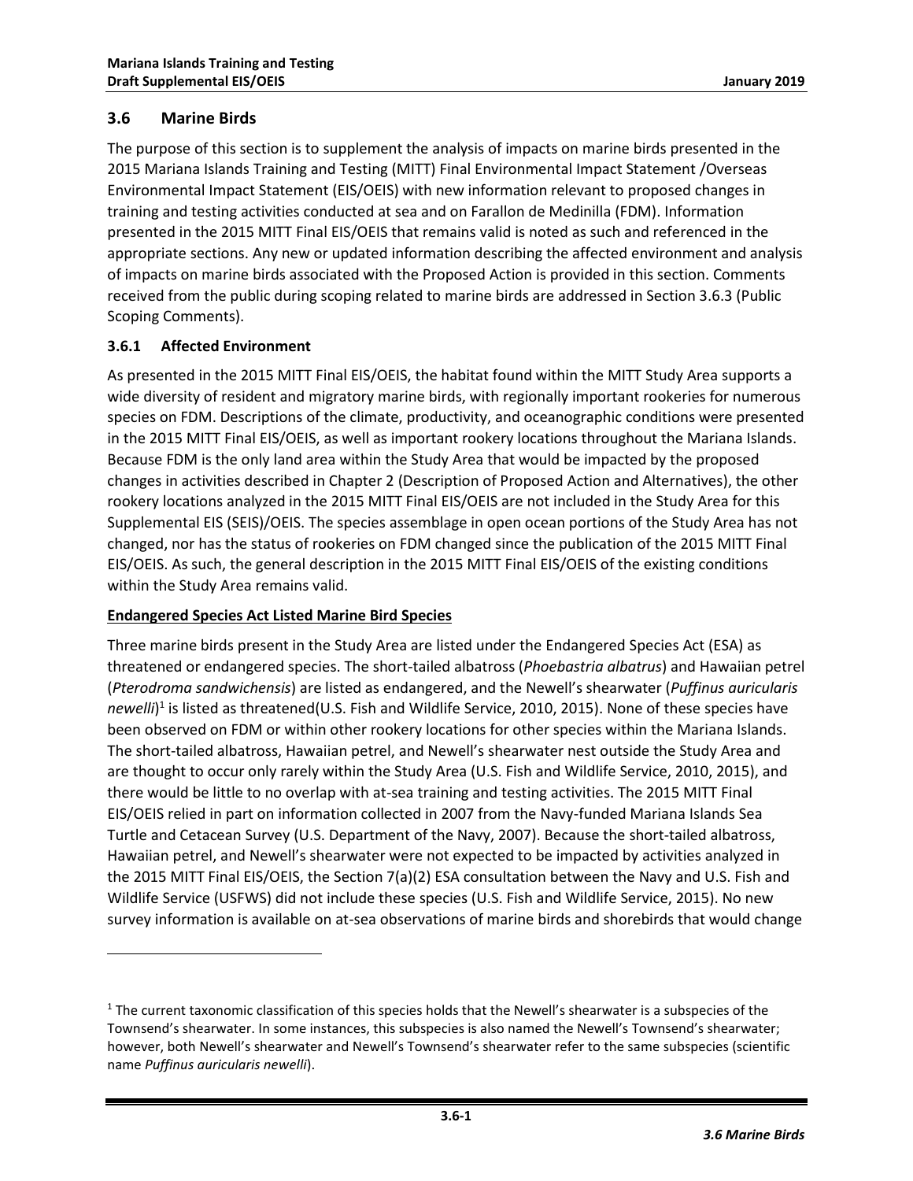## 3.6 Marine Birds

The purpose of this section is to supplement the analysis of impacts on marine birds presented in the 2015 Mariana Islands Training and Testing (MITT) Final Environmental Impact Statement /Overseas Environmental Impact Statement (EIS/OEIS) with new information relevant to proposed changes in training and testing activities conducted at sea and on Farallon de Medinilla (FDM). Information presented in the 2015 MITT Final EIS/OEIS that remains valid is noted as such and referenced in the appropriate sections. Any new or updated information describing the affected environment and analysis of impacts on marine birds associated with the Proposed Action is provided in this section. Comments received from the public during scoping related to marine birds are addressed in Section 3.6.3 (Public Scoping Comments).

### 3.6.1 Affected Environment

As presented in the 2015 MITT Final EIS/OEIS, the habitat found within the MITT Study Area supports a wide diversity of resident and migratory marine birds, with regionally important rookeries for numerous species on FDM. Descriptions of the climate, productivity, and oceanographic conditions were presented in the 2015 MITT Final EIS/OEIS, as well as important rookery locations throughout the Mariana Islands. Because FDM is the only land area within the Study Area that would be impacted by the proposed changes in activities described in Chapter 2 (Description of Proposed Action and Alternatives), the other rookery locations analyzed in the 2015 MITT Final EIS/OEIS are not included in the Study Area for this Supplemental EIS (SEIS)/OEIS. The species assemblage in open ocean portions of the Study Area has not changed, nor has the status of rookeries on FDM changed since the publication of the 2015 MITT Final EIS/OEIS. As such, the general description in the 2015 MITT Final EIS/OEIS of the existing conditions within the Study Area remains valid.

**Endangered Species Act Listed Marine Bird Species**

Three marine birds present in the Study Area are listed under the Endangered Species Act (ESA) as threatened or endangered species. The short-tailed albatross (*Phoebastria albatrus*) and Hawaiian petrel (*Pterodroma sandwichensis*) are listed as endangered, and the Newell's shearwater (*Puffinus auricularis newelli*)[1] is listed as threatened(U.S. Fish and Wildlife Service, 2010, 2015). None of these species have been observed on FDM or within other rookery locations for other species within the Mariana Islands. The short-tailed albatross, Hawaiian petrel, and Newell's shearwater nest outside the Study Area and are thought to occur only rarely within the Study Area (U.S. Fish and Wildlife Service, 2010, 2015), and there would be little to no overlap with at-sea training and testing activities. The 2015 MITT Final EIS/OEIS relied in part on information collected in 2007 from the Navy-funded Mariana Islands Sea Turtle and Cetacean Survey (U.S. Department of the Navy, 2007). Because the short-tailed albatross, Hawaiian petrel, and Newell's shearwater were not expected to be impacted by activities analyzed in the 2015 MITT Final EIS/OEIS, the Section 7(a)(2) ESA consultation between the Navy and U.S. Fish and Wildlife Service (USFWS) did not include these species (U.S. Fish and Wildlife Service, 2015). No new survey information is available on at-sea observations of marine birds and shorebirds that would change

[1] The current taxonomic classification of this species holds that the Newell's shearwater is a subspecies of the Townsend's shearwater. In some instances, this subspecies is also named the Newell's Townsend's shearwater; however, both Newell's shearwater and Newell's Townsend's shearwater refer to the same subspecies (scientific name *Puffinus auricularis newelli*).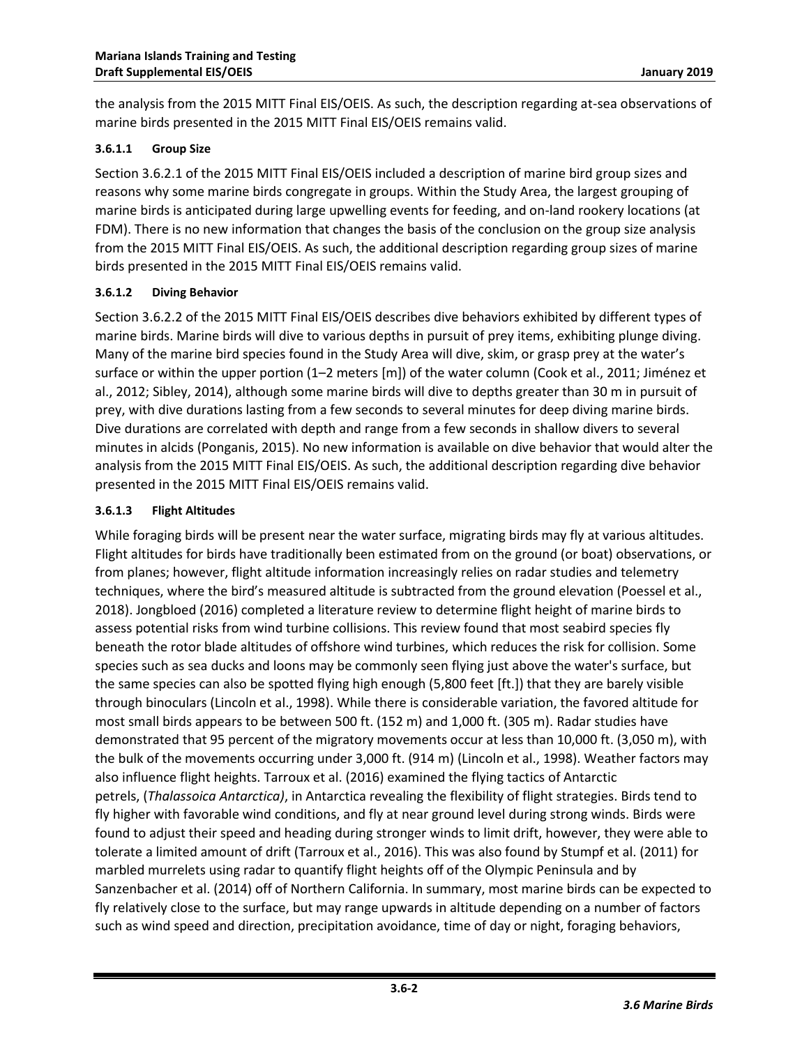the analysis from the 2015 MITT Final EIS/OEIS. As such, the description regarding at-sea observations of marine birds presented in the 2015 MITT Final EIS/OEIS remains valid.

#### 3.6.1.1 Group Size

Section 3.6.2.1 of the 2015 MITT Final EIS/OEIS included a description of marine bird group sizes and reasons why some marine birds congregate in groups. Within the Study Area, the largest grouping of marine birds is anticipated during large upwelling events for feeding, and on-land rookery locations (at FDM). There is no new information that changes the basis of the conclusion on the group size analysis from the 2015 MITT Final EIS/OEIS. As such, the additional description regarding group sizes of marine birds presented in the 2015 MITT Final EIS/OEIS remains valid.

#### 3.6.1.2 Diving Behavior

Section 3.6.2.2 of the 2015 MITT Final EIS/OEIS describes dive behaviors exhibited by different types of marine birds. Marine birds will dive to various depths in pursuit of prey items, exhibiting plunge diving. Many of the marine bird species found in the Study Area will dive, skim, or grasp prey at the water's surface or within the upper portion (1–2 meters [m]) of the water column (Cook et al., 2011; Jiménez et al., 2012; Sibley, 2014), although some marine birds will dive to depths greater than 30 m in pursuit of prey, with dive durations lasting from a few seconds to several minutes for deep diving marine birds. Dive durations are correlated with depth and range from a few seconds in shallow divers to several minutes in alcids (Ponganis, 2015). No new information is available on dive behavior that would alter the analysis from the 2015 MITT Final EIS/OEIS. As such, the additional description regarding dive behavior presented in the 2015 MITT Final EIS/OEIS remains valid.

#### 3.6.1.3 Flight Altitudes

While foraging birds will be present near the water surface, migrating birds may fly at various altitudes. Flight altitudes for birds have traditionally been estimated from on the ground (or boat) observations, or from planes; however, flight altitude information increasingly relies on radar studies and telemetry techniques, where the bird's measured altitude is subtracted from the ground elevation (Poessel et al., 2018). Jongbloed (2016) completed a literature review to determine flight height of marine birds to assess potential risks from wind turbine collisions. This review found that most seabird species fly beneath the rotor blade altitudes of offshore wind turbines, which reduces the risk for collision. Some species such as sea ducks and loons may be commonly seen flying just above the water's surface, but the same species can also be spotted flying high enough (5,800 feet [ft.]) that they are barely visible through binoculars (Lincoln et al., 1998). While there is considerable variation, the favored altitude for most small birds appears to be between 500 ft. (152 m) and 1,000 ft. (305 m). Radar studies have demonstrated that 95 percent of the migratory movements occur at less than 10,000 ft. (3,050 m), with the bulk of the movements occurring under 3,000 ft. (914 m) (Lincoln et al., 1998). Weather factors may also influence flight heights. Tarroux et al. (2016) examined the flying tactics of Antarctic petrels, (*Thalassoica Antarctica)*, in Antarctica revealing the flexibility of flight strategies. Birds tend to fly higher with favorable wind conditions, and fly at near ground level during strong winds. Birds were found to adjust their speed and heading during stronger winds to limit drift, however, they were able to tolerate a limited amount of drift (Tarroux et al., 2016). This was also found by Stumpf et al. (2011) for marbled murrelets using radar to quantify flight heights off of the Olympic Peninsula and by Sanzenbacher et al. (2014) off of Northern California. In summary, most marine birds can be expected to fly relatively close to the surface, but may range upwards in altitude depending on a number of factors such as wind speed and direction, precipitation avoidance, time of day or night, foraging behaviors,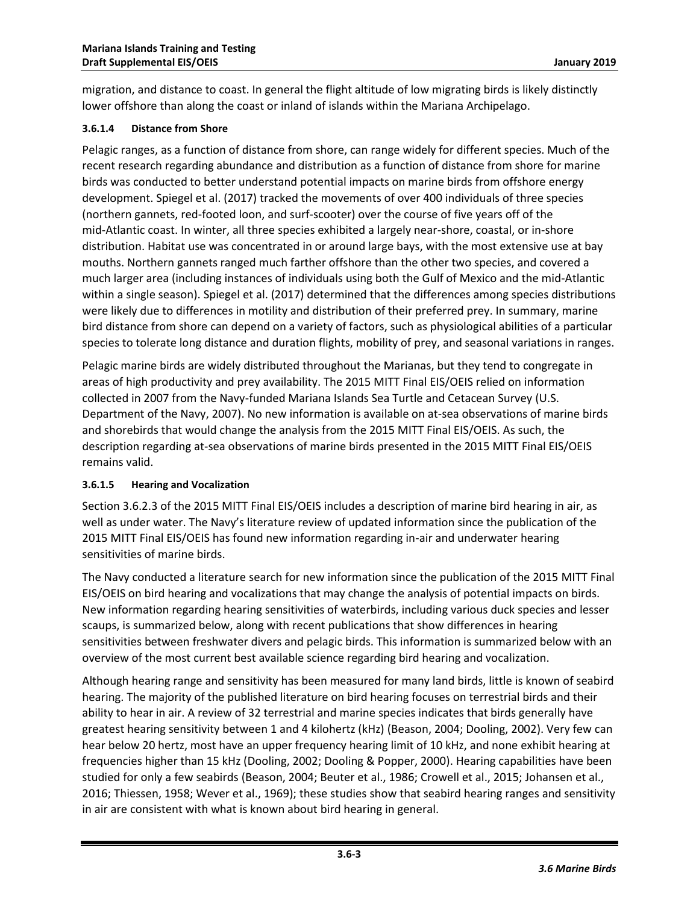migration, and distance to coast. In general the flight altitude of low migrating birds is likely distinctly lower offshore than along the coast or inland of islands within the Mariana Archipelago.

#### 3.6.1.4 Distance from Shore

Pelagic ranges, as a function of distance from shore, can range widely for different species. Much of the recent research regarding abundance and distribution as a function of distance from shore for marine birds was conducted to better understand potential impacts on marine birds from offshore energy development. Spiegel et al. (2017) tracked the movements of over 400 individuals of three species (northern gannets, red-footed loon, and surf-scooter) over the course of five years off of the mid-Atlantic coast. In winter, all three species exhibited a largely near-shore, coastal, or in-shore distribution. Habitat use was concentrated in or around large bays, with the most extensive use at bay mouths. Northern gannets ranged much farther offshore than the other two species, and covered a much larger area (including instances of individuals using both the Gulf of Mexico and the mid-Atlantic within a single season). Spiegel et al. (2017) determined that the differences among species distributions were likely due to differences in motility and distribution of their preferred prey. In summary, marine bird distance from shore can depend on a variety of factors, such as physiological abilities of a particular species to tolerate long distance and duration flights, mobility of prey, and seasonal variations in ranges.

Pelagic marine birds are widely distributed throughout the Marianas, but they tend to congregate in areas of high productivity and prey availability. The 2015 MITT Final EIS/OEIS relied on information collected in 2007 from the Navy-funded Mariana Islands Sea Turtle and Cetacean Survey (U.S. Department of the Navy, 2007). No new information is available on at-sea observations of marine birds and shorebirds that would change the analysis from the 2015 MITT Final EIS/OEIS. As such, the description regarding at-sea observations of marine birds presented in the 2015 MITT Final EIS/OEIS remains valid.

#### 3.6.1.5 Hearing and Vocalization

Section 3.6.2.3 of the 2015 MITT Final EIS/OEIS includes a description of marine bird hearing in air, as well as under water. The Navy's literature review of updated information since the publication of the 2015 MITT Final EIS/OEIS has found new information regarding in-air and underwater hearing sensitivities of marine birds.

The Navy conducted a literature search for new information since the publication of the 2015 MITT Final EIS/OEIS on bird hearing and vocalizations that may change the analysis of potential impacts on birds. New information regarding hearing sensitivities of waterbirds, including various duck species and lesser scaups, is summarized below, along with recent publications that show differences in hearing sensitivities between freshwater divers and pelagic birds. This information is summarized below with an overview of the most current best available science regarding bird hearing and vocalization.

Although hearing range and sensitivity has been measured for many land birds, little is known of seabird hearing. The majority of the published literature on bird hearing focuses on terrestrial birds and their ability to hear in air. A review of 32 terrestrial and marine species indicates that birds generally have greatest hearing sensitivity between 1 and 4 kilohertz (kHz) (Beason, 2004; Dooling, 2002). Very few can hear below 20 hertz, most have an upper frequency hearing limit of 10 kHz, and none exhibit hearing at frequencies higher than 15 kHz (Dooling, 2002; Dooling & Popper, 2000). Hearing capabilities have been studied for only a few seabirds (Beason, 2004; Beuter et al., 1986; Crowell et al., 2015; Johansen et al., 2016; Thiessen, 1958; Wever et al., 1969); these studies show that seabird hearing ranges and sensitivity in air are consistent with what is known about bird hearing in general.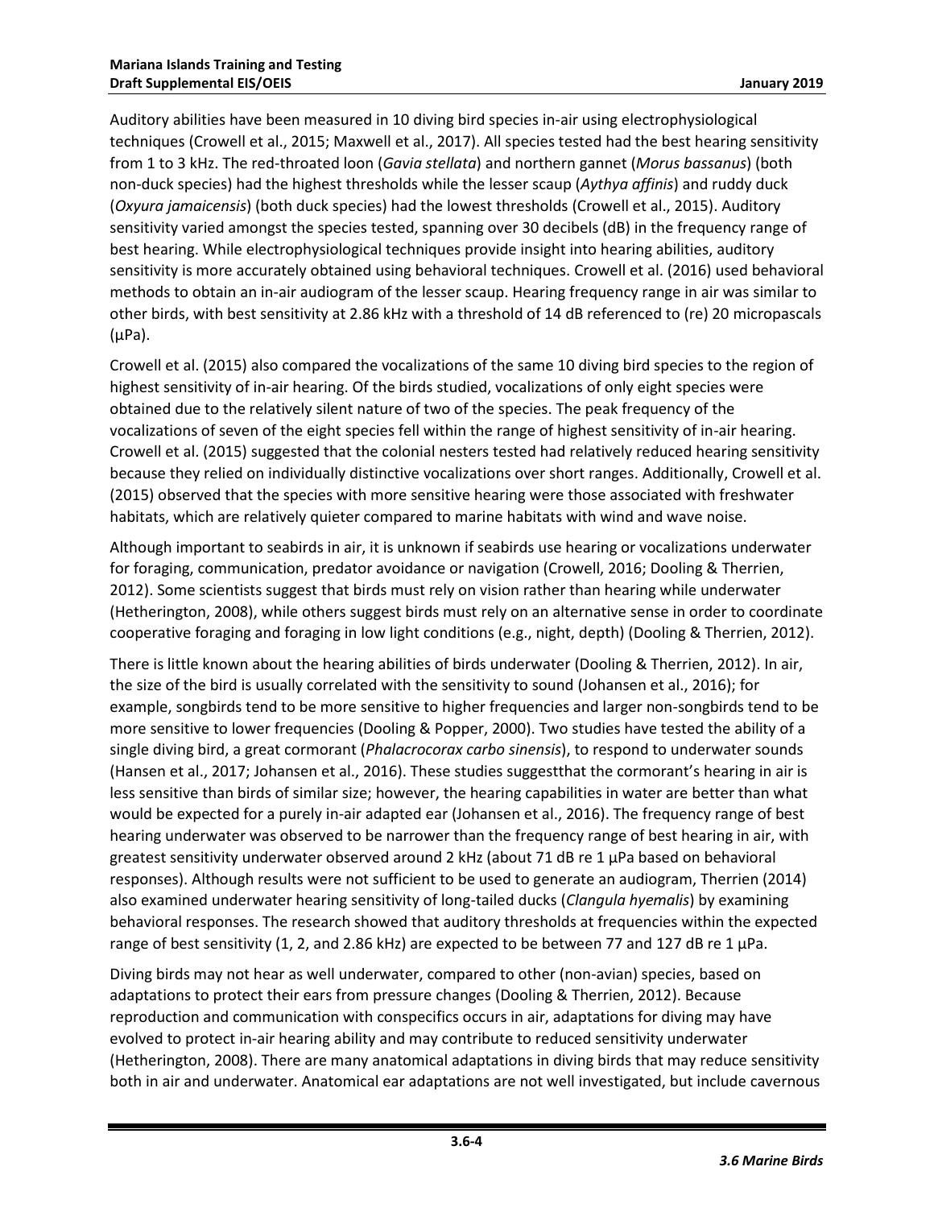Auditory abilities have been measured in 10 diving bird species in-air using electrophysiological techniques (Crowell et al., 2015; Maxwell et al., 2017). All species tested had the best hearing sensitivity from 1 to 3 kHz. The red-throated loon (*Gavia stellata*) and northern gannet (*Morus bassanus*) (both non-duck species) had the highest thresholds while the lesser scaup (*Aythya affinis*) and ruddy duck (*Oxyura jamaicensis*) (both duck species) had the lowest thresholds (Crowell et al., 2015). Auditory sensitivity varied amongst the species tested, spanning over 30 decibels (dB) in the frequency range of best hearing. While electrophysiological techniques provide insight into hearing abilities, auditory sensitivity is more accurately obtained using behavioral techniques. Crowell et al. (2016) used behavioral methods to obtain an in-air audiogram of the lesser scaup. Hearing frequency range in air was similar to other birds, with best sensitivity at 2.86 kHz with a threshold of 14 dB referenced to (re) 20 micropascals (μPa).

Crowell et al. (2015) also compared the vocalizations of the same 10 diving bird species to the region of highest sensitivity of in-air hearing. Of the birds studied, vocalizations of only eight species were obtained due to the relatively silent nature of two of the species. The peak frequency of the vocalizations of seven of the eight species fell within the range of highest sensitivity of in-air hearing. Crowell et al. (2015) suggested that the colonial nesters tested had relatively reduced hearing sensitivity because they relied on individually distinctive vocalizations over short ranges. Additionally, Crowell et al. (2015) observed that the species with more sensitive hearing were those associated with freshwater habitats, which are relatively quieter compared to marine habitats with wind and wave noise.

Although important to seabirds in air, it is unknown if seabirds use hearing or vocalizations underwater for foraging, communication, predator avoidance or navigation (Crowell, 2016; Dooling & Therrien, 2012). Some scientists suggest that birds must rely on vision rather than hearing while underwater (Hetherington, 2008), while others suggest birds must rely on an alternative sense in order to coordinate cooperative foraging and foraging in low light conditions (e.g., night, depth) (Dooling & Therrien, 2012).

There is little known about the hearing abilities of birds underwater (Dooling & Therrien, 2012). In air, the size of the bird is usually correlated with the sensitivity to sound (Johansen et al., 2016); for example, songbirds tend to be more sensitive to higher frequencies and larger non-songbirds tend to be more sensitive to lower frequencies (Dooling & Popper, 2000). Two studies have tested the ability of a single diving bird, a great cormorant (*Phalacrocorax carbo sinensis*), to respond to underwater sounds (Hansen et al., 2017; Johansen et al., 2016). These studies suggestthat the cormorant's hearing in air is less sensitive than birds of similar size; however, the hearing capabilities in water are better than what would be expected for a purely in-air adapted ear (Johansen et al., 2016). The frequency range of best hearing underwater was observed to be narrower than the frequency range of best hearing in air, with greatest sensitivity underwater observed around 2 kHz (about 71 dB re 1 μPa based on behavioral responses). Although results were not sufficient to be used to generate an audiogram, Therrien (2014) also examined underwater hearing sensitivity of long-tailed ducks (*Clangula hyemalis*) by examining behavioral responses. The research showed that auditory thresholds at frequencies within the expected range of best sensitivity (1, 2, and 2.86 kHz) are expected to be between 77 and 127 dB re 1 μPa.

Diving birds may not hear as well underwater, compared to other (non-avian) species, based on adaptations to protect their ears from pressure changes (Dooling & Therrien, 2012). Because reproduction and communication with conspecifics occurs in air, adaptations for diving may have evolved to protect in-air hearing ability and may contribute to reduced sensitivity underwater (Hetherington, 2008). There are many anatomical adaptations in diving birds that may reduce sensitivity both in air and underwater. Anatomical ear adaptations are not well investigated, but include cavernous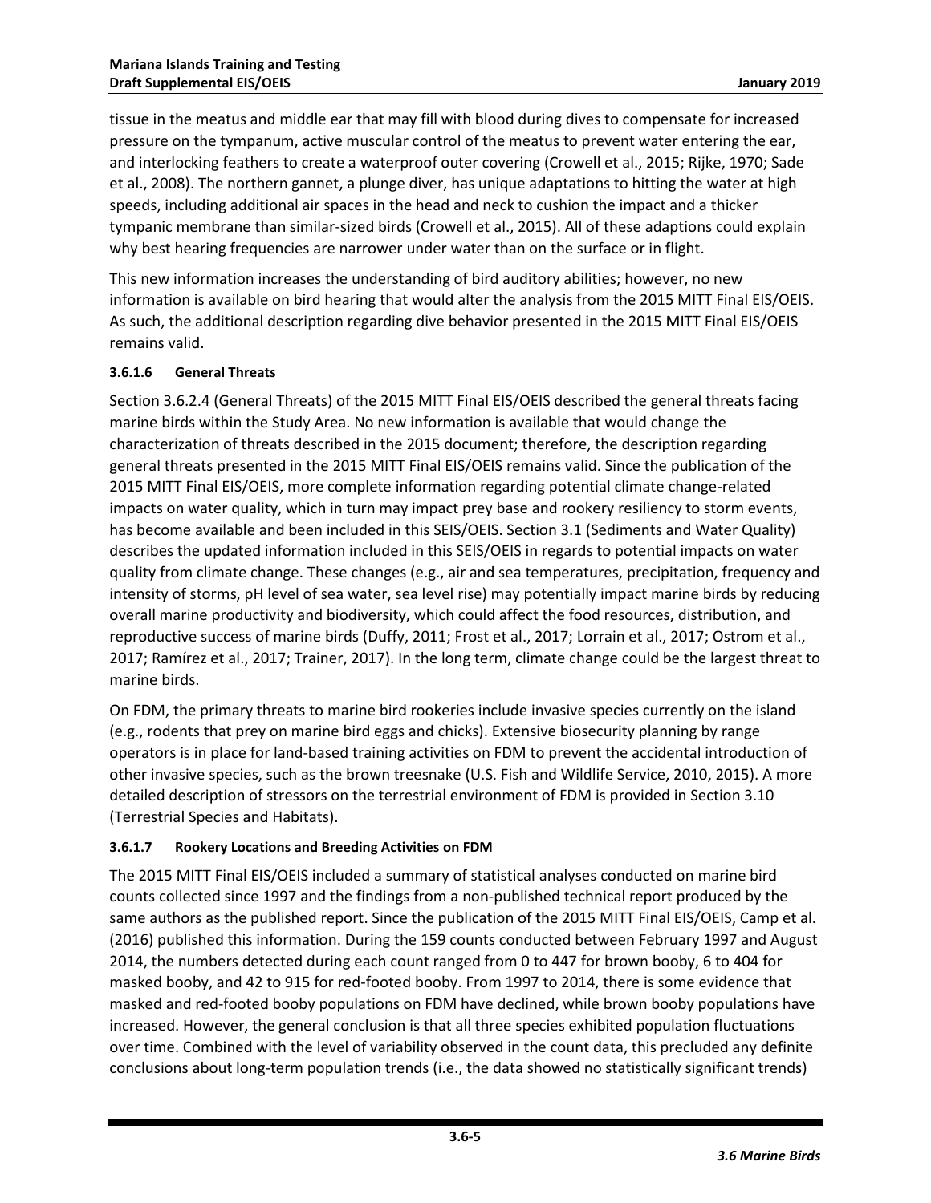tissue in the meatus and middle ear that may fill with blood during dives to compensate for increased pressure on the tympanum, active muscular control of the meatus to prevent water entering the ear, and interlocking feathers to create a waterproof outer covering (Crowell et al., 2015; Rijke, 1970; Sade et al., 2008). The northern gannet, a plunge diver, has unique adaptations to hitting the water at high speeds, including additional air spaces in the head and neck to cushion the impact and a thicker tympanic membrane than similar-sized birds (Crowell et al., 2015). All of these adaptions could explain why best hearing frequencies are narrower under water than on the surface or in flight.

This new information increases the understanding of bird auditory abilities; however, no new information is available on bird hearing that would alter the analysis from the 2015 MITT Final EIS/OEIS. As such, the additional description regarding dive behavior presented in the 2015 MITT Final EIS/OEIS remains valid.

#### 3.6.1.6 General Threats

Section 3.6.2.4 (General Threats) of the 2015 MITT Final EIS/OEIS described the general threats facing marine birds within the Study Area. No new information is available that would change the characterization of threats described in the 2015 document; therefore, the description regarding general threats presented in the 2015 MITT Final EIS/OEIS remains valid. Since the publication of the 2015 MITT Final EIS/OEIS, more complete information regarding potential climate change-related impacts on water quality, which in turn may impact prey base and rookery resiliency to storm events, has become available and been included in this SEIS/OEIS. Section 3.1 (Sediments and Water Quality) describes the updated information included in this SEIS/OEIS in regards to potential impacts on water quality from climate change. These changes (e.g., air and sea temperatures, precipitation, frequency and intensity of storms, pH level of sea water, sea level rise) may potentially impact marine birds by reducing overall marine productivity and biodiversity, which could affect the food resources, distribution, and reproductive success of marine birds (Duffy, 2011; Frost et al., 2017; Lorrain et al., 2017; Ostrom et al., 2017; Ramírez et al., 2017; Trainer, 2017). In the long term, climate change could be the largest threat to marine birds.

On FDM, the primary threats to marine bird rookeries include invasive species currently on the island (e.g., rodents that prey on marine bird eggs and chicks). Extensive biosecurity planning by range operators is in place for land-based training activities on FDM to prevent the accidental introduction of other invasive species, such as the brown treesnake (U.S. Fish and Wildlife Service, 2010, 2015). A more detailed description of stressors on the terrestrial environment of FDM is provided in Section 3.10 (Terrestrial Species and Habitats).

#### 3.6.1.7 Rookery Locations and Breeding Activities on FDM

The 2015 MITT Final EIS/OEIS included a summary of statistical analyses conducted on marine bird counts collected since 1997 and the findings from a non-published technical report produced by the same authors as the published report. Since the publication of the 2015 MITT Final EIS/OEIS, Camp et al. (2016) published this information. During the 159 counts conducted between February 1997 and August 2014, the numbers detected during each count ranged from 0 to 447 for brown booby, 6 to 404 for masked booby, and 42 to 915 for red-footed booby. From 1997 to 2014, there is some evidence that masked and red-footed booby populations on FDM have declined, while brown booby populations have increased. However, the general conclusion is that all three species exhibited population fluctuations over time. Combined with the level of variability observed in the count data, this precluded any definite conclusions about long-term population trends (i.e., the data showed no statistically significant trends)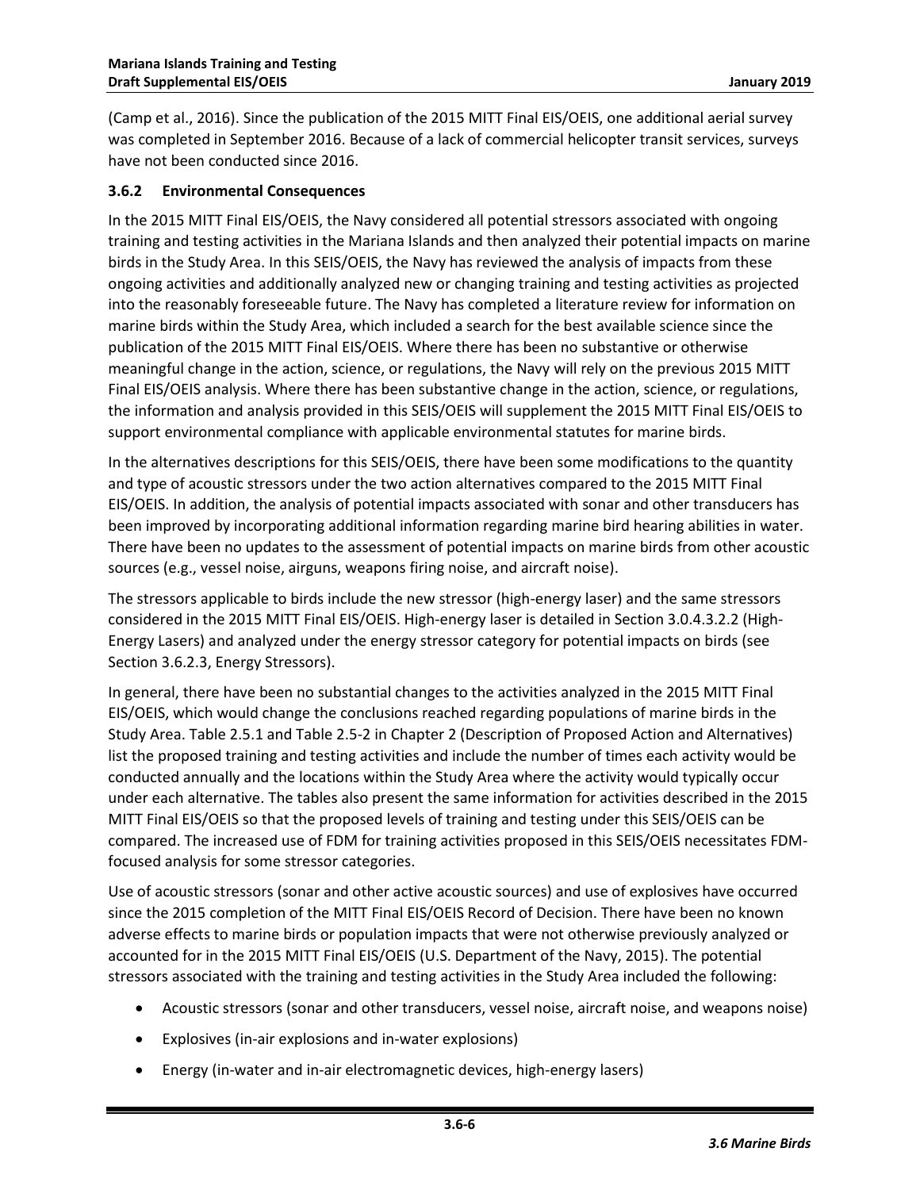(Camp et al., 2016). Since the publication of the 2015 MITT Final EIS/OEIS, one additional aerial survey was completed in September 2016. Because of a lack of commercial helicopter transit services, surveys have not been conducted since 2016.

### 3.6.2 Environmental Consequences

In the 2015 MITT Final EIS/OEIS, the Navy considered all potential stressors associated with ongoing training and testing activities in the Mariana Islands and then analyzed their potential impacts on marine birds in the Study Area. In this SEIS/OEIS, the Navy has reviewed the analysis of impacts from these ongoing activities and additionally analyzed new or changing training and testing activities as projected into the reasonably foreseeable future. The Navy has completed a literature review for information on marine birds within the Study Area, which included a search for the best available science since the publication of the 2015 MITT Final EIS/OEIS. Where there has been no substantive or otherwise meaningful change in the action, science, or regulations, the Navy will rely on the previous 2015 MITT Final EIS/OEIS analysis. Where there has been substantive change in the action, science, or regulations, the information and analysis provided in this SEIS/OEIS will supplement the 2015 MITT Final EIS/OEIS to support environmental compliance with applicable environmental statutes for marine birds.

In the alternatives descriptions for this SEIS/OEIS, there have been some modifications to the quantity and type of acoustic stressors under the two action alternatives compared to the 2015 MITT Final EIS/OEIS. In addition, the analysis of potential impacts associated with sonar and other transducers has been improved by incorporating additional information regarding marine bird hearing abilities in water. There have been no updates to the assessment of potential impacts on marine birds from other acoustic sources (e.g., vessel noise, airguns, weapons firing noise, and aircraft noise).

The stressors applicable to birds include the new stressor (high-energy laser) and the same stressors considered in the 2015 MITT Final EIS/OEIS. High-energy laser is detailed in Section 3.0.4.3.2.2 (High-Energy Lasers) and analyzed under the energy stressor category for potential impacts on birds (see Section 3.6.2.3, Energy Stressors).

In general, there have been no substantial changes to the activities analyzed in the 2015 MITT Final EIS/OEIS, which would change the conclusions reached regarding populations of marine birds in the Study Area. Table 2.5.1 and Table 2.5-2 in Chapter 2 (Description of Proposed Action and Alternatives) list the proposed training and testing activities and include the number of times each activity would be conducted annually and the locations within the Study Area where the activity would typically occur under each alternative. The tables also present the same information for activities described in the 2015 MITT Final EIS/OEIS so that the proposed levels of training and testing under this SEIS/OEIS can be compared. The increased use of FDM for training activities proposed in this SEIS/OEIS necessitates FDM-focused analysis for some stressor categories.

Use of acoustic stressors (sonar and other active acoustic sources) and use of explosives have occurred since the 2015 completion of the MITT Final EIS/OEIS Record of Decision. There have been no known adverse effects to marine birds or population impacts that were not otherwise previously analyzed or accounted for in the 2015 MITT Final EIS/OEIS (U.S. Department of the Navy, 2015). The potential stressors associated with the training and testing activities in the Study Area included the following:

- Acoustic stressors (sonar and other transducers, vessel noise, aircraft noise, and weapons noise)
- Explosives (in-air explosions and in-water explosions)
- Energy (in-water and in-air electromagnetic devices, high-energy lasers)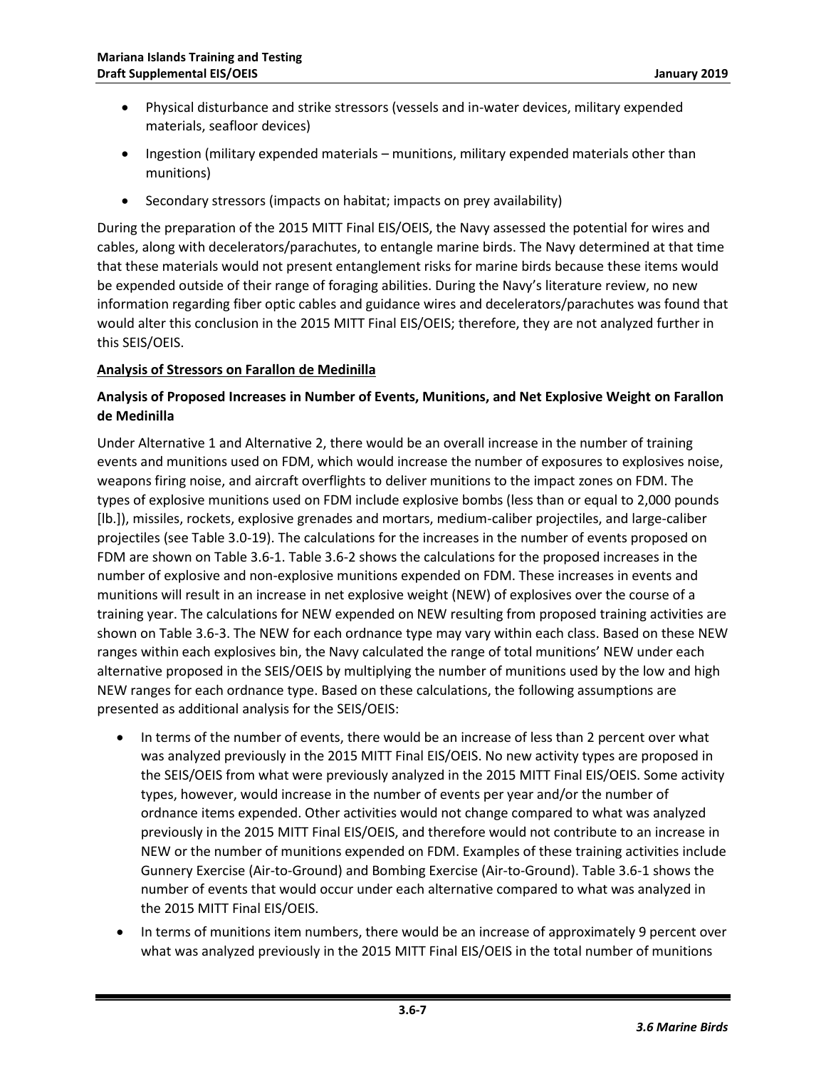- Physical disturbance and strike stressors (vessels and in-water devices, military expended materials, seafloor devices)
- Ingestion (military expended materials – munitions, military expended materials other than munitions)
- Secondary stressors (impacts on habitat; impacts on prey availability)

During the preparation of the 2015 MITT Final EIS/OEIS, the Navy assessed the potential for wires and cables, along with decelerators/parachutes, to entangle marine birds. The Navy determined at that time that these materials would not present entanglement risks for marine birds because these items would be expended outside of their range of foraging abilities. During the Navy's literature review, no new information regarding fiber optic cables and guidance wires and decelerators/parachutes was found that would alter this conclusion in the 2015 MITT Final EIS/OEIS; therefore, they are not analyzed further in this SEIS/OEIS.

**Analysis of Stressors on Farallon de Medinilla**

**Analysis of Proposed Increases in Number of Events, Munitions, and Net Explosive Weight on Farallon de Medinilla**

Under Alternative 1 and Alternative 2, there would be an overall increase in the number of training events and munitions used on FDM, which would increase the number of exposures to explosives noise, weapons firing noise, and aircraft overflights to deliver munitions to the impact zones on FDM. The types of explosive munitions used on FDM include explosive bombs (less than or equal to 2,000 pounds [lb.]), missiles, rockets, explosive grenades and mortars, medium-caliber projectiles, and large-caliber projectiles (see Table 3.0-19). The calculations for the increases in the number of events proposed on FDM are shown on Table 3.6-1. Table 3.6-2 shows the calculations for the proposed increases in the number of explosive and non-explosive munitions expended on FDM. These increases in events and munitions will result in an increase in net explosive weight (NEW) of explosives over the course of a training year. The calculations for NEW expended on NEW resulting from proposed training activities are shown on Table 3.6-3. The NEW for each ordnance type may vary within each class. Based on these NEW ranges within each explosives bin, the Navy calculated the range of total munitions' NEW under each alternative proposed in the SEIS/OEIS by multiplying the number of munitions used by the low and high NEW ranges for each ordnance type. Based on these calculations, the following assumptions are presented as additional analysis for the SEIS/OEIS:

- In terms of the number of events, there would be an increase of less than 2 percent over what was analyzed previously in the 2015 MITT Final EIS/OEIS. No new activity types are proposed in the SEIS/OEIS from what were previously analyzed in the 2015 MITT Final EIS/OEIS. Some activity types, however, would increase in the number of events per year and/or the number of ordnance items expended. Other activities would not change compared to what was analyzed previously in the 2015 MITT Final EIS/OEIS, and therefore would not contribute to an increase in NEW or the number of munitions expended on FDM. Examples of these training activities include Gunnery Exercise (Air-to-Ground) and Bombing Exercise (Air-to-Ground). Table 3.6-1 shows the number of events that would occur under each alternative compared to what was analyzed in the 2015 MITT Final EIS/OEIS.
- In terms of munitions item numbers, there would be an increase of approximately 9 percent over what was analyzed previously in the 2015 MITT Final EIS/OEIS in the total number of munitions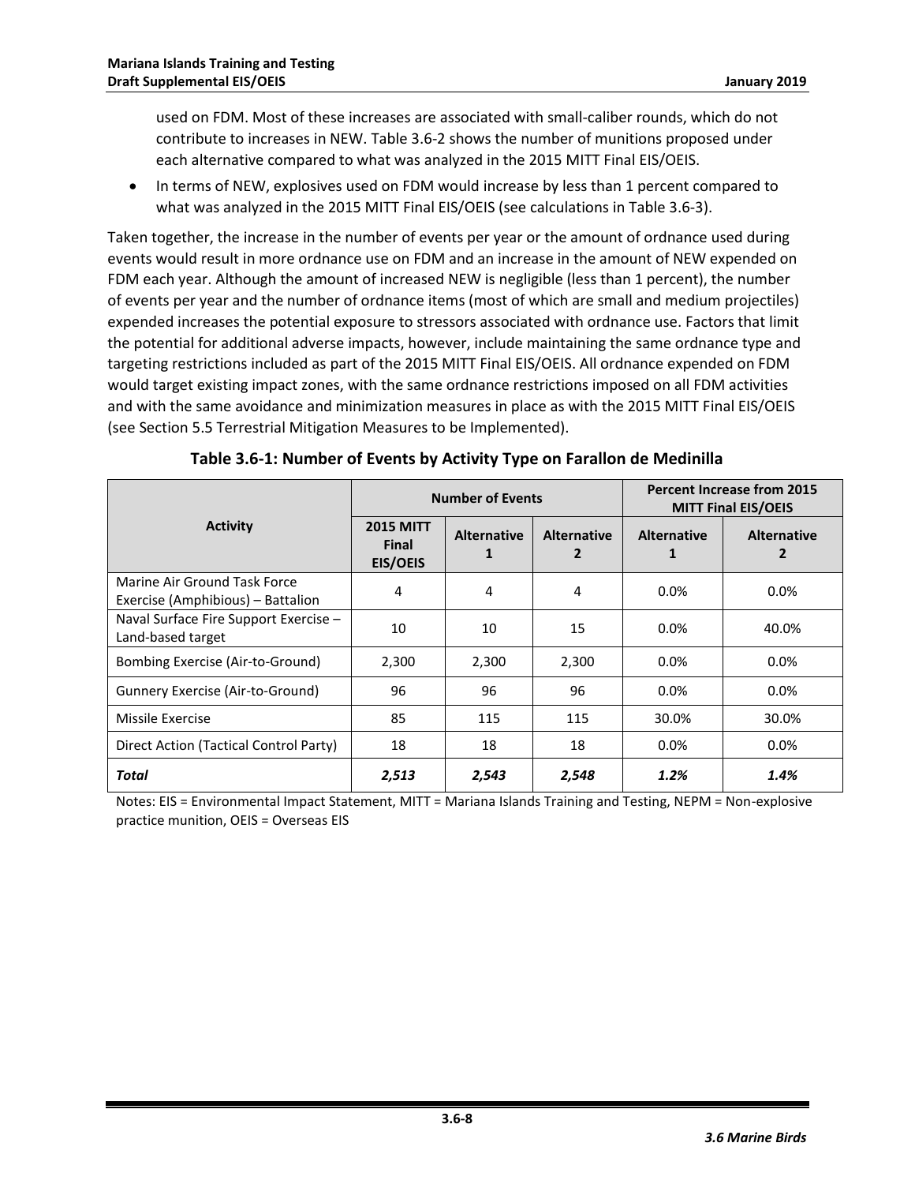used on FDM. Most of these increases are associated with small-caliber rounds, which do not contribute to increases in NEW. Table 3.6-2 shows the number of munitions proposed under each alternative compared to what was analyzed in the 2015 MITT Final EIS/OEIS.

- In terms of NEW, explosives used on FDM would increase by less than 1 percent compared to what was analyzed in the 2015 MITT Final EIS/OEIS (see calculations in Table 3.6-3).

Taken together, the increase in the number of events per year or the amount of ordnance used during events would result in more ordnance use on FDM and an increase in the amount of NEW expended on FDM each year. Although the amount of increased NEW is negligible (less than 1 percent), the number of events per year and the number of ordnance items (most of which are small and medium projectiles) expended increases the potential exposure to stressors associated with ordnance use. Factors that limit the potential for additional adverse impacts, however, include maintaining the same ordnance type and targeting restrictions included as part of the 2015 MITT Final EIS/OEIS. All ordnance expended on FDM would target existing impact zones, with the same ordnance restrictions imposed on all FDM activities and with the same avoidance and minimization measures in place as with the 2015 MITT Final EIS/OEIS (see Section 5.5 Terrestrial Mitigation Measures to be Implemented).

**Table 3.6-1: Number of Events by Activity Type on Farallon de Medinilla**

| Activity | Number of Events | | | Percent Increase from 2015 MITT Final EIS/OEIS | |
|---|---|---|---|---|---|
| | 2015 MITT Final EIS/OEIS | Alternative 1 | Alternative 2 | Alternative 1 | Alternative 2 |
| Marine Air Ground Task Force Exercise (Amphibious) – Battalion | 4 | 4 | 4 | 0.0% | 0.0% |
| Naval Surface Fire Support Exercise – Land-based target | 10 | 10 | 15 | 0.0% | 40.0% |
| Bombing Exercise (Air-to-Ground) | 2,300 | 2,300 | 2,300 | 0.0% | 0.0% |
| Gunnery Exercise (Air-to-Ground) | 96 | 96 | 96 | 0.0% | 0.0% |
| Missile Exercise | 85 | 115 | 115 | 30.0% | 30.0% |
| Direct Action (Tactical Control Party) | 18 | 18 | 18 | 0.0% | 0.0% |
| ***Total*** | ***2,513*** | ***2,543*** | ***2,548*** | ***1.2%*** | ***1.4%*** |

Notes: EIS = Environmental Impact Statement, MITT = Mariana Islands Training and Testing, NEPM = Non-explosive practice munition, OEIS = Overseas EIS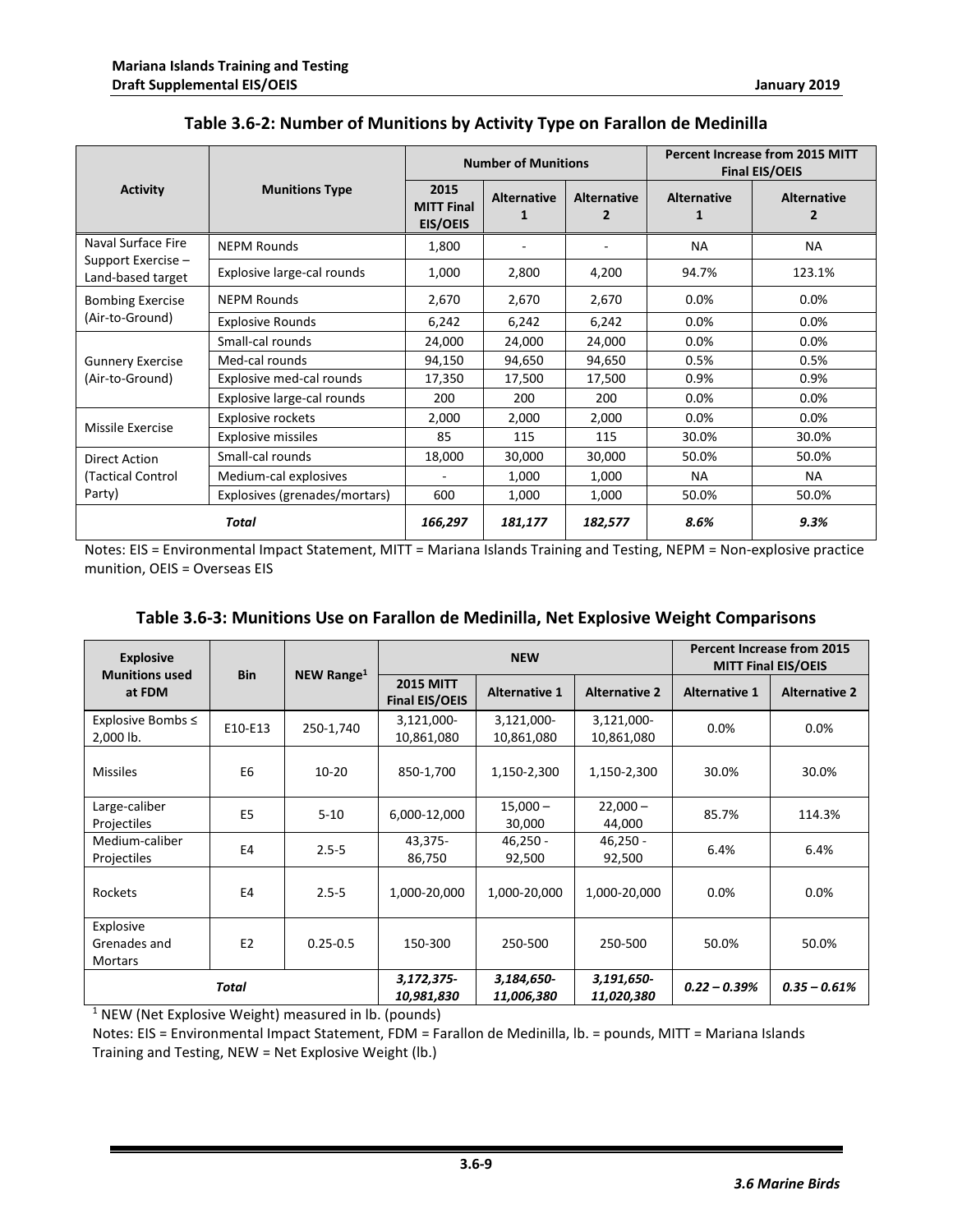## Table 3.6-2: Number of Munitions by Activity Type on Farallon de Medinilla

| Activity | Munitions Type | Number of Munitions | | | Percent Increase from 2015 MITT Final EIS/OEIS | |
|---|---|---|---|---|---|---|
| | | 2015 MITT Final EIS/OEIS | Alternative 1 | Alternative 2 | Alternative 1 | Alternative 2 |
| Naval Surface Fire Support Exercise – Land-based target | NEPM Rounds | 1,800 | - | - | NA | NA |
| | Explosive large-cal rounds | 1,000 | 2,800 | 4,200 | 94.7% | 123.1% |
| Bombing Exercise (Air-to-Ground) | NEPM Rounds | 2,670 | 2,670 | 2,670 | 0.0% | 0.0% |
| | Explosive Rounds | 6,242 | 6,242 | 6,242 | 0.0% | 0.0% |
| Gunnery Exercise (Air-to-Ground) | Small-cal rounds | 24,000 | 24,000 | 24,000 | 0.0% | 0.0% |
| | Med-cal rounds | 94,150 | 94,650 | 94,650 | 0.5% | 0.5% |
| | Explosive med-cal rounds | 17,350 | 17,500 | 17,500 | 0.9% | 0.9% |
| | Explosive large-cal rounds | 200 | 200 | 200 | 0.0% | 0.0% |
| Missile Exercise | Explosive rockets | 2,000 | 2,000 | 2,000 | 0.0% | 0.0% |
| | Explosive missiles | 85 | 115 | 115 | 30.0% | 30.0% |
| Direct Action (Tactical Control Party) | Small-cal rounds | 18,000 | 30,000 | 30,000 | 50.0% | 50.0% |
| | Medium-cal explosives | - | 1,000 | 1,000 | NA | NA |
| | Explosives (grenades/mortars) | 600 | 1,000 | 1,000 | 50.0% | 50.0% |
| ***Total*** | | ***166,297*** | ***181,177*** | ***182,577*** | ***8.6%*** | ***9.3%*** |

Notes: EIS = Environmental Impact Statement, MITT = Mariana Islands Training and Testing, NEPM = Non-explosive practice munition, OEIS = Overseas EIS

## Table 3.6-3: Munitions Use on Farallon de Medinilla, Net Explosive Weight Comparisons

| Explosive Munitions used at FDM | Bin | NEW Range[1] | NEW | | | Percent Increase from 2015 MITT Final EIS/OEIS | |
|---|---|---|---|---|---|---|---|
| | | | 2015 MITT Final EIS/OEIS | Alternative 1 | Alternative 2 | Alternative 1 | Alternative 2 |
| Explosive Bombs ≤ 2,000 lb. | E10-E13 | 250-1,740 | 3,121,000-10,861,080 | 3,121,000-10,861,080 | 3,121,000-10,861,080 | 0.0% | 0.0% |
| Missiles | E6 | 10-20 | 850-1,700 | 1,150-2,300 | 1,150-2,300 | 30.0% | 30.0% |
| Large-caliber Projectiles | E5 | 5-10 | 6,000-12,000 | 15,000 – 30,000 | 22,000 – 44,000 | 85.7% | 114.3% |
| Medium-caliber Projectiles | E4 | 2.5-5 | 43,375-86,750 | 46,250 - 92,500 | 46,250 - 92,500 | 6.4% | 6.4% |
| Rockets | E4 | 2.5-5 | 1,000-20,000 | 1,000-20,000 | 1,000-20,000 | 0.0% | 0.0% |
| Explosive Grenades and Mortars | E2 | 0.25-0.5 | 150-300 | 250-500 | 250-500 | 50.0% | 50.0% |
| ***Total*** | | | ***3,172,375-10,981,830*** | ***3,184,650-11,006,380*** | ***3,191,650-11,020,380*** | ***0.22 – 0.39%*** | ***0.35 – 0.61%*** |

[1] NEW (Net Explosive Weight) measured in lb. (pounds)

Notes: EIS = Environmental Impact Statement, FDM = Farallon de Medinilla, lb. = pounds, MITT = Mariana Islands Training and Testing, NEW = Net Explosive Weight (lb.)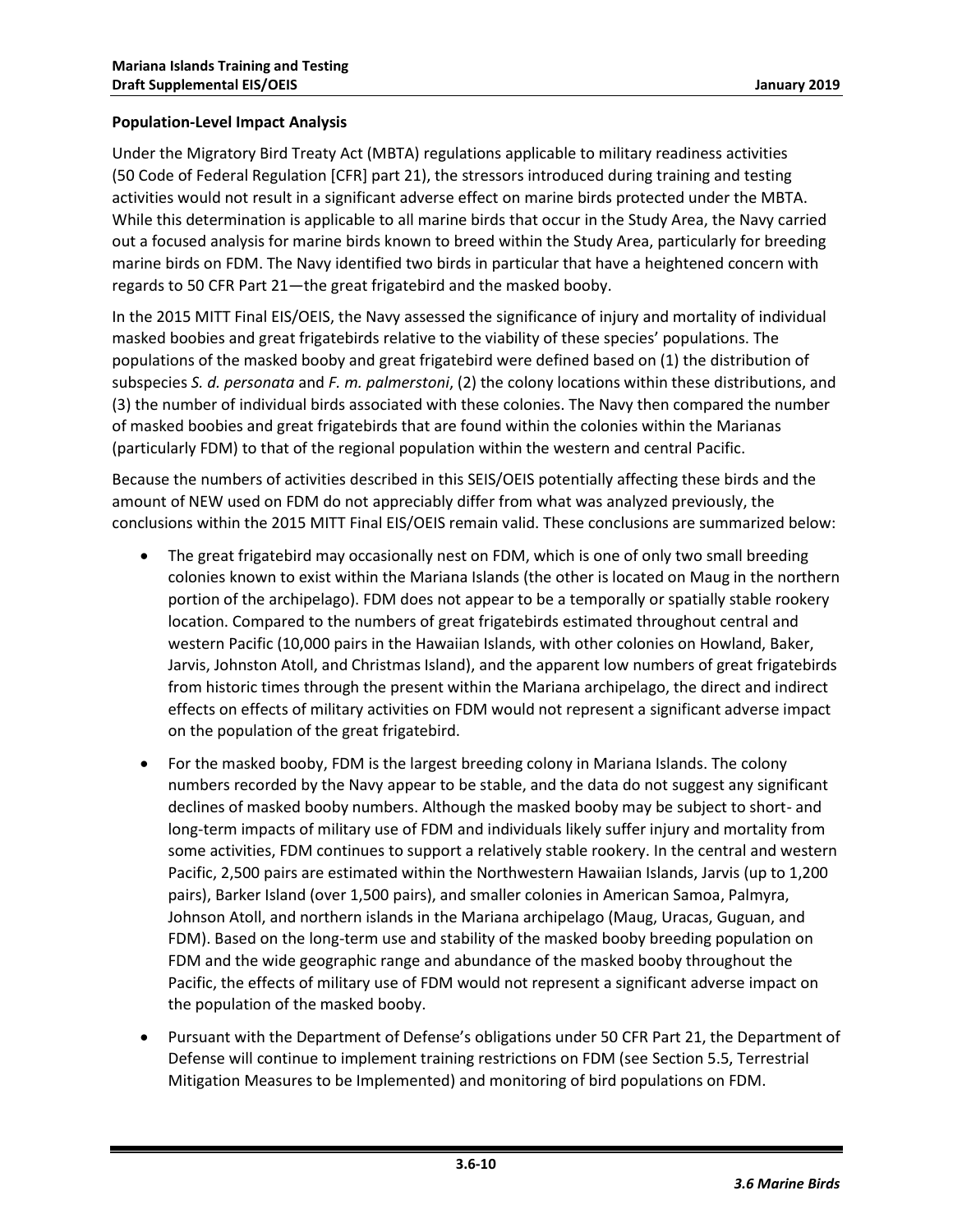**Population-Level Impact Analysis**

Under the Migratory Bird Treaty Act (MBTA) regulations applicable to military readiness activities (50 Code of Federal Regulation [CFR] part 21), the stressors introduced during training and testing activities would not result in a significant adverse effect on marine birds protected under the MBTA. While this determination is applicable to all marine birds that occur in the Study Area, the Navy carried out a focused analysis for marine birds known to breed within the Study Area, particularly for breeding marine birds on FDM. The Navy identified two birds in particular that have a heightened concern with regards to 50 CFR Part 21—the great frigatebird and the masked booby.

In the 2015 MITT Final EIS/OEIS, the Navy assessed the significance of injury and mortality of individual masked boobies and great frigatebirds relative to the viability of these species' populations. The populations of the masked booby and great frigatebird were defined based on (1) the distribution of subspecies *S. d. personata* and *F. m. palmerstoni*, (2) the colony locations within these distributions, and (3) the number of individual birds associated with these colonies. The Navy then compared the number of masked boobies and great frigatebirds that are found within the colonies within the Marianas (particularly FDM) to that of the regional population within the western and central Pacific.

Because the numbers of activities described in this SEIS/OEIS potentially affecting these birds and the amount of NEW used on FDM do not appreciably differ from what was analyzed previously, the conclusions within the 2015 MITT Final EIS/OEIS remain valid. These conclusions are summarized below:

- The great frigatebird may occasionally nest on FDM, which is one of only two small breeding colonies known to exist within the Mariana Islands (the other is located on Maug in the northern portion of the archipelago). FDM does not appear to be a temporally or spatially stable rookery location. Compared to the numbers of great frigatebirds estimated throughout central and western Pacific (10,000 pairs in the Hawaiian Islands, with other colonies on Howland, Baker, Jarvis, Johnston Atoll, and Christmas Island), and the apparent low numbers of great frigatebirds from historic times through the present within the Mariana archipelago, the direct and indirect effects on effects of military activities on FDM would not represent a significant adverse impact on the population of the great frigatebird.
- For the masked booby, FDM is the largest breeding colony in Mariana Islands. The colony numbers recorded by the Navy appear to be stable, and the data do not suggest any significant declines of masked booby numbers. Although the masked booby may be subject to short- and long-term impacts of military use of FDM and individuals likely suffer injury and mortality from some activities, FDM continues to support a relatively stable rookery. In the central and western Pacific, 2,500 pairs are estimated within the Northwestern Hawaiian Islands, Jarvis (up to 1,200 pairs), Barker Island (over 1,500 pairs), and smaller colonies in American Samoa, Palmyra, Johnson Atoll, and northern islands in the Mariana archipelago (Maug, Uracas, Guguan, and FDM). Based on the long-term use and stability of the masked booby breeding population on FDM and the wide geographic range and abundance of the masked booby throughout the Pacific, the effects of military use of FDM would not represent a significant adverse impact on the population of the masked booby.
- Pursuant with the Department of Defense's obligations under 50 CFR Part 21, the Department of Defense will continue to implement training restrictions on FDM (see Section 5.5, Terrestrial Mitigation Measures to be Implemented) and monitoring of bird populations on FDM.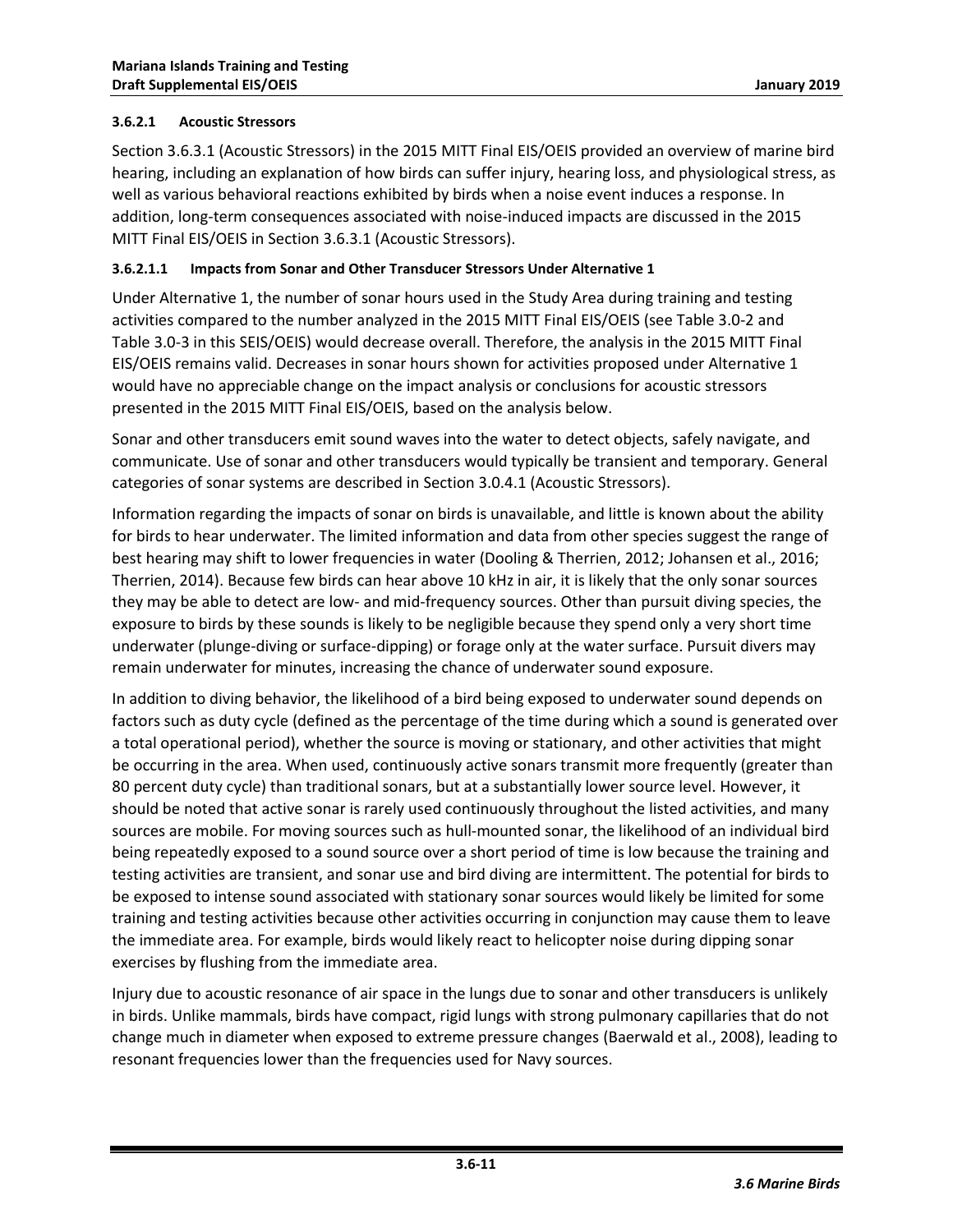#### 3.6.2.1 Acoustic Stressors

Section 3.6.3.1 (Acoustic Stressors) in the 2015 MITT Final EIS/OEIS provided an overview of marine bird hearing, including an explanation of how birds can suffer injury, hearing loss, and physiological stress, as well as various behavioral reactions exhibited by birds when a noise event induces a response. In addition, long-term consequences associated with noise-induced impacts are discussed in the 2015 MITT Final EIS/OEIS in Section 3.6.3.1 (Acoustic Stressors).

##### 3.6.2.1.1 Impacts from Sonar and Other Transducer Stressors Under Alternative 1

Under Alternative 1, the number of sonar hours used in the Study Area during training and testing activities compared to the number analyzed in the 2015 MITT Final EIS/OEIS (see Table 3.0-2 and Table 3.0-3 in this SEIS/OEIS) would decrease overall. Therefore, the analysis in the 2015 MITT Final EIS/OEIS remains valid. Decreases in sonar hours shown for activities proposed under Alternative 1 would have no appreciable change on the impact analysis or conclusions for acoustic stressors presented in the 2015 MITT Final EIS/OEIS, based on the analysis below.

Sonar and other transducers emit sound waves into the water to detect objects, safely navigate, and communicate. Use of sonar and other transducers would typically be transient and temporary. General categories of sonar systems are described in Section 3.0.4.1 (Acoustic Stressors).

Information regarding the impacts of sonar on birds is unavailable, and little is known about the ability for birds to hear underwater. The limited information and data from other species suggest the range of best hearing may shift to lower frequencies in water (Dooling & Therrien, 2012; Johansen et al., 2016; Therrien, 2014). Because few birds can hear above 10 kHz in air, it is likely that the only sonar sources they may be able to detect are low- and mid-frequency sources. Other than pursuit diving species, the exposure to birds by these sounds is likely to be negligible because they spend only a very short time underwater (plunge-diving or surface-dipping) or forage only at the water surface. Pursuit divers may remain underwater for minutes, increasing the chance of underwater sound exposure.

In addition to diving behavior, the likelihood of a bird being exposed to underwater sound depends on factors such as duty cycle (defined as the percentage of the time during which a sound is generated over a total operational period), whether the source is moving or stationary, and other activities that might be occurring in the area. When used, continuously active sonars transmit more frequently (greater than 80 percent duty cycle) than traditional sonars, but at a substantially lower source level. However, it should be noted that active sonar is rarely used continuously throughout the listed activities, and many sources are mobile. For moving sources such as hull-mounted sonar, the likelihood of an individual bird being repeatedly exposed to a sound source over a short period of time is low because the training and testing activities are transient, and sonar use and bird diving are intermittent. The potential for birds to be exposed to intense sound associated with stationary sonar sources would likely be limited for some training and testing activities because other activities occurring in conjunction may cause them to leave the immediate area. For example, birds would likely react to helicopter noise during dipping sonar exercises by flushing from the immediate area.

Injury due to acoustic resonance of air space in the lungs due to sonar and other transducers is unlikely in birds. Unlike mammals, birds have compact, rigid lungs with strong pulmonary capillaries that do not change much in diameter when exposed to extreme pressure changes (Baerwald et al., 2008), leading to resonant frequencies lower than the frequencies used for Navy sources.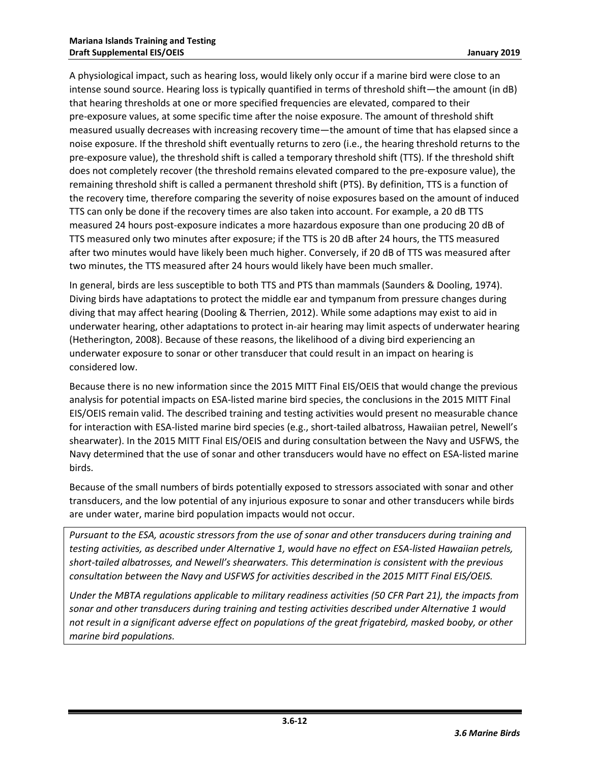A physiological impact, such as hearing loss, would likely only occur if a marine bird were close to an intense sound source. Hearing loss is typically quantified in terms of threshold shift—the amount (in dB) that hearing thresholds at one or more specified frequencies are elevated, compared to their pre-exposure values, at some specific time after the noise exposure. The amount of threshold shift measured usually decreases with increasing recovery time—the amount of time that has elapsed since a noise exposure. If the threshold shift eventually returns to zero (i.e., the hearing threshold returns to the pre-exposure value), the threshold shift is called a temporary threshold shift (TTS). If the threshold shift does not completely recover (the threshold remains elevated compared to the pre-exposure value), the remaining threshold shift is called a permanent threshold shift (PTS). By definition, TTS is a function of the recovery time, therefore comparing the severity of noise exposures based on the amount of induced TTS can only be done if the recovery times are also taken into account. For example, a 20 dB TTS measured 24 hours post-exposure indicates a more hazardous exposure than one producing 20 dB of TTS measured only two minutes after exposure; if the TTS is 20 dB after 24 hours, the TTS measured after two minutes would have likely been much higher. Conversely, if 20 dB of TTS was measured after two minutes, the TTS measured after 24 hours would likely have been much smaller.

In general, birds are less susceptible to both TTS and PTS than mammals (Saunders & Dooling, 1974). Diving birds have adaptations to protect the middle ear and tympanum from pressure changes during diving that may affect hearing (Dooling & Therrien, 2012). While some adaptions may exist to aid in underwater hearing, other adaptations to protect in-air hearing may limit aspects of underwater hearing (Hetherington, 2008). Because of these reasons, the likelihood of a diving bird experiencing an underwater exposure to sonar or other transducer that could result in an impact on hearing is considered low.

Because there is no new information since the 2015 MITT Final EIS/OEIS that would change the previous analysis for potential impacts on ESA-listed marine bird species, the conclusions in the 2015 MITT Final EIS/OEIS remain valid. The described training and testing activities would present no measurable chance for interaction with ESA-listed marine bird species (e.g., short-tailed albatross, Hawaiian petrel, Newell's shearwater). In the 2015 MITT Final EIS/OEIS and during consultation between the Navy and USFWS, the Navy determined that the use of sonar and other transducers would have no effect on ESA-listed marine birds.

Because of the small numbers of birds potentially exposed to stressors associated with sonar and other transducers, and the low potential of any injurious exposure to sonar and other transducers while birds are under water, marine bird population impacts would not occur.

*Pursuant to the ESA, acoustic stressors from the use of sonar and other transducers during training and testing activities, as described under Alternative 1, would have no effect on ESA-listed Hawaiian petrels, short-tailed albatrosses, and Newell's shearwaters. This determination is consistent with the previous consultation between the Navy and USFWS for activities described in the 2015 MITT Final EIS/OEIS.*

*Under the MBTA regulations applicable to military readiness activities (50 CFR Part 21), the impacts from sonar and other transducers during training and testing activities described under Alternative 1 would not result in a significant adverse effect on populations of the great frigatebird, masked booby, or other marine bird populations.*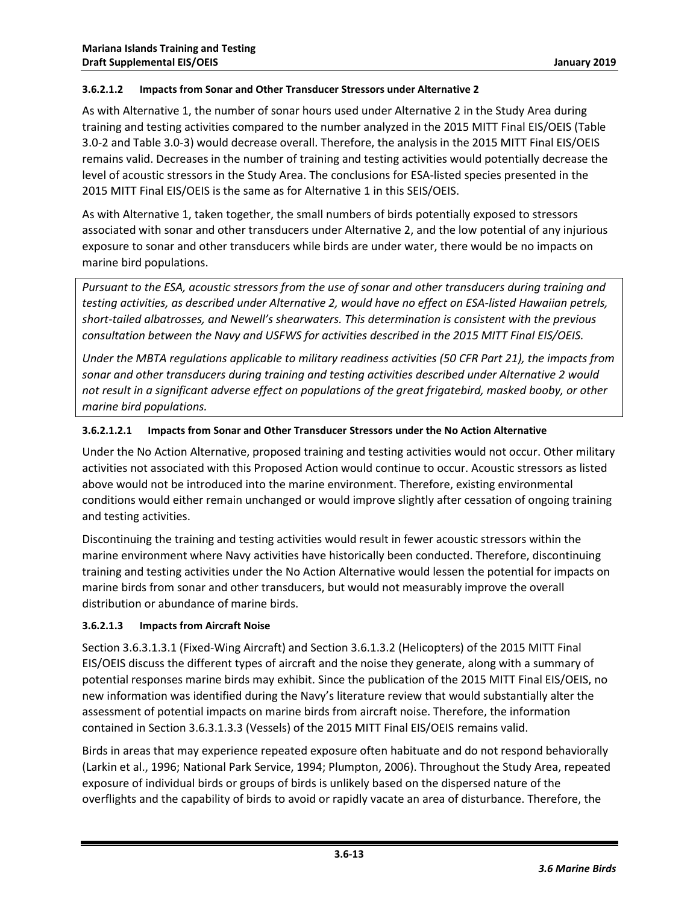#### 3.6.2.1.2 Impacts from Sonar and Other Transducer Stressors under Alternative 2

As with Alternative 1, the number of sonar hours used under Alternative 2 in the Study Area during training and testing activities compared to the number analyzed in the 2015 MITT Final EIS/OEIS (Table 3.0-2 and Table 3.0-3) would decrease overall. Therefore, the analysis in the 2015 MITT Final EIS/OEIS remains valid. Decreases in the number of training and testing activities would potentially decrease the level of acoustic stressors in the Study Area. The conclusions for ESA-listed species presented in the 2015 MITT Final EIS/OEIS is the same as for Alternative 1 in this SEIS/OEIS.

As with Alternative 1, taken together, the small numbers of birds potentially exposed to stressors associated with sonar and other transducers under Alternative 2, and the low potential of any injurious exposure to sonar and other transducers while birds are under water, there would be no impacts on marine bird populations.

*Pursuant to the ESA, acoustic stressors from the use of sonar and other transducers during training and testing activities, as described under Alternative 2, would have no effect on ESA-listed Hawaiian petrels, short-tailed albatrosses, and Newell's shearwaters. This determination is consistent with the previous consultation between the Navy and USFWS for activities described in the 2015 MITT Final EIS/OEIS.*

*Under the MBTA regulations applicable to military readiness activities (50 CFR Part 21), the impacts from sonar and other transducers during training and testing activities described under Alternative 2 would not result in a significant adverse effect on populations of the great frigatebird, masked booby, or other marine bird populations.*

##### 3.6.2.1.2.1 Impacts from Sonar and Other Transducer Stressors under the No Action Alternative

Under the No Action Alternative, proposed training and testing activities would not occur. Other military activities not associated with this Proposed Action would continue to occur. Acoustic stressors as listed above would not be introduced into the marine environment. Therefore, existing environmental conditions would either remain unchanged or would improve slightly after cessation of ongoing training and testing activities.

Discontinuing the training and testing activities would result in fewer acoustic stressors within the marine environment where Navy activities have historically been conducted. Therefore, discontinuing training and testing activities under the No Action Alternative would lessen the potential for impacts on marine birds from sonar and other transducers, but would not measurably improve the overall distribution or abundance of marine birds.

#### 3.6.2.1.3 Impacts from Aircraft Noise

Section 3.6.3.1.3.1 (Fixed-Wing Aircraft) and Section 3.6.1.3.2 (Helicopters) of the 2015 MITT Final EIS/OEIS discuss the different types of aircraft and the noise they generate, along with a summary of potential responses marine birds may exhibit. Since the publication of the 2015 MITT Final EIS/OEIS, no new information was identified during the Navy's literature review that would substantially alter the assessment of potential impacts on marine birds from aircraft noise. Therefore, the information contained in Section 3.6.3.1.3.3 (Vessels) of the 2015 MITT Final EIS/OEIS remains valid.

Birds in areas that may experience repeated exposure often habituate and do not respond behaviorally (Larkin et al., 1996; National Park Service, 1994; Plumpton, 2006). Throughout the Study Area, repeated exposure of individual birds or groups of birds is unlikely based on the dispersed nature of the overflights and the capability of birds to avoid or rapidly vacate an area of disturbance. Therefore, the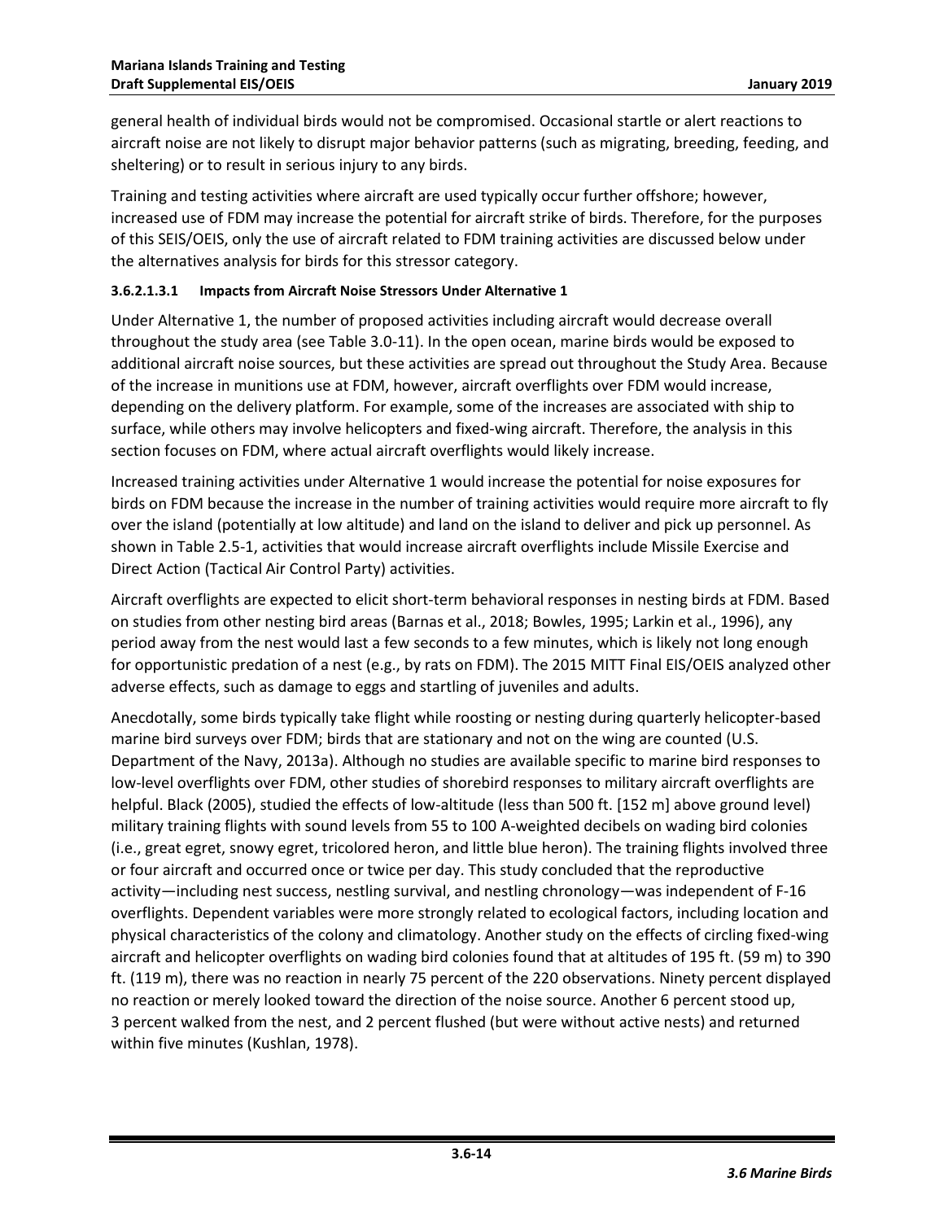general health of individual birds would not be compromised. Occasional startle or alert reactions to aircraft noise are not likely to disrupt major behavior patterns (such as migrating, breeding, feeding, and sheltering) or to result in serious injury to any birds.

Training and testing activities where aircraft are used typically occur further offshore; however, increased use of FDM may increase the potential for aircraft strike of birds. Therefore, for the purposes of this SEIS/OEIS, only the use of aircraft related to FDM training activities are discussed below under the alternatives analysis for birds for this stressor category.

#### 3.6.2.1.3.1 Impacts from Aircraft Noise Stressors Under Alternative 1

Under Alternative 1, the number of proposed activities including aircraft would decrease overall throughout the study area (see Table 3.0-11). In the open ocean, marine birds would be exposed to additional aircraft noise sources, but these activities are spread out throughout the Study Area. Because of the increase in munitions use at FDM, however, aircraft overflights over FDM would increase, depending on the delivery platform. For example, some of the increases are associated with ship to surface, while others may involve helicopters and fixed-wing aircraft. Therefore, the analysis in this section focuses on FDM, where actual aircraft overflights would likely increase.

Increased training activities under Alternative 1 would increase the potential for noise exposures for birds on FDM because the increase in the number of training activities would require more aircraft to fly over the island (potentially at low altitude) and land on the island to deliver and pick up personnel. As shown in Table 2.5-1, activities that would increase aircraft overflights include Missile Exercise and Direct Action (Tactical Air Control Party) activities.

Aircraft overflights are expected to elicit short-term behavioral responses in nesting birds at FDM. Based on studies from other nesting bird areas (Barnas et al., 2018; Bowles, 1995; Larkin et al., 1996), any period away from the nest would last a few seconds to a few minutes, which is likely not long enough for opportunistic predation of a nest (e.g., by rats on FDM). The 2015 MITT Final EIS/OEIS analyzed other adverse effects, such as damage to eggs and startling of juveniles and adults.

Anecdotally, some birds typically take flight while roosting or nesting during quarterly helicopter-based marine bird surveys over FDM; birds that are stationary and not on the wing are counted (U.S. Department of the Navy, 2013a). Although no studies are available specific to marine bird responses to low-level overflights over FDM, other studies of shorebird responses to military aircraft overflights are helpful. Black (2005), studied the effects of low-altitude (less than 500 ft. [152 m] above ground level) military training flights with sound levels from 55 to 100 A-weighted decibels on wading bird colonies (i.e., great egret, snowy egret, tricolored heron, and little blue heron). The training flights involved three or four aircraft and occurred once or twice per day. This study concluded that the reproductive activity—including nest success, nestling survival, and nestling chronology—was independent of F-16 overflights. Dependent variables were more strongly related to ecological factors, including location and physical characteristics of the colony and climatology. Another study on the effects of circling fixed-wing aircraft and helicopter overflights on wading bird colonies found that at altitudes of 195 ft. (59 m) to 390 ft. (119 m), there was no reaction in nearly 75 percent of the 220 observations. Ninety percent displayed no reaction or merely looked toward the direction of the noise source. Another 6 percent stood up, 3 percent walked from the nest, and 2 percent flushed (but were without active nests) and returned within five minutes (Kushlan, 1978).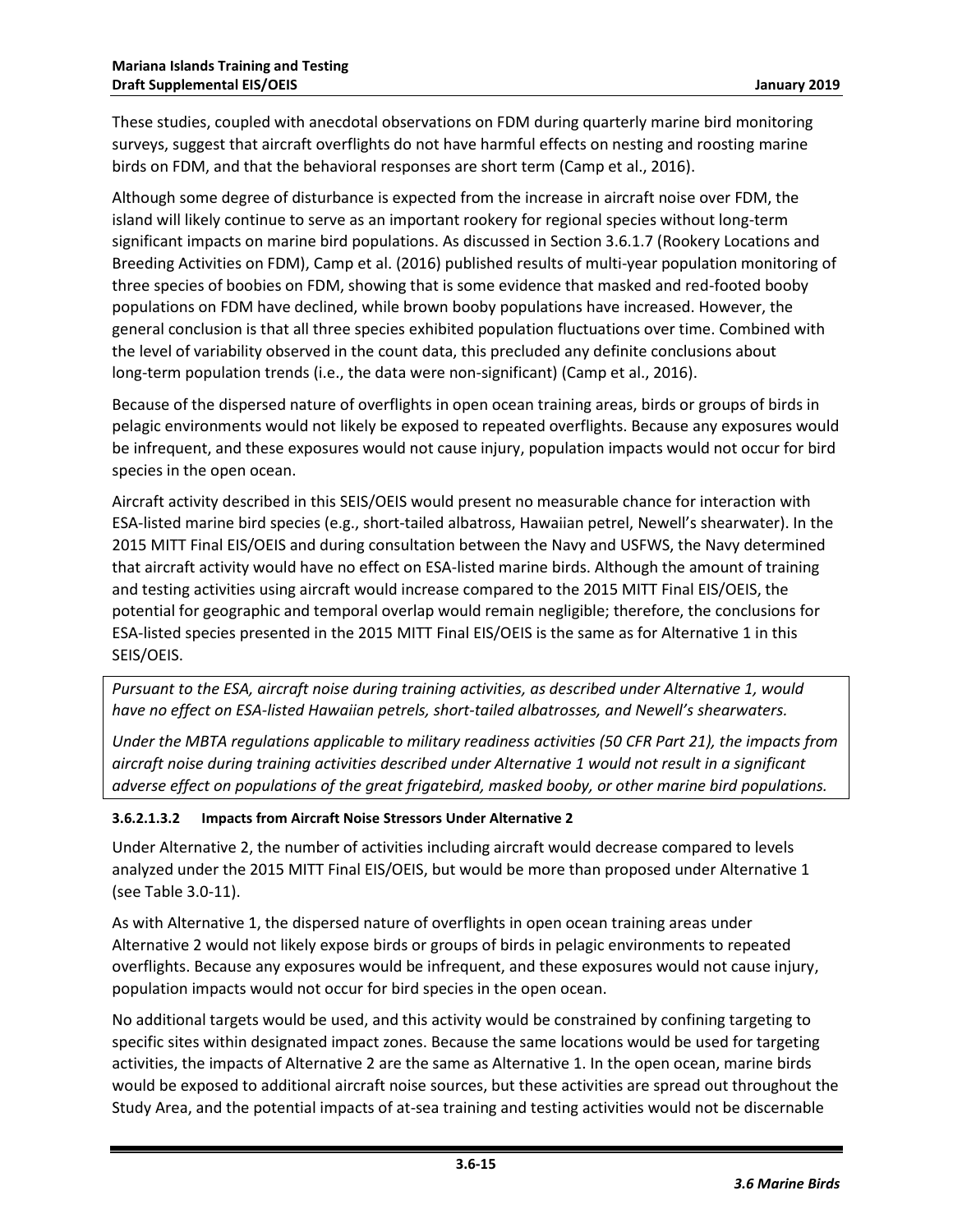These studies, coupled with anecdotal observations on FDM during quarterly marine bird monitoring surveys, suggest that aircraft overflights do not have harmful effects on nesting and roosting marine birds on FDM, and that the behavioral responses are short term (Camp et al., 2016).

Although some degree of disturbance is expected from the increase in aircraft noise over FDM, the island will likely continue to serve as an important rookery for regional species without long-term significant impacts on marine bird populations. As discussed in Section 3.6.1.7 (Rookery Locations and Breeding Activities on FDM), Camp et al. (2016) published results of multi-year population monitoring of three species of boobies on FDM, showing that is some evidence that masked and red-footed booby populations on FDM have declined, while brown booby populations have increased. However, the general conclusion is that all three species exhibited population fluctuations over time. Combined with the level of variability observed in the count data, this precluded any definite conclusions about long-term population trends (i.e., the data were non-significant) (Camp et al., 2016).

Because of the dispersed nature of overflights in open ocean training areas, birds or groups of birds in pelagic environments would not likely be exposed to repeated overflights. Because any exposures would be infrequent, and these exposures would not cause injury, population impacts would not occur for bird species in the open ocean.

Aircraft activity described in this SEIS/OEIS would present no measurable chance for interaction with ESA-listed marine bird species (e.g., short-tailed albatross, Hawaiian petrel, Newell's shearwater). In the 2015 MITT Final EIS/OEIS and during consultation between the Navy and USFWS, the Navy determined that aircraft activity would have no effect on ESA-listed marine birds. Although the amount of training and testing activities using aircraft would increase compared to the 2015 MITT Final EIS/OEIS, the potential for geographic and temporal overlap would remain negligible; therefore, the conclusions for ESA-listed species presented in the 2015 MITT Final EIS/OEIS is the same as for Alternative 1 in this SEIS/OEIS.

*Pursuant to the ESA, aircraft noise during training activities, as described under Alternative 1, would have no effect on ESA-listed Hawaiian petrels, short-tailed albatrosses, and Newell's shearwaters.*

*Under the MBTA regulations applicable to military readiness activities (50 CFR Part 21), the impacts from aircraft noise during training activities described under Alternative 1 would not result in a significant adverse effect on populations of the great frigatebird, masked booby, or other marine bird populations.*

#### 3.6.2.1.3.2 Impacts from Aircraft Noise Stressors Under Alternative 2

Under Alternative 2, the number of activities including aircraft would decrease compared to levels analyzed under the 2015 MITT Final EIS/OEIS, but would be more than proposed under Alternative 1 (see Table 3.0-11).

As with Alternative 1, the dispersed nature of overflights in open ocean training areas under Alternative 2 would not likely expose birds or groups of birds in pelagic environments to repeated overflights. Because any exposures would be infrequent, and these exposures would not cause injury, population impacts would not occur for bird species in the open ocean.

No additional targets would be used, and this activity would be constrained by confining targeting to specific sites within designated impact zones. Because the same locations would be used for targeting activities, the impacts of Alternative 2 are the same as Alternative 1. In the open ocean, marine birds would be exposed to additional aircraft noise sources, but these activities are spread out throughout the Study Area, and the potential impacts of at-sea training and testing activities would not be discernable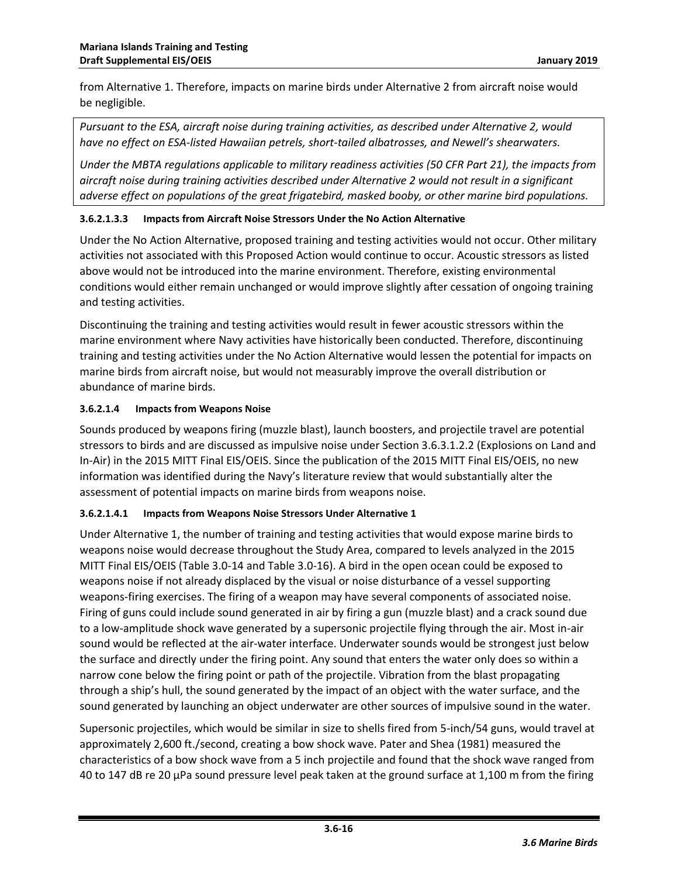from Alternative 1. Therefore, impacts on marine birds under Alternative 2 from aircraft noise would be negligible.

*Pursuant to the ESA, aircraft noise during training activities, as described under Alternative 2, would have no effect on ESA-listed Hawaiian petrels, short-tailed albatrosses, and Newell's shearwaters.*

*Under the MBTA regulations applicable to military readiness activities (50 CFR Part 21), the impacts from aircraft noise during training activities described under Alternative 2 would not result in a significant adverse effect on populations of the great frigatebird, masked booby, or other marine bird populations.*

#### 3.6.2.1.3.3 Impacts from Aircraft Noise Stressors Under the No Action Alternative

Under the No Action Alternative, proposed training and testing activities would not occur. Other military activities not associated with this Proposed Action would continue to occur. Acoustic stressors as listed above would not be introduced into the marine environment. Therefore, existing environmental conditions would either remain unchanged or would improve slightly after cessation of ongoing training and testing activities.

Discontinuing the training and testing activities would result in fewer acoustic stressors within the marine environment where Navy activities have historically been conducted. Therefore, discontinuing training and testing activities under the No Action Alternative would lessen the potential for impacts on marine birds from aircraft noise, but would not measurably improve the overall distribution or abundance of marine birds.

#### 3.6.2.1.4 Impacts from Weapons Noise

Sounds produced by weapons firing (muzzle blast), launch boosters, and projectile travel are potential stressors to birds and are discussed as impulsive noise under Section 3.6.3.1.2.2 (Explosions on Land and In-Air) in the 2015 MITT Final EIS/OEIS. Since the publication of the 2015 MITT Final EIS/OEIS, no new information was identified during the Navy's literature review that would substantially alter the assessment of potential impacts on marine birds from weapons noise.

#### 3.6.2.1.4.1 Impacts from Weapons Noise Stressors Under Alternative 1

Under Alternative 1, the number of training and testing activities that would expose marine birds to weapons noise would decrease throughout the Study Area, compared to levels analyzed in the 2015 MITT Final EIS/OEIS (Table 3.0-14 and Table 3.0-16). A bird in the open ocean could be exposed to weapons noise if not already displaced by the visual or noise disturbance of a vessel supporting weapons-firing exercises. The firing of a weapon may have several components of associated noise. Firing of guns could include sound generated in air by firing a gun (muzzle blast) and a crack sound due to a low-amplitude shock wave generated by a supersonic projectile flying through the air. Most in-air sound would be reflected at the air-water interface. Underwater sounds would be strongest just below the surface and directly under the firing point. Any sound that enters the water only does so within a narrow cone below the firing point or path of the projectile. Vibration from the blast propagating through a ship's hull, the sound generated by the impact of an object with the water surface, and the sound generated by launching an object underwater are other sources of impulsive sound in the water.

Supersonic projectiles, which would be similar in size to shells fired from 5-inch/54 guns, would travel at approximately 2,600 ft./second, creating a bow shock wave. Pater and Shea (1981) measured the characteristics of a bow shock wave from a 5 inch projectile and found that the shock wave ranged from 40 to 147 dB re 20 µPa sound pressure level peak taken at the ground surface at 1,100 m from the firing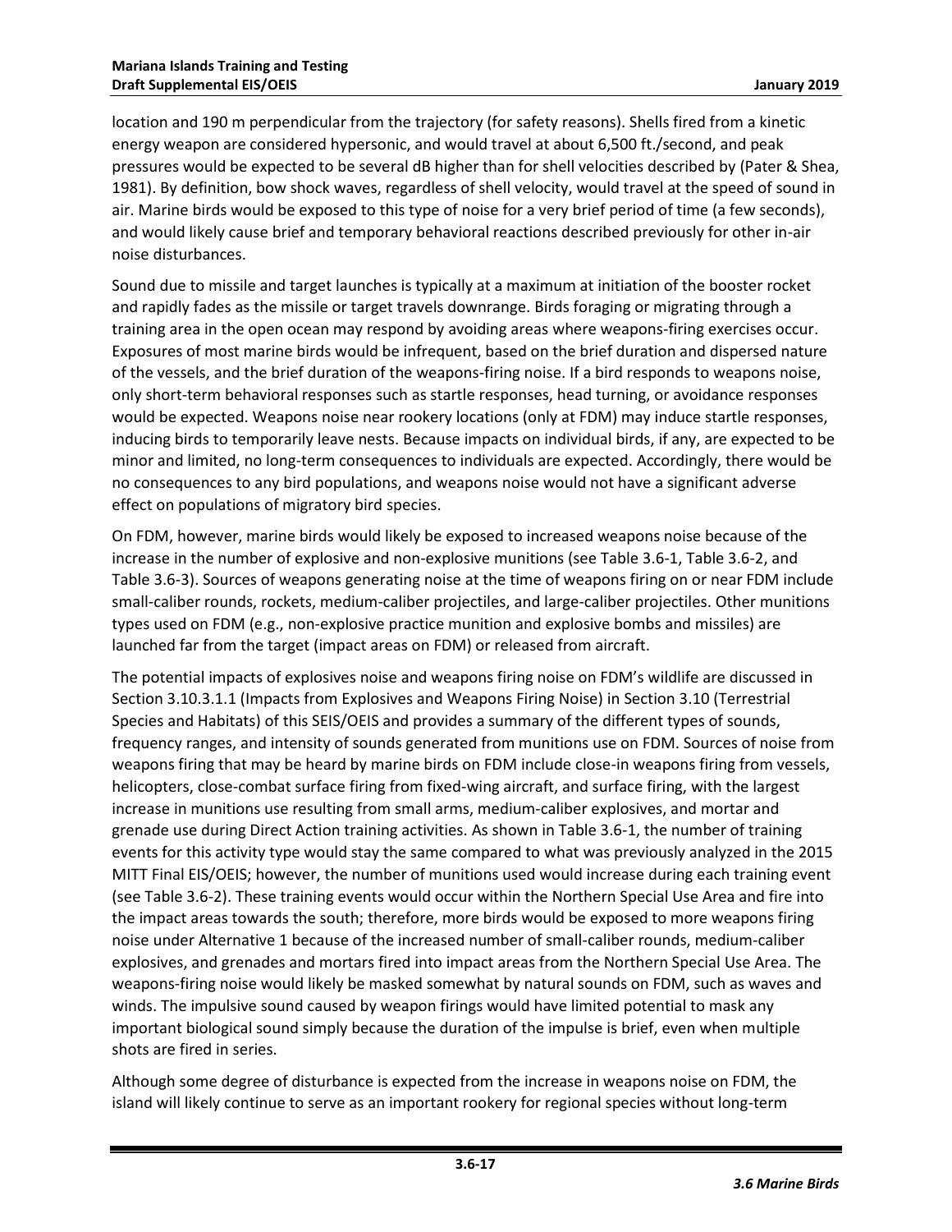location and 190 m perpendicular from the trajectory (for safety reasons). Shells fired from a kinetic energy weapon are considered hypersonic, and would travel at about 6,500 ft./second, and peak pressures would be expected to be several dB higher than for shell velocities described by (Pater & Shea, 1981). By definition, bow shock waves, regardless of shell velocity, would travel at the speed of sound in air. Marine birds would be exposed to this type of noise for a very brief period of time (a few seconds), and would likely cause brief and temporary behavioral reactions described previously for other in-air noise disturbances.

Sound due to missile and target launches is typically at a maximum at initiation of the booster rocket and rapidly fades as the missile or target travels downrange. Birds foraging or migrating through a training area in the open ocean may respond by avoiding areas where weapons-firing exercises occur. Exposures of most marine birds would be infrequent, based on the brief duration and dispersed nature of the vessels, and the brief duration of the weapons-firing noise. If a bird responds to weapons noise, only short-term behavioral responses such as startle responses, head turning, or avoidance responses would be expected. Weapons noise near rookery locations (only at FDM) may induce startle responses, inducing birds to temporarily leave nests. Because impacts on individual birds, if any, are expected to be minor and limited, no long-term consequences to individuals are expected. Accordingly, there would be no consequences to any bird populations, and weapons noise would not have a significant adverse effect on populations of migratory bird species.

On FDM, however, marine birds would likely be exposed to increased weapons noise because of the increase in the number of explosive and non-explosive munitions (see Table 3.6-1, Table 3.6-2, and Table 3.6-3). Sources of weapons generating noise at the time of weapons firing on or near FDM include small-caliber rounds, rockets, medium-caliber projectiles, and large-caliber projectiles. Other munitions types used on FDM (e.g., non-explosive practice munition and explosive bombs and missiles) are launched far from the target (impact areas on FDM) or released from aircraft.

The potential impacts of explosives noise and weapons firing noise on FDM's wildlife are discussed in Section 3.10.3.1.1 (Impacts from Explosives and Weapons Firing Noise) in Section 3.10 (Terrestrial Species and Habitats) of this SEIS/OEIS and provides a summary of the different types of sounds, frequency ranges, and intensity of sounds generated from munitions use on FDM. Sources of noise from weapons firing that may be heard by marine birds on FDM include close-in weapons firing from vessels, helicopters, close-combat surface firing from fixed-wing aircraft, and surface firing, with the largest increase in munitions use resulting from small arms, medium-caliber explosives, and mortar and grenade use during Direct Action training activities. As shown in Table 3.6-1, the number of training events for this activity type would stay the same compared to what was previously analyzed in the 2015 MITT Final EIS/OEIS; however, the number of munitions used would increase during each training event (see Table 3.6-2). These training events would occur within the Northern Special Use Area and fire into the impact areas towards the south; therefore, more birds would be exposed to more weapons firing noise under Alternative 1 because of the increased number of small-caliber rounds, medium-caliber explosives, and grenades and mortars fired into impact areas from the Northern Special Use Area. The weapons-firing noise would likely be masked somewhat by natural sounds on FDM, such as waves and winds. The impulsive sound caused by weapon firings would have limited potential to mask any important biological sound simply because the duration of the impulse is brief, even when multiple shots are fired in series.

Although some degree of disturbance is expected from the increase in weapons noise on FDM, the island will likely continue to serve as an important rookery for regional species without long-term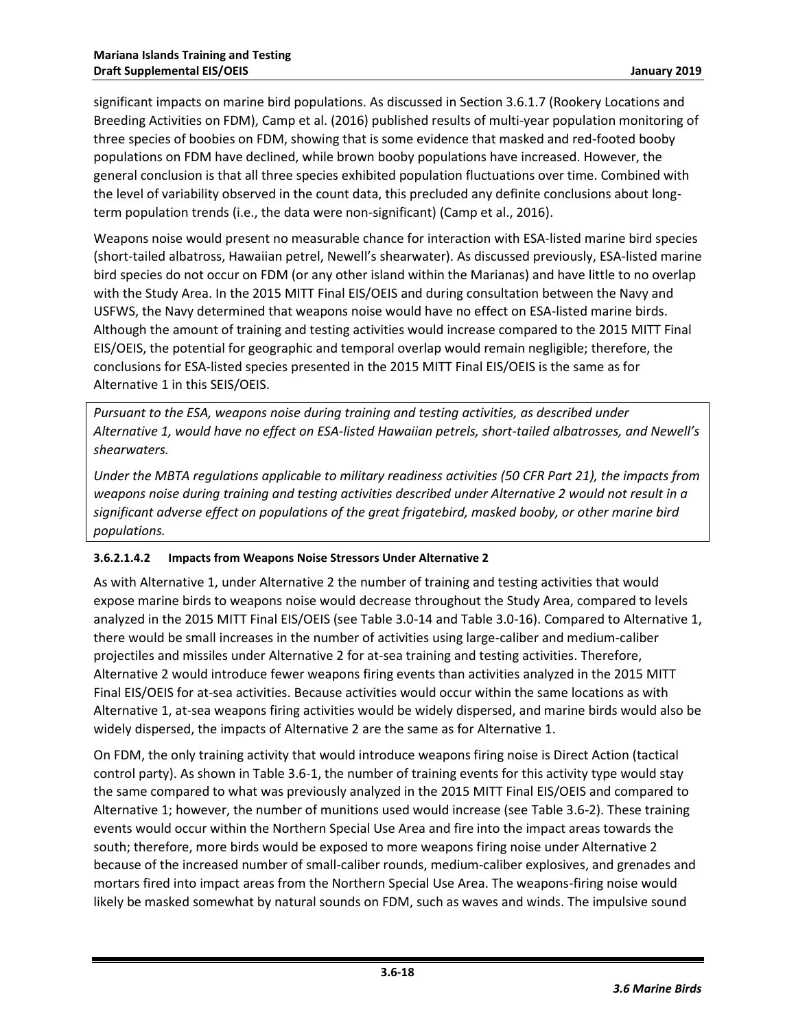significant impacts on marine bird populations. As discussed in Section 3.6.1.7 (Rookery Locations and Breeding Activities on FDM), Camp et al. (2016) published results of multi-year population monitoring of three species of boobies on FDM, showing that is some evidence that masked and red-footed booby populations on FDM have declined, while brown booby populations have increased. However, the general conclusion is that all three species exhibited population fluctuations over time. Combined with the level of variability observed in the count data, this precluded any definite conclusions about long-term population trends (i.e., the data were non-significant) (Camp et al., 2016).

Weapons noise would present no measurable chance for interaction with ESA-listed marine bird species (short-tailed albatross, Hawaiian petrel, Newell's shearwater). As discussed previously, ESA-listed marine bird species do not occur on FDM (or any other island within the Marianas) and have little to no overlap with the Study Area. In the 2015 MITT Final EIS/OEIS and during consultation between the Navy and USFWS, the Navy determined that weapons noise would have no effect on ESA-listed marine birds. Although the amount of training and testing activities would increase compared to the 2015 MITT Final EIS/OEIS, the potential for geographic and temporal overlap would remain negligible; therefore, the conclusions for ESA-listed species presented in the 2015 MITT Final EIS/OEIS is the same as for Alternative 1 in this SEIS/OEIS.

*Pursuant to the ESA, weapons noise during training and testing activities, as described under Alternative 1, would have no effect on ESA-listed Hawaiian petrels, short-tailed albatrosses, and Newell's shearwaters.*

*Under the MBTA regulations applicable to military readiness activities (50 CFR Part 21), the impacts from weapons noise during training and testing activities described under Alternative 2 would not result in a significant adverse effect on populations of the great frigatebird, masked booby, or other marine bird populations.*

#### 3.6.2.1.4.2 Impacts from Weapons Noise Stressors Under Alternative 2

As with Alternative 1, under Alternative 2 the number of training and testing activities that would expose marine birds to weapons noise would decrease throughout the Study Area, compared to levels analyzed in the 2015 MITT Final EIS/OEIS (see Table 3.0-14 and Table 3.0-16). Compared to Alternative 1, there would be small increases in the number of activities using large-caliber and medium-caliber projectiles and missiles under Alternative 2 for at-sea training and testing activities. Therefore, Alternative 2 would introduce fewer weapons firing events than activities analyzed in the 2015 MITT Final EIS/OEIS for at-sea activities. Because activities would occur within the same locations as with Alternative 1, at-sea weapons firing activities would be widely dispersed, and marine birds would also be widely dispersed, the impacts of Alternative 2 are the same as for Alternative 1.

On FDM, the only training activity that would introduce weapons firing noise is Direct Action (tactical control party). As shown in Table 3.6-1, the number of training events for this activity type would stay the same compared to what was previously analyzed in the 2015 MITT Final EIS/OEIS and compared to Alternative 1; however, the number of munitions used would increase (see Table 3.6-2). These training events would occur within the Northern Special Use Area and fire into the impact areas towards the south; therefore, more birds would be exposed to more weapons firing noise under Alternative 2 because of the increased number of small-caliber rounds, medium-caliber explosives, and grenades and mortars fired into impact areas from the Northern Special Use Area. The weapons-firing noise would likely be masked somewhat by natural sounds on FDM, such as waves and winds. The impulsive sound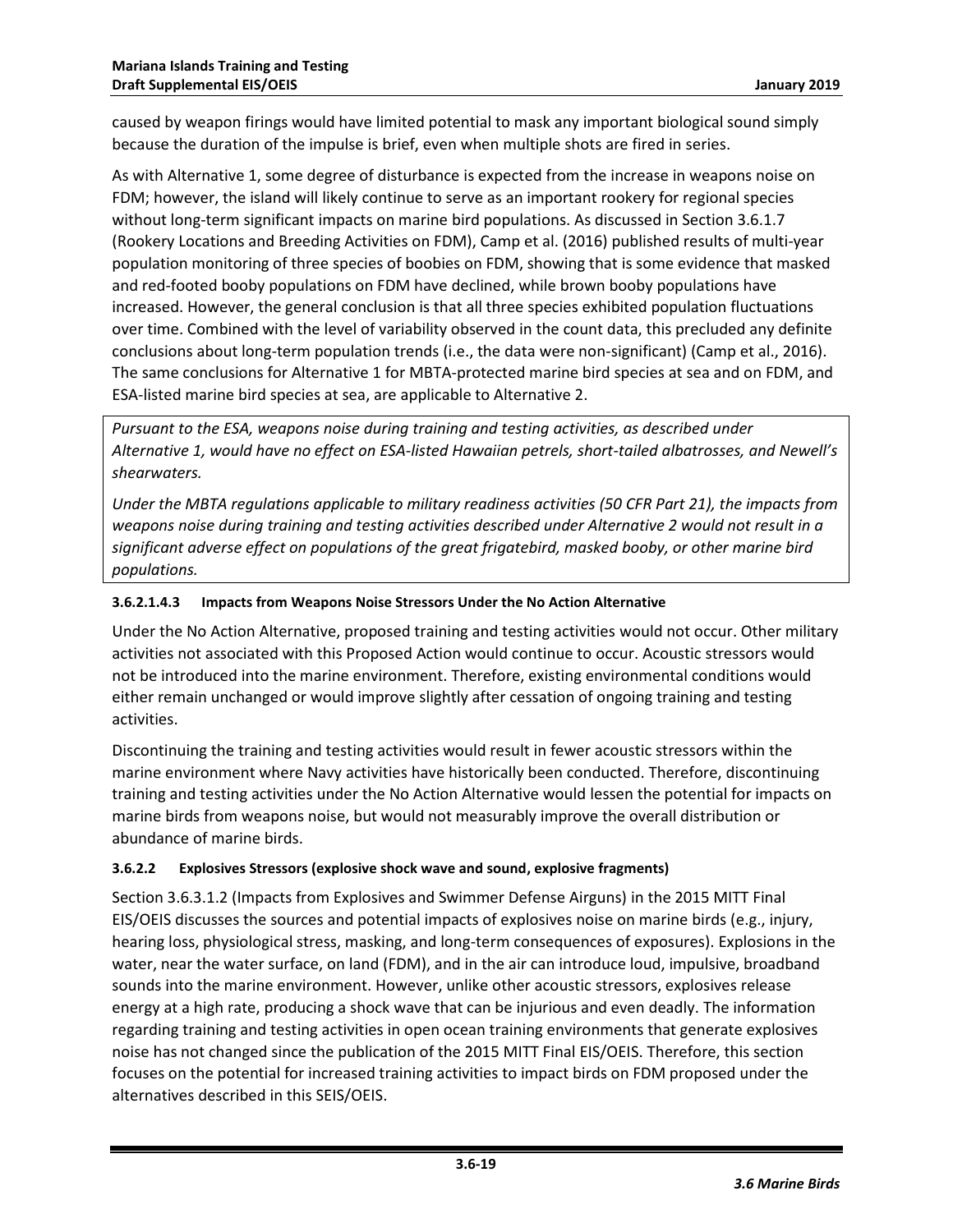caused by weapon firings would have limited potential to mask any important biological sound simply because the duration of the impulse is brief, even when multiple shots are fired in series.

As with Alternative 1, some degree of disturbance is expected from the increase in weapons noise on FDM; however, the island will likely continue to serve as an important rookery for regional species without long-term significant impacts on marine bird populations. As discussed in Section 3.6.1.7 (Rookery Locations and Breeding Activities on FDM), Camp et al. (2016) published results of multi-year population monitoring of three species of boobies on FDM, showing that is some evidence that masked and red-footed booby populations on FDM have declined, while brown booby populations have increased. However, the general conclusion is that all three species exhibited population fluctuations over time. Combined with the level of variability observed in the count data, this precluded any definite conclusions about long-term population trends (i.e., the data were non-significant) (Camp et al., 2016). The same conclusions for Alternative 1 for MBTA-protected marine bird species at sea and on FDM, and ESA-listed marine bird species at sea, are applicable to Alternative 2.

*Pursuant to the ESA, weapons noise during training and testing activities, as described under Alternative 1, would have no effect on ESA-listed Hawaiian petrels, short-tailed albatrosses, and Newell's shearwaters.*

*Under the MBTA regulations applicable to military readiness activities (50 CFR Part 21), the impacts from weapons noise during training and testing activities described under Alternative 2 would not result in a significant adverse effect on populations of the great frigatebird, masked booby, or other marine bird populations.*

#### 3.6.2.1.4.3 Impacts from Weapons Noise Stressors Under the No Action Alternative

Under the No Action Alternative, proposed training and testing activities would not occur. Other military activities not associated with this Proposed Action would continue to occur. Acoustic stressors would not be introduced into the marine environment. Therefore, existing environmental conditions would either remain unchanged or would improve slightly after cessation of ongoing training and testing activities.

Discontinuing the training and testing activities would result in fewer acoustic stressors within the marine environment where Navy activities have historically been conducted. Therefore, discontinuing training and testing activities under the No Action Alternative would lessen the potential for impacts on marine birds from weapons noise, but would not measurably improve the overall distribution or abundance of marine birds.

### 3.6.2.2 Explosives Stressors (explosive shock wave and sound, explosive fragments)

Section 3.6.3.1.2 (Impacts from Explosives and Swimmer Defense Airguns) in the 2015 MITT Final EIS/OEIS discusses the sources and potential impacts of explosives noise on marine birds (e.g., injury, hearing loss, physiological stress, masking, and long-term consequences of exposures). Explosions in the water, near the water surface, on land (FDM), and in the air can introduce loud, impulsive, broadband sounds into the marine environment. However, unlike other acoustic stressors, explosives release energy at a high rate, producing a shock wave that can be injurious and even deadly. The information regarding training and testing activities in open ocean training environments that generate explosives noise has not changed since the publication of the 2015 MITT Final EIS/OEIS. Therefore, this section focuses on the potential for increased training activities to impact birds on FDM proposed under the alternatives described in this SEIS/OEIS.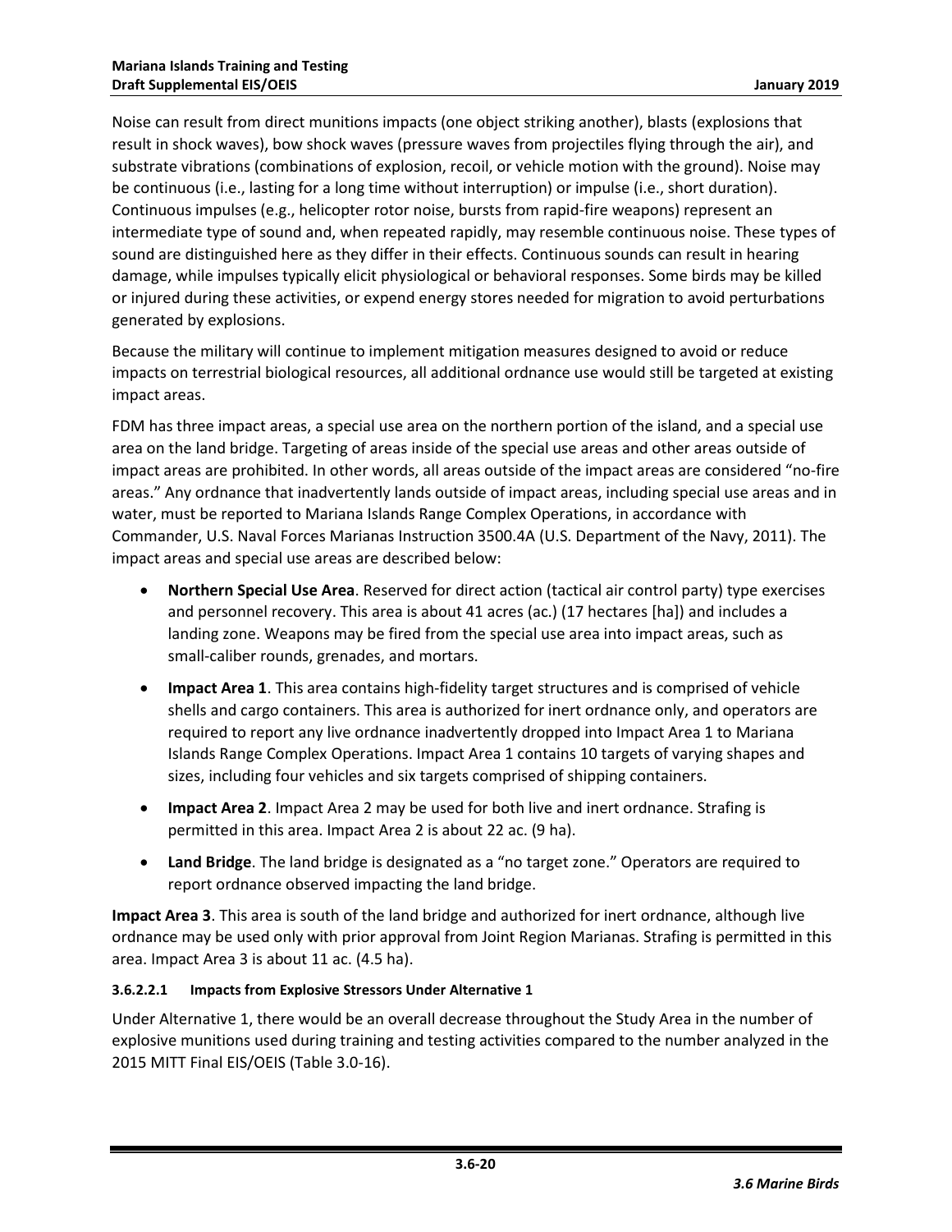Noise can result from direct munitions impacts (one object striking another), blasts (explosions that result in shock waves), bow shock waves (pressure waves from projectiles flying through the air), and substrate vibrations (combinations of explosion, recoil, or vehicle motion with the ground). Noise may be continuous (i.e., lasting for a long time without interruption) or impulse (i.e., short duration). Continuous impulses (e.g., helicopter rotor noise, bursts from rapid-fire weapons) represent an intermediate type of sound and, when repeated rapidly, may resemble continuous noise. These types of sound are distinguished here as they differ in their effects. Continuous sounds can result in hearing damage, while impulses typically elicit physiological or behavioral responses. Some birds may be killed or injured during these activities, or expend energy stores needed for migration to avoid perturbations generated by explosions.

Because the military will continue to implement mitigation measures designed to avoid or reduce impacts on terrestrial biological resources, all additional ordnance use would still be targeted at existing impact areas.

FDM has three impact areas, a special use area on the northern portion of the island, and a special use area on the land bridge. Targeting of areas inside of the special use areas and other areas outside of impact areas are prohibited. In other words, all areas outside of the impact areas are considered "no-fire areas." Any ordnance that inadvertently lands outside of impact areas, including special use areas and in water, must be reported to Mariana Islands Range Complex Operations, in accordance with Commander, U.S. Naval Forces Marianas Instruction 3500.4A (U.S. Department of the Navy, 2011). The impact areas and special use areas are described below:

- **Northern Special Use Area**. Reserved for direct action (tactical air control party) type exercises and personnel recovery. This area is about 41 acres (ac.) (17 hectares [ha]) and includes a landing zone. Weapons may be fired from the special use area into impact areas, such as small-caliber rounds, grenades, and mortars.
- **Impact Area 1**. This area contains high-fidelity target structures and is comprised of vehicle shells and cargo containers. This area is authorized for inert ordnance only, and operators are required to report any live ordnance inadvertently dropped into Impact Area 1 to Mariana Islands Range Complex Operations. Impact Area 1 contains 10 targets of varying shapes and sizes, including four vehicles and six targets comprised of shipping containers.
- **Impact Area 2**. Impact Area 2 may be used for both live and inert ordnance. Strafing is permitted in this area. Impact Area 2 is about 22 ac. (9 ha).
- **Land Bridge**. The land bridge is designated as a "no target zone." Operators are required to report ordnance observed impacting the land bridge.

**Impact Area 3**. This area is south of the land bridge and authorized for inert ordnance, although live ordnance may be used only with prior approval from Joint Region Marianas. Strafing is permitted in this area. Impact Area 3 is about 11 ac. (4.5 ha).

#### 3.6.2.2.1 Impacts from Explosive Stressors Under Alternative 1

Under Alternative 1, there would be an overall decrease throughout the Study Area in the number of explosive munitions used during training and testing activities compared to the number analyzed in the 2015 MITT Final EIS/OEIS (Table 3.0-16).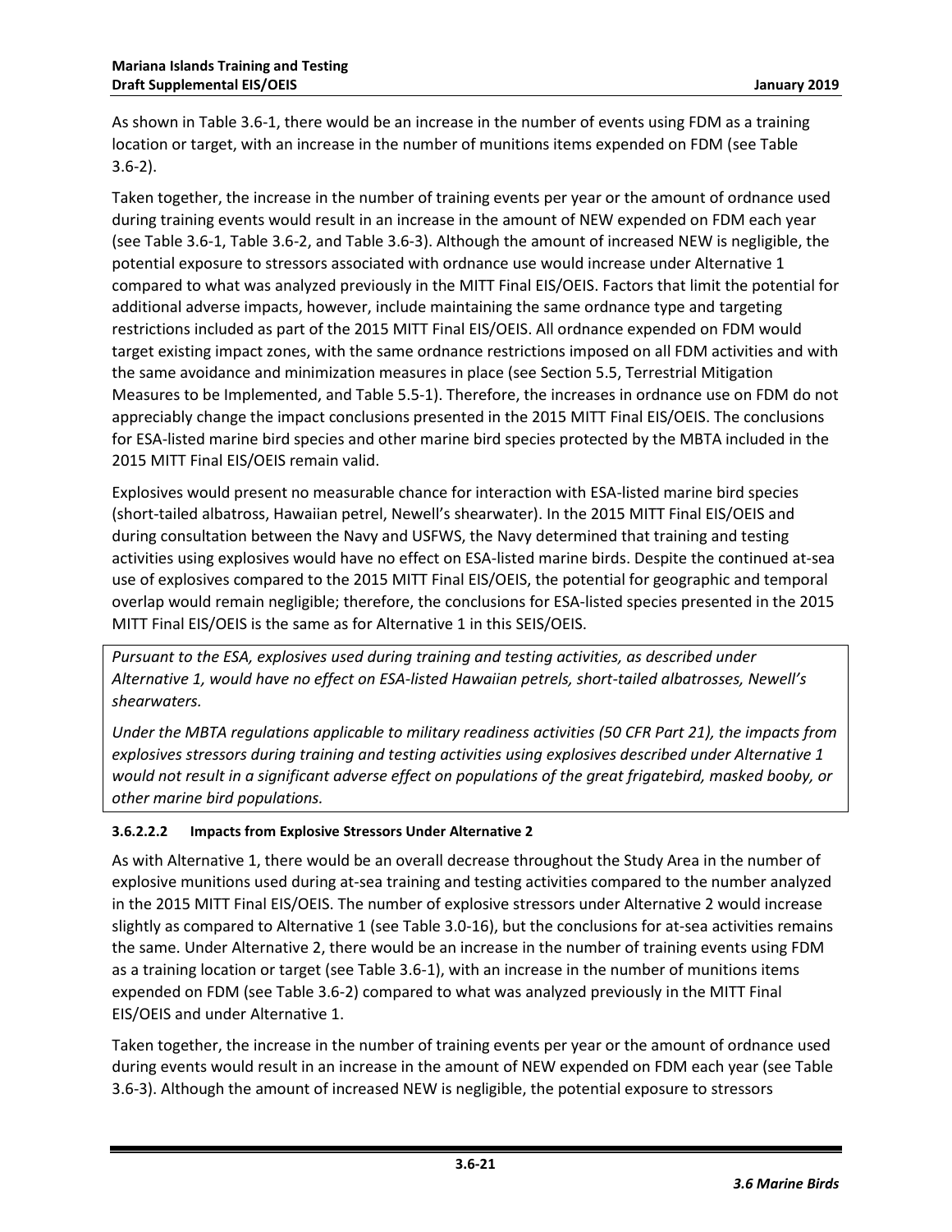As shown in Table 3.6-1, there would be an increase in the number of events using FDM as a training location or target, with an increase in the number of munitions items expended on FDM (see Table 3.6-2).

Taken together, the increase in the number of training events per year or the amount of ordnance used during training events would result in an increase in the amount of NEW expended on FDM each year (see Table 3.6-1, Table 3.6-2, and Table 3.6-3). Although the amount of increased NEW is negligible, the potential exposure to stressors associated with ordnance use would increase under Alternative 1 compared to what was analyzed previously in the MITT Final EIS/OEIS. Factors that limit the potential for additional adverse impacts, however, include maintaining the same ordnance type and targeting restrictions included as part of the 2015 MITT Final EIS/OEIS. All ordnance expended on FDM would target existing impact zones, with the same ordnance restrictions imposed on all FDM activities and with the same avoidance and minimization measures in place (see Section 5.5, Terrestrial Mitigation Measures to be Implemented, and Table 5.5-1). Therefore, the increases in ordnance use on FDM do not appreciably change the impact conclusions presented in the 2015 MITT Final EIS/OEIS. The conclusions for ESA-listed marine bird species and other marine bird species protected by the MBTA included in the 2015 MITT Final EIS/OEIS remain valid.

Explosives would present no measurable chance for interaction with ESA-listed marine bird species (short-tailed albatross, Hawaiian petrel, Newell's shearwater). In the 2015 MITT Final EIS/OEIS and during consultation between the Navy and USFWS, the Navy determined that training and testing activities using explosives would have no effect on ESA-listed marine birds. Despite the continued at-sea use of explosives compared to the 2015 MITT Final EIS/OEIS, the potential for geographic and temporal overlap would remain negligible; therefore, the conclusions for ESA-listed species presented in the 2015 MITT Final EIS/OEIS is the same as for Alternative 1 in this SEIS/OEIS.

*Pursuant to the ESA, explosives used during training and testing activities, as described under Alternative 1, would have no effect on ESA-listed Hawaiian petrels, short-tailed albatrosses, Newell's shearwaters.*

*Under the MBTA regulations applicable to military readiness activities (50 CFR Part 21), the impacts from explosives stressors during training and testing activities using explosives described under Alternative 1 would not result in a significant adverse effect on populations of the great frigatebird, masked booby, or other marine bird populations.*

#### 3.6.2.2.2 Impacts from Explosive Stressors Under Alternative 2

As with Alternative 1, there would be an overall decrease throughout the Study Area in the number of explosive munitions used during at-sea training and testing activities compared to the number analyzed in the 2015 MITT Final EIS/OEIS. The number of explosive stressors under Alternative 2 would increase slightly as compared to Alternative 1 (see Table 3.0-16), but the conclusions for at-sea activities remains the same. Under Alternative 2, there would be an increase in the number of training events using FDM as a training location or target (see Table 3.6-1), with an increase in the number of munitions items expended on FDM (see Table 3.6-2) compared to what was analyzed previously in the MITT Final EIS/OEIS and under Alternative 1.

Taken together, the increase in the number of training events per year or the amount of ordnance used during events would result in an increase in the amount of NEW expended on FDM each year (see Table 3.6-3). Although the amount of increased NEW is negligible, the potential exposure to stressors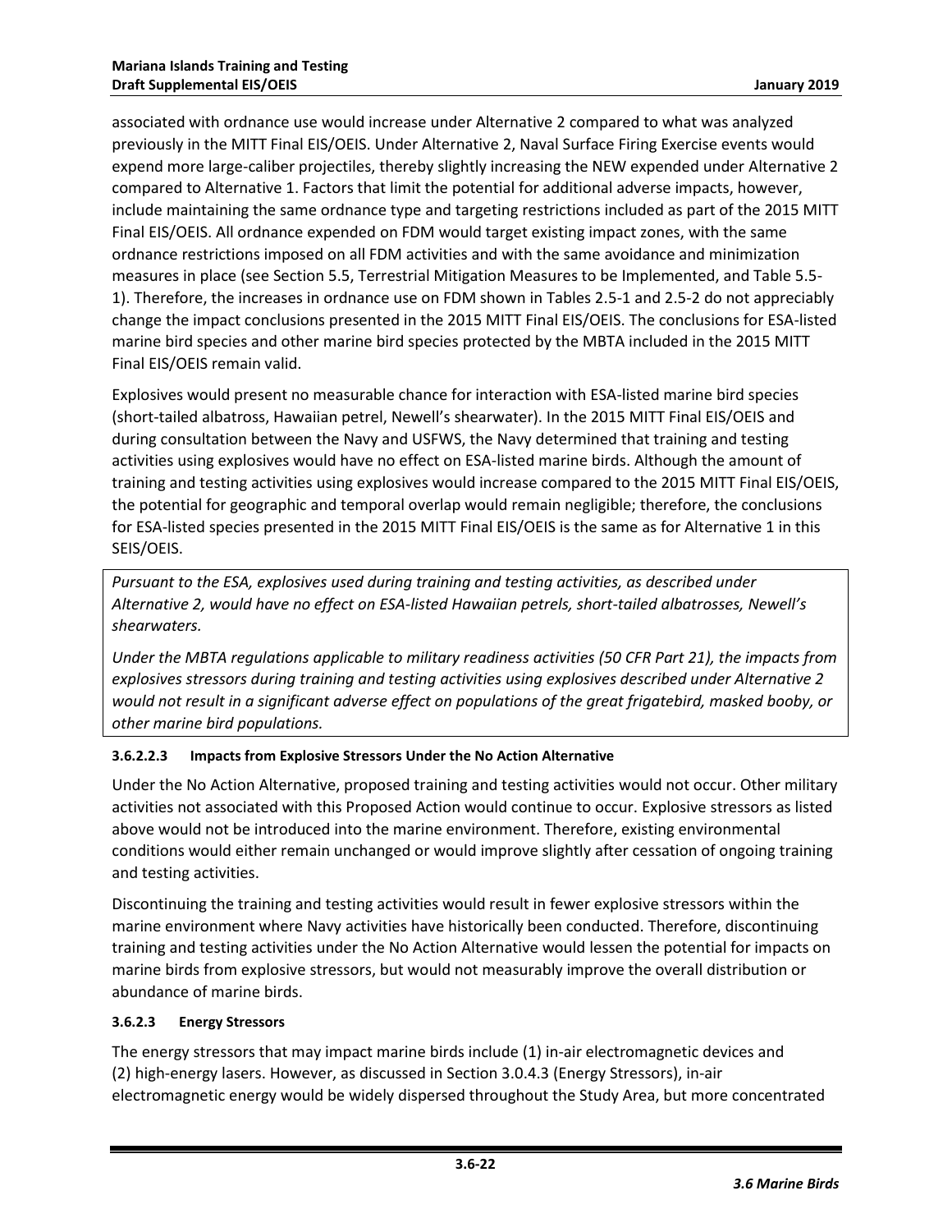associated with ordnance use would increase under Alternative 2 compared to what was analyzed previously in the MITT Final EIS/OEIS. Under Alternative 2, Naval Surface Firing Exercise events would expend more large-caliber projectiles, thereby slightly increasing the NEW expended under Alternative 2 compared to Alternative 1. Factors that limit the potential for additional adverse impacts, however, include maintaining the same ordnance type and targeting restrictions included as part of the 2015 MITT Final EIS/OEIS. All ordnance expended on FDM would target existing impact zones, with the same ordnance restrictions imposed on all FDM activities and with the same avoidance and minimization measures in place (see Section 5.5, Terrestrial Mitigation Measures to be Implemented, and Table 5.5-1). Therefore, the increases in ordnance use on FDM shown in Tables 2.5-1 and 2.5-2 do not appreciably change the impact conclusions presented in the 2015 MITT Final EIS/OEIS. The conclusions for ESA-listed marine bird species and other marine bird species protected by the MBTA included in the 2015 MITT Final EIS/OEIS remain valid.

Explosives would present no measurable chance for interaction with ESA-listed marine bird species (short-tailed albatross, Hawaiian petrel, Newell's shearwater). In the 2015 MITT Final EIS/OEIS and during consultation between the Navy and USFWS, the Navy determined that training and testing activities using explosives would have no effect on ESA-listed marine birds. Although the amount of training and testing activities using explosives would increase compared to the 2015 MITT Final EIS/OEIS, the potential for geographic and temporal overlap would remain negligible; therefore, the conclusions for ESA-listed species presented in the 2015 MITT Final EIS/OEIS is the same as for Alternative 1 in this SEIS/OEIS.

*Pursuant to the ESA, explosives used during training and testing activities, as described under Alternative 2, would have no effect on ESA-listed Hawaiian petrels, short-tailed albatrosses, Newell's shearwaters.*

*Under the MBTA regulations applicable to military readiness activities (50 CFR Part 21), the impacts from explosives stressors during training and testing activities using explosives described under Alternative 2 would not result in a significant adverse effect on populations of the great frigatebird, masked booby, or other marine bird populations.*

#### 3.6.2.2.3 Impacts from Explosive Stressors Under the No Action Alternative

Under the No Action Alternative, proposed training and testing activities would not occur. Other military activities not associated with this Proposed Action would continue to occur. Explosive stressors as listed above would not be introduced into the marine environment. Therefore, existing environmental conditions would either remain unchanged or would improve slightly after cessation of ongoing training and testing activities.

Discontinuing the training and testing activities would result in fewer explosive stressors within the marine environment where Navy activities have historically been conducted. Therefore, discontinuing training and testing activities under the No Action Alternative would lessen the potential for impacts on marine birds from explosive stressors, but would not measurably improve the overall distribution or abundance of marine birds.

### 3.6.2.3 Energy Stressors

The energy stressors that may impact marine birds include (1) in-air electromagnetic devices and (2) high-energy lasers. However, as discussed in Section 3.0.4.3 (Energy Stressors), in-air electromagnetic energy would be widely dispersed throughout the Study Area, but more concentrated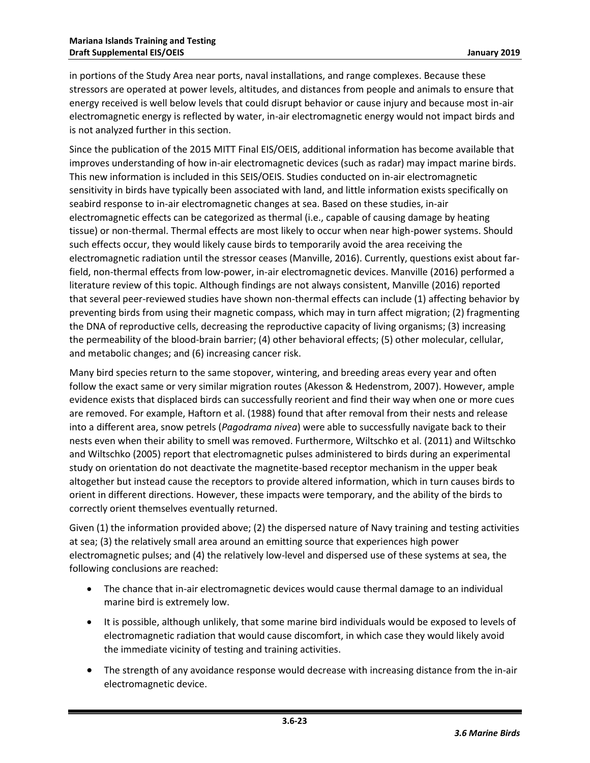in portions of the Study Area near ports, naval installations, and range complexes. Because these stressors are operated at power levels, altitudes, and distances from people and animals to ensure that energy received is well below levels that could disrupt behavior or cause injury and because most in-air electromagnetic energy is reflected by water, in-air electromagnetic energy would not impact birds and is not analyzed further in this section.

Since the publication of the 2015 MITT Final EIS/OEIS, additional information has become available that improves understanding of how in-air electromagnetic devices (such as radar) may impact marine birds. This new information is included in this SEIS/OEIS. Studies conducted on in-air electromagnetic sensitivity in birds have typically been associated with land, and little information exists specifically on seabird response to in-air electromagnetic changes at sea. Based on these studies, in-air electromagnetic effects can be categorized as thermal (i.e., capable of causing damage by heating tissue) or non-thermal. Thermal effects are most likely to occur when near high-power systems. Should such effects occur, they would likely cause birds to temporarily avoid the area receiving the electromagnetic radiation until the stressor ceases (Manville, 2016). Currently, questions exist about far-field, non-thermal effects from low-power, in-air electromagnetic devices. Manville (2016) performed a literature review of this topic. Although findings are not always consistent, Manville (2016) reported that several peer-reviewed studies have shown non-thermal effects can include (1) affecting behavior by preventing birds from using their magnetic compass, which may in turn affect migration; (2) fragmenting the DNA of reproductive cells, decreasing the reproductive capacity of living organisms; (3) increasing the permeability of the blood-brain barrier; (4) other behavioral effects; (5) other molecular, cellular, and metabolic changes; and (6) increasing cancer risk.

Many bird species return to the same stopover, wintering, and breeding areas every year and often follow the exact same or very similar migration routes (Akesson & Hedenstrom, 2007). However, ample evidence exists that displaced birds can successfully reorient and find their way when one or more cues are removed. For example, Haftorn et al. (1988) found that after removal from their nests and release into a different area, snow petrels (*Pagodrama nivea*) were able to successfully navigate back to their nests even when their ability to smell was removed. Furthermore, Wiltschko et al. (2011) and Wiltschko and Wiltschko (2005) report that electromagnetic pulses administered to birds during an experimental study on orientation do not deactivate the magnetite-based receptor mechanism in the upper beak altogether but instead cause the receptors to provide altered information, which in turn causes birds to orient in different directions. However, these impacts were temporary, and the ability of the birds to correctly orient themselves eventually returned.

Given (1) the information provided above; (2) the dispersed nature of Navy training and testing activities at sea; (3) the relatively small area around an emitting source that experiences high power electromagnetic pulses; and (4) the relatively low-level and dispersed use of these systems at sea, the following conclusions are reached:

- The chance that in-air electromagnetic devices would cause thermal damage to an individual marine bird is extremely low.
- It is possible, although unlikely, that some marine bird individuals would be exposed to levels of electromagnetic radiation that would cause discomfort, in which case they would likely avoid the immediate vicinity of testing and training activities.
- The strength of any avoidance response would decrease with increasing distance from the in-air electromagnetic device.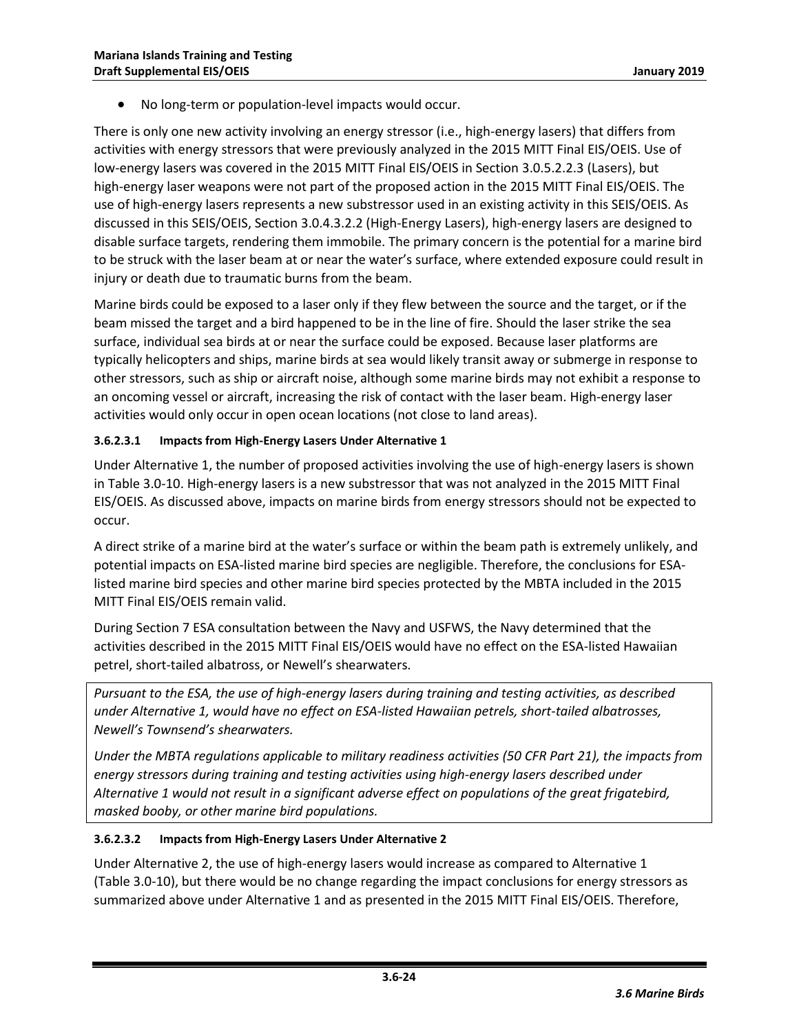- No long-term or population-level impacts would occur.

There is only one new activity involving an energy stressor (i.e., high-energy lasers) that differs from activities with energy stressors that were previously analyzed in the 2015 MITT Final EIS/OEIS. Use of low-energy lasers was covered in the 2015 MITT Final EIS/OEIS in Section 3.0.5.2.2.3 (Lasers), but high-energy laser weapons were not part of the proposed action in the 2015 MITT Final EIS/OEIS. The use of high-energy lasers represents a new substressor used in an existing activity in this SEIS/OEIS. As discussed in this SEIS/OEIS, Section 3.0.4.3.2.2 (High-Energy Lasers), high-energy lasers are designed to disable surface targets, rendering them immobile. The primary concern is the potential for a marine bird to be struck with the laser beam at or near the water's surface, where extended exposure could result in injury or death due to traumatic burns from the beam.

Marine birds could be exposed to a laser only if they flew between the source and the target, or if the beam missed the target and a bird happened to be in the line of fire. Should the laser strike the sea surface, individual sea birds at or near the surface could be exposed. Because laser platforms are typically helicopters and ships, marine birds at sea would likely transit away or submerge in response to other stressors, such as ship or aircraft noise, although some marine birds may not exhibit a response to an oncoming vessel or aircraft, increasing the risk of contact with the laser beam. High-energy laser activities would only occur in open ocean locations (not close to land areas).

#### 3.6.2.3.1 Impacts from High-Energy Lasers Under Alternative 1

Under Alternative 1, the number of proposed activities involving the use of high-energy lasers is shown in Table 3.0-10. High-energy lasers is a new substressor that was not analyzed in the 2015 MITT Final EIS/OEIS. As discussed above, impacts on marine birds from energy stressors should not be expected to occur.

A direct strike of a marine bird at the water's surface or within the beam path is extremely unlikely, and potential impacts on ESA-listed marine bird species are negligible. Therefore, the conclusions for ESA-listed marine bird species and other marine bird species protected by the MBTA included in the 2015 MITT Final EIS/OEIS remain valid.

During Section 7 ESA consultation between the Navy and USFWS, the Navy determined that the activities described in the 2015 MITT Final EIS/OEIS would have no effect on the ESA-listed Hawaiian petrel, short-tailed albatross, or Newell's shearwaters.

*Pursuant to the ESA, the use of high-energy lasers during training and testing activities, as described under Alternative 1, would have no effect on ESA-listed Hawaiian petrels, short-tailed albatrosses, Newell's Townsend's shearwaters.*

*Under the MBTA regulations applicable to military readiness activities (50 CFR Part 21), the impacts from energy stressors during training and testing activities using high-energy lasers described under Alternative 1 would not result in a significant adverse effect on populations of the great frigatebird, masked booby, or other marine bird populations.*

#### 3.6.2.3.2 Impacts from High-Energy Lasers Under Alternative 2

Under Alternative 2, the use of high-energy lasers would increase as compared to Alternative 1 (Table 3.0-10), but there would be no change regarding the impact conclusions for energy stressors as summarized above under Alternative 1 and as presented in the 2015 MITT Final EIS/OEIS. Therefore,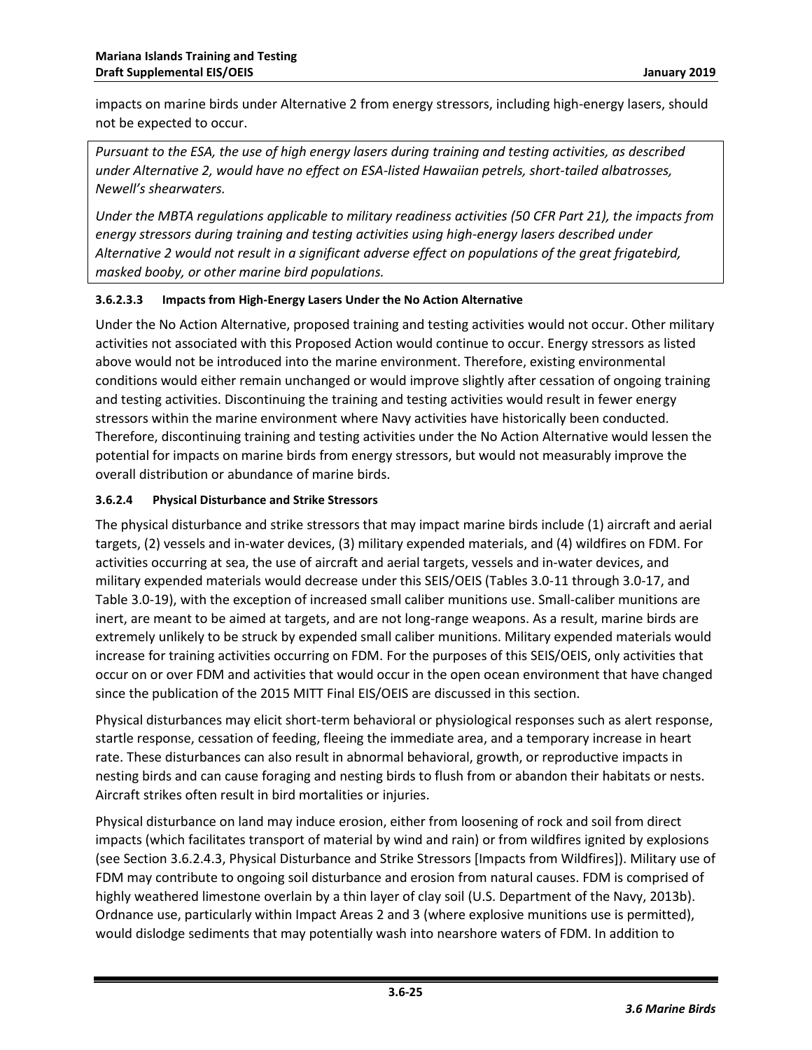impacts on marine birds under Alternative 2 from energy stressors, including high-energy lasers, should not be expected to occur.

*Pursuant to the ESA, the use of high energy lasers during training and testing activities, as described under Alternative 2, would have no effect on ESA-listed Hawaiian petrels, short-tailed albatrosses, Newell's shearwaters.*

*Under the MBTA regulations applicable to military readiness activities (50 CFR Part 21), the impacts from energy stressors during training and testing activities using high-energy lasers described under Alternative 2 would not result in a significant adverse effect on populations of the great frigatebird, masked booby, or other marine bird populations.*

#### 3.6.2.3.3 Impacts from High-Energy Lasers Under the No Action Alternative

Under the No Action Alternative, proposed training and testing activities would not occur. Other military activities not associated with this Proposed Action would continue to occur. Energy stressors as listed above would not be introduced into the marine environment. Therefore, existing environmental conditions would either remain unchanged or would improve slightly after cessation of ongoing training and testing activities. Discontinuing the training and testing activities would result in fewer energy stressors within the marine environment where Navy activities have historically been conducted. Therefore, discontinuing training and testing activities under the No Action Alternative would lessen the potential for impacts on marine birds from energy stressors, but would not measurably improve the overall distribution or abundance of marine birds.

### 3.6.2.4 Physical Disturbance and Strike Stressors

The physical disturbance and strike stressors that may impact marine birds include (1) aircraft and aerial targets, (2) vessels and in-water devices, (3) military expended materials, and (4) wildfires on FDM. For activities occurring at sea, the use of aircraft and aerial targets, vessels and in-water devices, and military expended materials would decrease under this SEIS/OEIS (Tables 3.0-11 through 3.0-17, and Table 3.0-19), with the exception of increased small caliber munitions use. Small-caliber munitions are inert, are meant to be aimed at targets, and are not long-range weapons. As a result, marine birds are extremely unlikely to be struck by expended small caliber munitions. Military expended materials would increase for training activities occurring on FDM. For the purposes of this SEIS/OEIS, only activities that occur on or over FDM and activities that would occur in the open ocean environment that have changed since the publication of the 2015 MITT Final EIS/OEIS are discussed in this section.

Physical disturbances may elicit short-term behavioral or physiological responses such as alert response, startle response, cessation of feeding, fleeing the immediate area, and a temporary increase in heart rate. These disturbances can also result in abnormal behavioral, growth, or reproductive impacts in nesting birds and can cause foraging and nesting birds to flush from or abandon their habitats or nests. Aircraft strikes often result in bird mortalities or injuries.

Physical disturbance on land may induce erosion, either from loosening of rock and soil from direct impacts (which facilitates transport of material by wind and rain) or from wildfires ignited by explosions (see Section 3.6.2.4.3, Physical Disturbance and Strike Stressors [Impacts from Wildfires]). Military use of FDM may contribute to ongoing soil disturbance and erosion from natural causes. FDM is comprised of highly weathered limestone overlain by a thin layer of clay soil (U.S. Department of the Navy, 2013b). Ordnance use, particularly within Impact Areas 2 and 3 (where explosive munitions use is permitted), would dislodge sediments that may potentially wash into nearshore waters of FDM. In addition to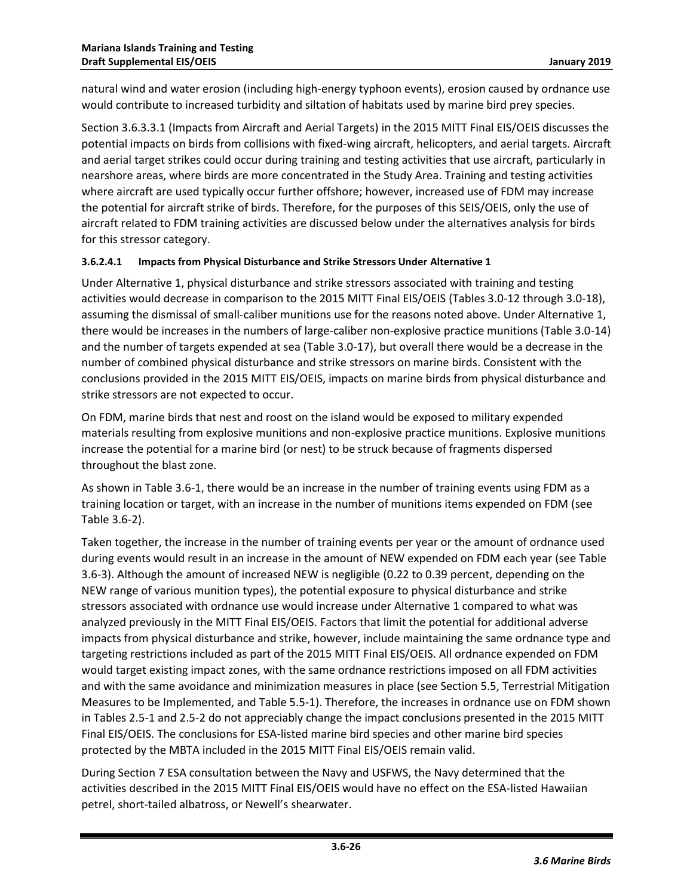natural wind and water erosion (including high-energy typhoon events), erosion caused by ordnance use would contribute to increased turbidity and siltation of habitats used by marine bird prey species.

Section 3.6.3.3.1 (Impacts from Aircraft and Aerial Targets) in the 2015 MITT Final EIS/OEIS discusses the potential impacts on birds from collisions with fixed-wing aircraft, helicopters, and aerial targets. Aircraft and aerial target strikes could occur during training and testing activities that use aircraft, particularly in nearshore areas, where birds are more concentrated in the Study Area. Training and testing activities where aircraft are used typically occur further offshore; however, increased use of FDM may increase the potential for aircraft strike of birds. Therefore, for the purposes of this SEIS/OEIS, only the use of aircraft related to FDM training activities are discussed below under the alternatives analysis for birds for this stressor category.

#### 3.6.2.4.1 Impacts from Physical Disturbance and Strike Stressors Under Alternative 1

Under Alternative 1, physical disturbance and strike stressors associated with training and testing activities would decrease in comparison to the 2015 MITT Final EIS/OEIS (Tables 3.0-12 through 3.0-18), assuming the dismissal of small-caliber munitions use for the reasons noted above. Under Alternative 1, there would be increases in the numbers of large-caliber non-explosive practice munitions (Table 3.0-14) and the number of targets expended at sea (Table 3.0-17), but overall there would be a decrease in the number of combined physical disturbance and strike stressors on marine birds. Consistent with the conclusions provided in the 2015 MITT EIS/OEIS, impacts on marine birds from physical disturbance and strike stressors are not expected to occur.

On FDM, marine birds that nest and roost on the island would be exposed to military expended materials resulting from explosive munitions and non-explosive practice munitions. Explosive munitions increase the potential for a marine bird (or nest) to be struck because of fragments dispersed throughout the blast zone.

As shown in Table 3.6-1, there would be an increase in the number of training events using FDM as a training location or target, with an increase in the number of munitions items expended on FDM (see Table 3.6-2).

Taken together, the increase in the number of training events per year or the amount of ordnance used during events would result in an increase in the amount of NEW expended on FDM each year (see Table 3.6-3). Although the amount of increased NEW is negligible (0.22 to 0.39 percent, depending on the NEW range of various munition types), the potential exposure to physical disturbance and strike stressors associated with ordnance use would increase under Alternative 1 compared to what was analyzed previously in the MITT Final EIS/OEIS. Factors that limit the potential for additional adverse impacts from physical disturbance and strike, however, include maintaining the same ordnance type and targeting restrictions included as part of the 2015 MITT Final EIS/OEIS. All ordnance expended on FDM would target existing impact zones, with the same ordnance restrictions imposed on all FDM activities and with the same avoidance and minimization measures in place (see Section 5.5, Terrestrial Mitigation Measures to be Implemented, and Table 5.5-1). Therefore, the increases in ordnance use on FDM shown in Tables 2.5-1 and 2.5-2 do not appreciably change the impact conclusions presented in the 2015 MITT Final EIS/OEIS. The conclusions for ESA-listed marine bird species and other marine bird species protected by the MBTA included in the 2015 MITT Final EIS/OEIS remain valid.

During Section 7 ESA consultation between the Navy and USFWS, the Navy determined that the activities described in the 2015 MITT Final EIS/OEIS would have no effect on the ESA-listed Hawaiian petrel, short-tailed albatross, or Newell's shearwater.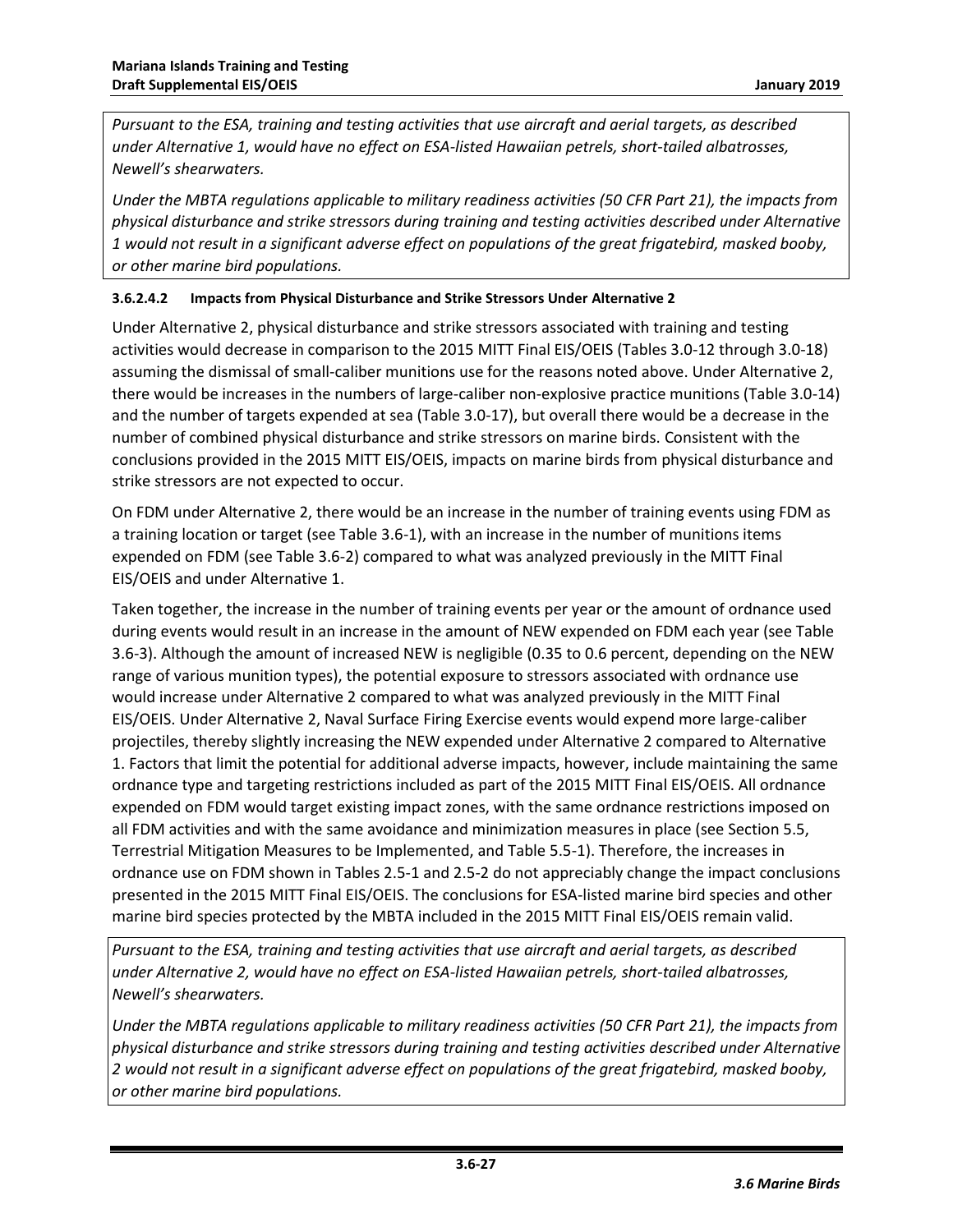*Pursuant to the ESA, training and testing activities that use aircraft and aerial targets, as described under Alternative 1, would have no effect on ESA-listed Hawaiian petrels, short-tailed albatrosses, Newell's shearwaters.*

*Under the MBTA regulations applicable to military readiness activities (50 CFR Part 21), the impacts from physical disturbance and strike stressors during training and testing activities described under Alternative 1 would not result in a significant adverse effect on populations of the great frigatebird, masked booby, or other marine bird populations.*

#### 3.6.2.4.2 Impacts from Physical Disturbance and Strike Stressors Under Alternative 2

Under Alternative 2, physical disturbance and strike stressors associated with training and testing activities would decrease in comparison to the 2015 MITT Final EIS/OEIS (Tables 3.0-12 through 3.0-18) assuming the dismissal of small-caliber munitions use for the reasons noted above. Under Alternative 2, there would be increases in the numbers of large-caliber non-explosive practice munitions (Table 3.0-14) and the number of targets expended at sea (Table 3.0-17), but overall there would be a decrease in the number of combined physical disturbance and strike stressors on marine birds. Consistent with the conclusions provided in the 2015 MITT EIS/OEIS, impacts on marine birds from physical disturbance and strike stressors are not expected to occur.

On FDM under Alternative 2, there would be an increase in the number of training events using FDM as a training location or target (see Table 3.6-1), with an increase in the number of munitions items expended on FDM (see Table 3.6-2) compared to what was analyzed previously in the MITT Final EIS/OEIS and under Alternative 1.

Taken together, the increase in the number of training events per year or the amount of ordnance used during events would result in an increase in the amount of NEW expended on FDM each year (see Table 3.6-3). Although the amount of increased NEW is negligible (0.35 to 0.6 percent, depending on the NEW range of various munition types), the potential exposure to stressors associated with ordnance use would increase under Alternative 2 compared to what was analyzed previously in the MITT Final EIS/OEIS. Under Alternative 2, Naval Surface Firing Exercise events would expend more large-caliber projectiles, thereby slightly increasing the NEW expended under Alternative 2 compared to Alternative 1. Factors that limit the potential for additional adverse impacts, however, include maintaining the same ordnance type and targeting restrictions included as part of the 2015 MITT Final EIS/OEIS. All ordnance expended on FDM would target existing impact zones, with the same ordnance restrictions imposed on all FDM activities and with the same avoidance and minimization measures in place (see Section 5.5, Terrestrial Mitigation Measures to be Implemented, and Table 5.5-1). Therefore, the increases in ordnance use on FDM shown in Tables 2.5-1 and 2.5-2 do not appreciably change the impact conclusions presented in the 2015 MITT Final EIS/OEIS. The conclusions for ESA-listed marine bird species and other marine bird species protected by the MBTA included in the 2015 MITT Final EIS/OEIS remain valid.

*Pursuant to the ESA, training and testing activities that use aircraft and aerial targets, as described under Alternative 2, would have no effect on ESA-listed Hawaiian petrels, short-tailed albatrosses, Newell's shearwaters.*

*Under the MBTA regulations applicable to military readiness activities (50 CFR Part 21), the impacts from physical disturbance and strike stressors during training and testing activities described under Alternative 2 would not result in a significant adverse effect on populations of the great frigatebird, masked booby, or other marine bird populations.*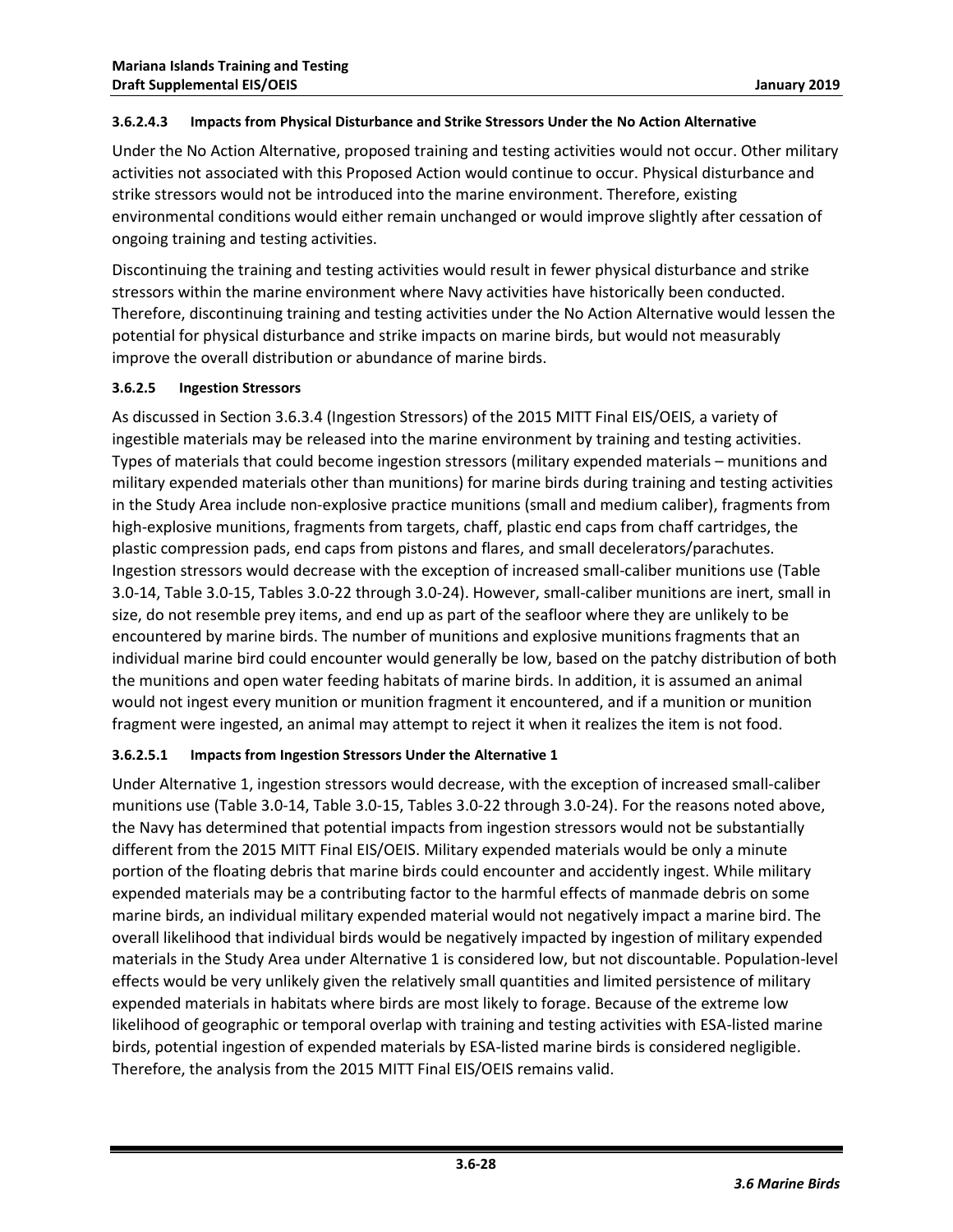#### 3.6.2.4.3 Impacts from Physical Disturbance and Strike Stressors Under the No Action Alternative

Under the No Action Alternative, proposed training and testing activities would not occur. Other military activities not associated with this Proposed Action would continue to occur. Physical disturbance and strike stressors would not be introduced into the marine environment. Therefore, existing environmental conditions would either remain unchanged or would improve slightly after cessation of ongoing training and testing activities.

Discontinuing the training and testing activities would result in fewer physical disturbance and strike stressors within the marine environment where Navy activities have historically been conducted. Therefore, discontinuing training and testing activities under the No Action Alternative would lessen the potential for physical disturbance and strike impacts on marine birds, but would not measurably improve the overall distribution or abundance of marine birds.

### 3.6.2.5 Ingestion Stressors

As discussed in Section 3.6.3.4 (Ingestion Stressors) of the 2015 MITT Final EIS/OEIS, a variety of ingestible materials may be released into the marine environment by training and testing activities. Types of materials that could become ingestion stressors (military expended materials – munitions and military expended materials other than munitions) for marine birds during training and testing activities in the Study Area include non-explosive practice munitions (small and medium caliber), fragments from high-explosive munitions, fragments from targets, chaff, plastic end caps from chaff cartridges, the plastic compression pads, end caps from pistons and flares, and small decelerators/parachutes. Ingestion stressors would decrease with the exception of increased small-caliber munitions use (Table 3.0-14, Table 3.0-15, Tables 3.0-22 through 3.0-24). However, small-caliber munitions are inert, small in size, do not resemble prey items, and end up as part of the seafloor where they are unlikely to be encountered by marine birds. The number of munitions and explosive munitions fragments that an individual marine bird could encounter would generally be low, based on the patchy distribution of both the munitions and open water feeding habitats of marine birds. In addition, it is assumed an animal would not ingest every munition or munition fragment it encountered, and if a munition or munition fragment were ingested, an animal may attempt to reject it when it realizes the item is not food.

#### 3.6.2.5.1 Impacts from Ingestion Stressors Under the Alternative 1

Under Alternative 1, ingestion stressors would decrease, with the exception of increased small-caliber munitions use (Table 3.0-14, Table 3.0-15, Tables 3.0-22 through 3.0-24). For the reasons noted above, the Navy has determined that potential impacts from ingestion stressors would not be substantially different from the 2015 MITT Final EIS/OEIS. Military expended materials would be only a minute portion of the floating debris that marine birds could encounter and accidently ingest. While military expended materials may be a contributing factor to the harmful effects of manmade debris on some marine birds, an individual military expended material would not negatively impact a marine bird. The overall likelihood that individual birds would be negatively impacted by ingestion of military expended materials in the Study Area under Alternative 1 is considered low, but not discountable. Population-level effects would be very unlikely given the relatively small quantities and limited persistence of military expended materials in habitats where birds are most likely to forage. Because of the extreme low likelihood of geographic or temporal overlap with training and testing activities with ESA-listed marine birds, potential ingestion of expended materials by ESA-listed marine birds is considered negligible. Therefore, the analysis from the 2015 MITT Final EIS/OEIS remains valid.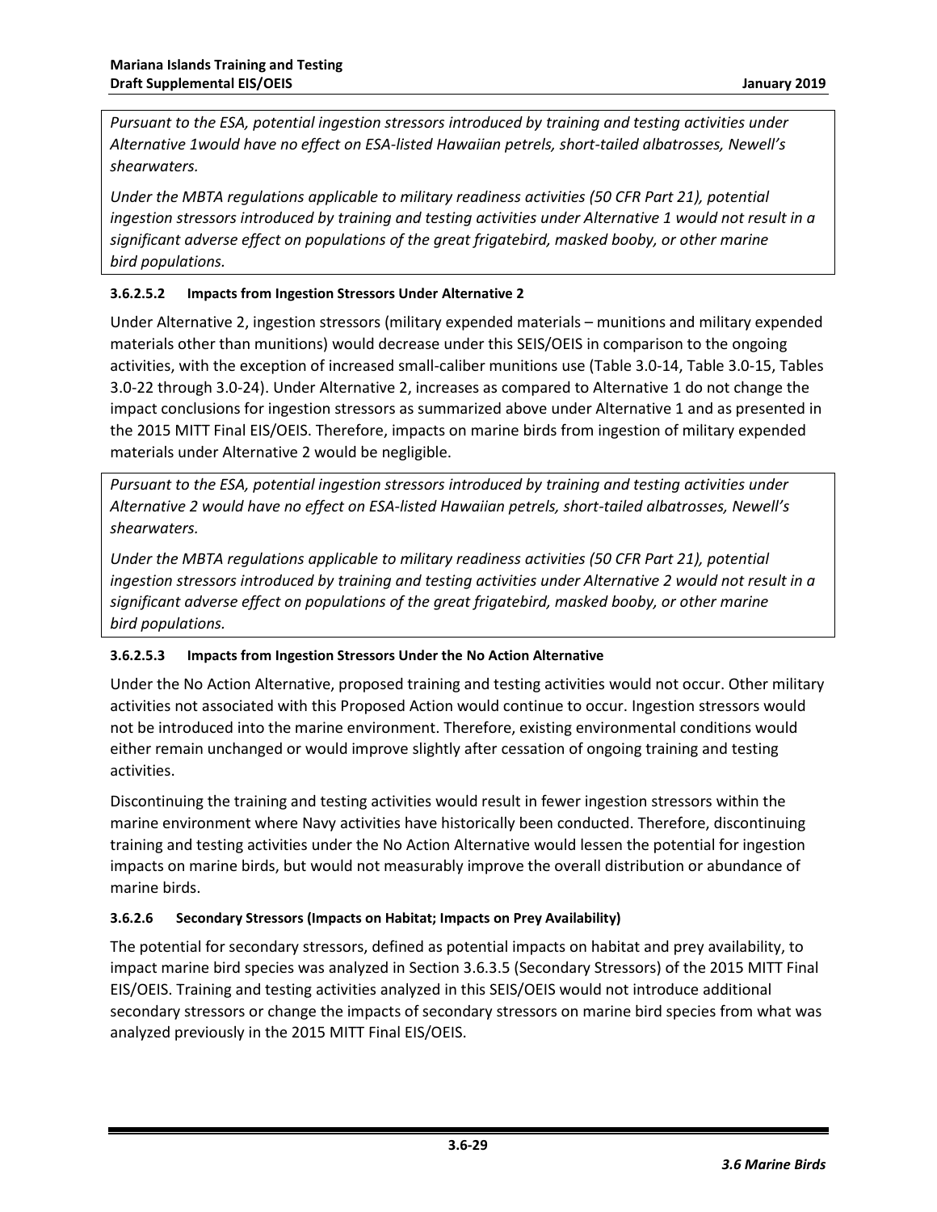*Pursuant to the ESA, potential ingestion stressors introduced by training and testing activities under Alternative 1would have no effect on ESA-listed Hawaiian petrels, short-tailed albatrosses, Newell's shearwaters.*

*Under the MBTA regulations applicable to military readiness activities (50 CFR Part 21), potential ingestion stressors introduced by training and testing activities under Alternative 1 would not result in a significant adverse effect on populations of the great frigatebird, masked booby, or other marine bird populations.*

#### 3.6.2.5.2 Impacts from Ingestion Stressors Under Alternative 2

Under Alternative 2, ingestion stressors (military expended materials – munitions and military expended materials other than munitions) would decrease under this SEIS/OEIS in comparison to the ongoing activities, with the exception of increased small-caliber munitions use (Table 3.0-14, Table 3.0-15, Tables 3.0-22 through 3.0-24). Under Alternative 2, increases as compared to Alternative 1 do not change the impact conclusions for ingestion stressors as summarized above under Alternative 1 and as presented in the 2015 MITT Final EIS/OEIS. Therefore, impacts on marine birds from ingestion of military expended materials under Alternative 2 would be negligible.

*Pursuant to the ESA, potential ingestion stressors introduced by training and testing activities under Alternative 2 would have no effect on ESA-listed Hawaiian petrels, short-tailed albatrosses, Newell's shearwaters.*

*Under the MBTA regulations applicable to military readiness activities (50 CFR Part 21), potential ingestion stressors introduced by training and testing activities under Alternative 2 would not result in a significant adverse effect on populations of the great frigatebird, masked booby, or other marine bird populations.*

#### 3.6.2.5.3 Impacts from Ingestion Stressors Under the No Action Alternative

Under the No Action Alternative, proposed training and testing activities would not occur. Other military activities not associated with this Proposed Action would continue to occur. Ingestion stressors would not be introduced into the marine environment. Therefore, existing environmental conditions would either remain unchanged or would improve slightly after cessation of ongoing training and testing activities.

Discontinuing the training and testing activities would result in fewer ingestion stressors within the marine environment where Navy activities have historically been conducted. Therefore, discontinuing training and testing activities under the No Action Alternative would lessen the potential for ingestion impacts on marine birds, but would not measurably improve the overall distribution or abundance of marine birds.

### 3.6.2.6 Secondary Stressors (Impacts on Habitat; Impacts on Prey Availability)

The potential for secondary stressors, defined as potential impacts on habitat and prey availability, to impact marine bird species was analyzed in Section 3.6.3.5 (Secondary Stressors) of the 2015 MITT Final EIS/OEIS. Training and testing activities analyzed in this SEIS/OEIS would not introduce additional secondary stressors or change the impacts of secondary stressors on marine bird species from what was analyzed previously in the 2015 MITT Final EIS/OEIS.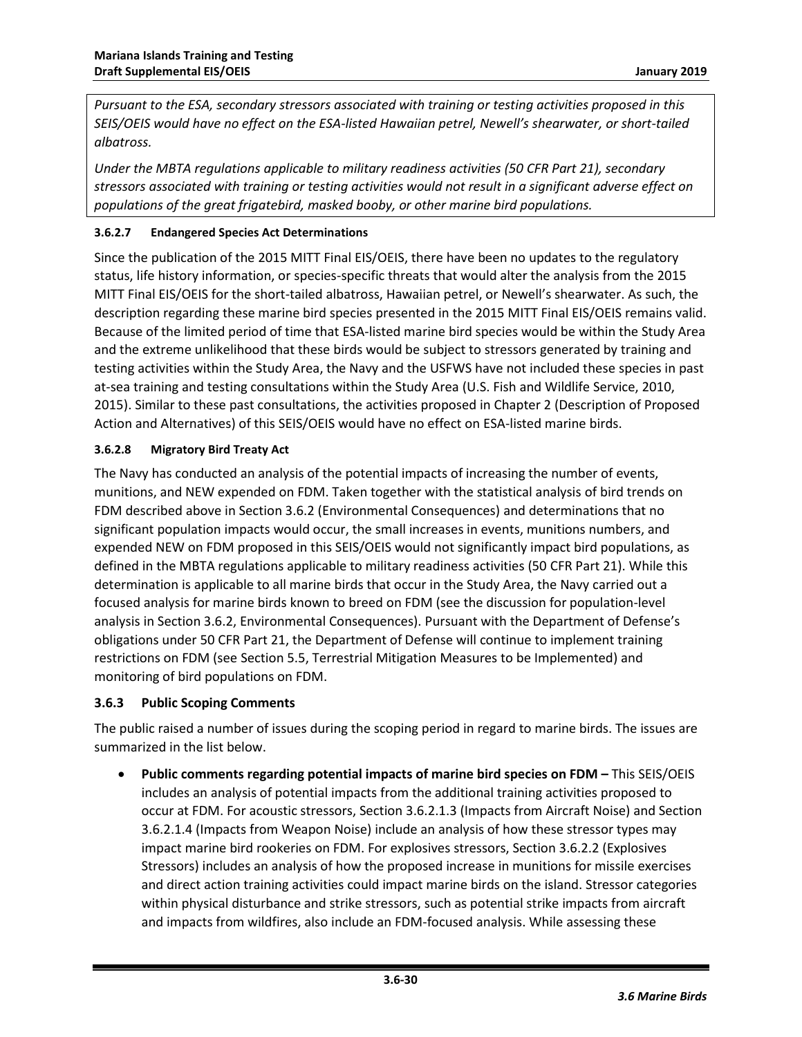*Pursuant to the ESA, secondary stressors associated with training or testing activities proposed in this SEIS/OEIS would have no effect on the ESA-listed Hawaiian petrel, Newell's shearwater, or short-tailed albatross.*

*Under the MBTA regulations applicable to military readiness activities (50 CFR Part 21), secondary stressors associated with training or testing activities would not result in a significant adverse effect on populations of the great frigatebird, masked booby, or other marine bird populations.*

#### 3.6.2.7 Endangered Species Act Determinations

Since the publication of the 2015 MITT Final EIS/OEIS, there have been no updates to the regulatory status, life history information, or species-specific threats that would alter the analysis from the 2015 MITT Final EIS/OEIS for the short-tailed albatross, Hawaiian petrel, or Newell's shearwater. As such, the description regarding these marine bird species presented in the 2015 MITT Final EIS/OEIS remains valid. Because of the limited period of time that ESA-listed marine bird species would be within the Study Area and the extreme unlikelihood that these birds would be subject to stressors generated by training and testing activities within the Study Area, the Navy and the USFWS have not included these species in past at-sea training and testing consultations within the Study Area (U.S. Fish and Wildlife Service, 2010, 2015). Similar to these past consultations, the activities proposed in Chapter 2 (Description of Proposed Action and Alternatives) of this SEIS/OEIS would have no effect on ESA-listed marine birds.

#### 3.6.2.8 Migratory Bird Treaty Act

The Navy has conducted an analysis of the potential impacts of increasing the number of events, munitions, and NEW expended on FDM. Taken together with the statistical analysis of bird trends on FDM described above in Section 3.6.2 (Environmental Consequences) and determinations that no significant population impacts would occur, the small increases in events, munitions numbers, and expended NEW on FDM proposed in this SEIS/OEIS would not significantly impact bird populations, as defined in the MBTA regulations applicable to military readiness activities (50 CFR Part 21). While this determination is applicable to all marine birds that occur in the Study Area, the Navy carried out a focused analysis for marine birds known to breed on FDM (see the discussion for population-level analysis in Section 3.6.2, Environmental Consequences). Pursuant with the Department of Defense's obligations under 50 CFR Part 21, the Department of Defense will continue to implement training restrictions on FDM (see Section 5.5, Terrestrial Mitigation Measures to be Implemented) and monitoring of bird populations on FDM.

### 3.6.3 Public Scoping Comments

The public raised a number of issues during the scoping period in regard to marine birds. The issues are summarized in the list below.

- **Public comments regarding potential impacts of marine bird species on FDM –** This SEIS/OEIS includes an analysis of potential impacts from the additional training activities proposed to occur at FDM. For acoustic stressors, Section 3.6.2.1.3 (Impacts from Aircraft Noise) and Section 3.6.2.1.4 (Impacts from Weapon Noise) include an analysis of how these stressor types may impact marine bird rookeries on FDM. For explosives stressors, Section 3.6.2.2 (Explosives Stressors) includes an analysis of how the proposed increase in munitions for missile exercises and direct action training activities could impact marine birds on the island. Stressor categories within physical disturbance and strike stressors, such as potential strike impacts from aircraft and impacts from wildfires, also include an FDM-focused analysis. While assessing these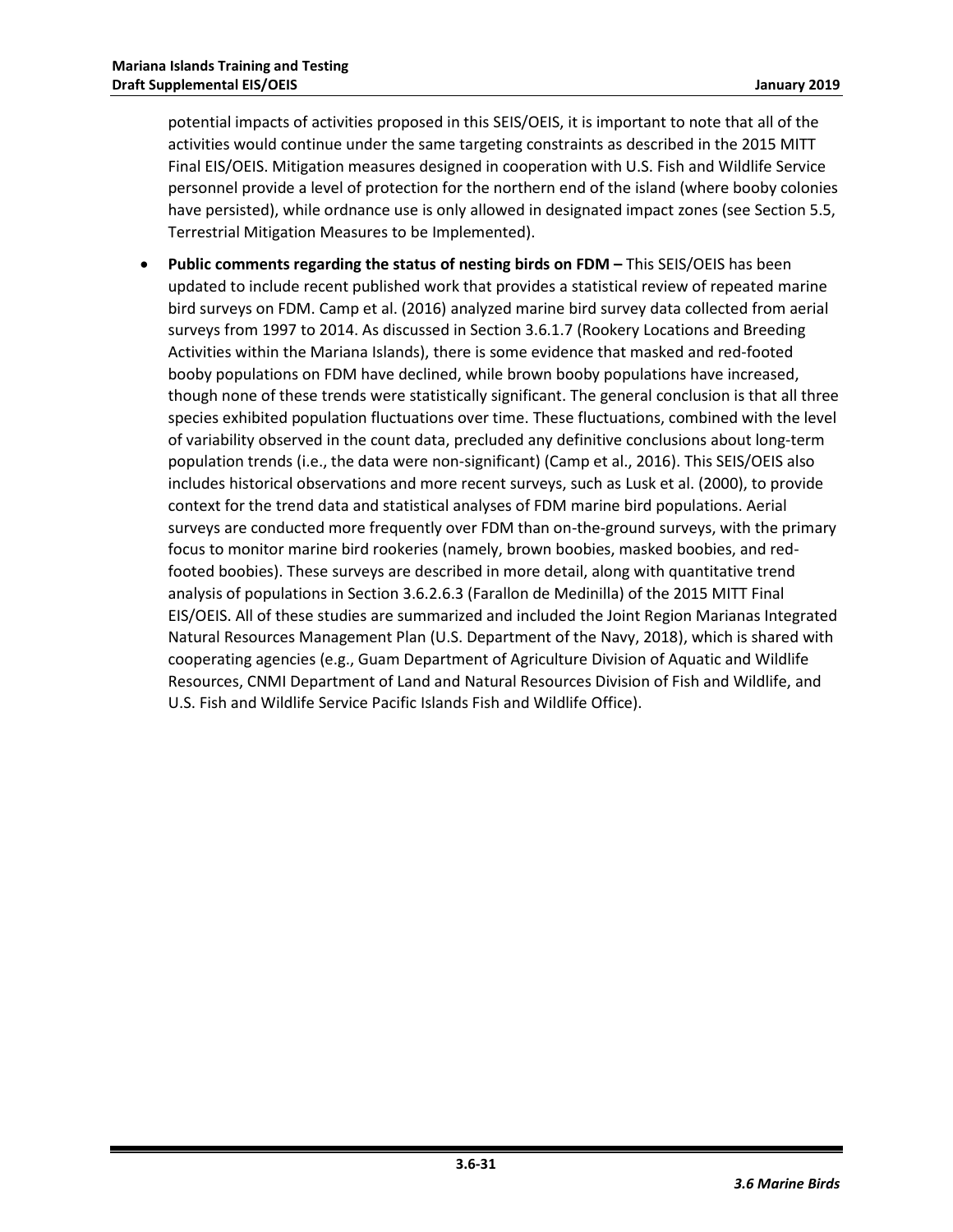potential impacts of activities proposed in this SEIS/OEIS, it is important to note that all of the activities would continue under the same targeting constraints as described in the 2015 MITT Final EIS/OEIS. Mitigation measures designed in cooperation with U.S. Fish and Wildlife Service personnel provide a level of protection for the northern end of the island (where booby colonies have persisted), while ordnance use is only allowed in designated impact zones (see Section 5.5, Terrestrial Mitigation Measures to be Implemented).

- **Public comments regarding the status of nesting birds on FDM –** This SEIS/OEIS has been updated to include recent published work that provides a statistical review of repeated marine bird surveys on FDM. Camp et al. (2016) analyzed marine bird survey data collected from aerial surveys from 1997 to 2014. As discussed in Section 3.6.1.7 (Rookery Locations and Breeding Activities within the Mariana Islands), there is some evidence that masked and red-footed booby populations on FDM have declined, while brown booby populations have increased, though none of these trends were statistically significant. The general conclusion is that all three species exhibited population fluctuations over time. These fluctuations, combined with the level of variability observed in the count data, precluded any definitive conclusions about long-term population trends (i.e., the data were non-significant) (Camp et al., 2016). This SEIS/OEIS also includes historical observations and more recent surveys, such as Lusk et al. (2000), to provide context for the trend data and statistical analyses of FDM marine bird populations. Aerial surveys are conducted more frequently over FDM than on-the-ground surveys, with the primary focus to monitor marine bird rookeries (namely, brown boobies, masked boobies, and red-footed boobies). These surveys are described in more detail, along with quantitative trend analysis of populations in Section 3.6.2.6.3 (Farallon de Medinilla) of the 2015 MITT Final EIS/OEIS. All of these studies are summarized and included the Joint Region Marianas Integrated Natural Resources Management Plan (U.S. Department of the Navy, 2018), which is shared with cooperating agencies (e.g., Guam Department of Agriculture Division of Aquatic and Wildlife Resources, CNMI Department of Land and Natural Resources Division of Fish and Wildlife, and U.S. Fish and Wildlife Service Pacific Islands Fish and Wildlife Office).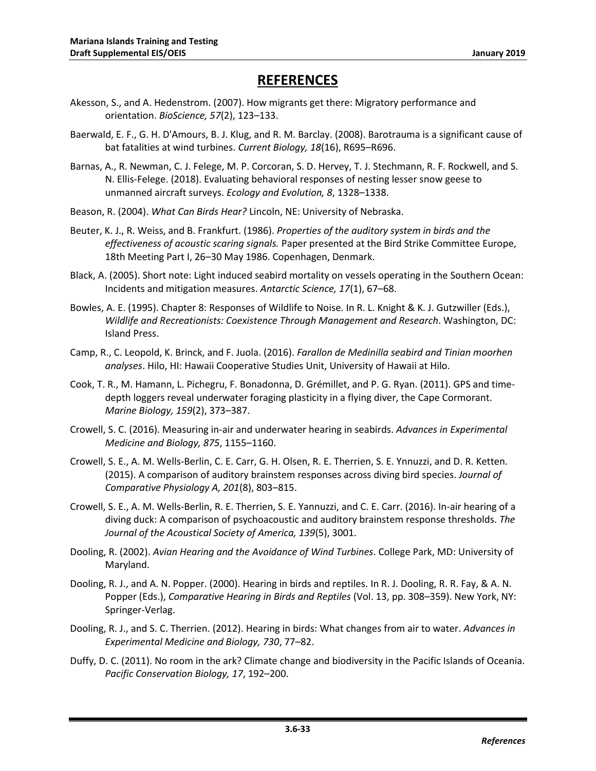# REFERENCES

Akesson, S., and A. Hedenstrom. (2007). How migrants get there: Migratory performance and orientation. *BioScience, 57*(2), 123–133.

Baerwald, E. F., G. H. D'Amours, B. J. Klug, and R. M. Barclay. (2008). Barotrauma is a significant cause of bat fatalities at wind turbines. *Current Biology, 18*(16), R695–R696.

Barnas, A., R. Newman, C. J. Felege, M. P. Corcoran, S. D. Hervey, T. J. Stechmann, R. F. Rockwell, and S. N. Ellis-Felege. (2018). Evaluating behavioral responses of nesting lesser snow geese to unmanned aircraft surveys. *Ecology and Evolution, 8*, 1328–1338.

Beason, R. (2004). *What Can Birds Hear?* Lincoln, NE: University of Nebraska.

Beuter, K. J., R. Weiss, and B. Frankfurt. (1986). *Properties of the auditory system in birds and the effectiveness of acoustic scaring signals.* Paper presented at the Bird Strike Committee Europe, 18th Meeting Part I, 26–30 May 1986. Copenhagen, Denmark.

Black, A. (2005). Short note: Light induced seabird mortality on vessels operating in the Southern Ocean: Incidents and mitigation measures. *Antarctic Science, 17*(1), 67–68.

Bowles, A. E. (1995). Chapter 8: Responses of Wildlife to Noise. In R. L. Knight & K. J. Gutzwiller (Eds.), *Wildlife and Recreationists: Coexistence Through Management and Research*. Washington, DC: Island Press.

Camp, R., C. Leopold, K. Brinck, and F. Juola. (2016). *Farallon de Medinilla seabird and Tinian moorhen analyses*. Hilo, HI: Hawaii Cooperative Studies Unit, University of Hawaii at Hilo.

Cook, T. R., M. Hamann, L. Pichegru, F. Bonadonna, D. Grémillet, and P. G. Ryan. (2011). GPS and time-depth loggers reveal underwater foraging plasticity in a flying diver, the Cape Cormorant. *Marine Biology, 159*(2), 373–387.

Crowell, S. C. (2016). Measuring in-air and underwater hearing in seabirds. *Advances in Experimental Medicine and Biology, 875*, 1155–1160.

Crowell, S. E., A. M. Wells-Berlin, C. E. Carr, G. H. Olsen, R. E. Therrien, S. E. Ynnuzzi, and D. R. Ketten. (2015). A comparison of auditory brainstem responses across diving bird species. *Journal of Comparative Physiology A, 201*(8), 803–815.

Crowell, S. E., A. M. Wells-Berlin, R. E. Therrien, S. E. Yannuzzi, and C. E. Carr. (2016). In-air hearing of a diving duck: A comparison of psychoacoustic and auditory brainstem response thresholds. *The Journal of the Acoustical Society of America, 139*(5), 3001.

Dooling, R. (2002). *Avian Hearing and the Avoidance of Wind Turbines*. College Park, MD: University of Maryland.

Dooling, R. J., and A. N. Popper. (2000). Hearing in birds and reptiles. In R. J. Dooling, R. R. Fay, & A. N. Popper (Eds.), *Comparative Hearing in Birds and Reptiles* (Vol. 13, pp. 308–359). New York, NY: Springer-Verlag.

Dooling, R. J., and S. C. Therrien. (2012). Hearing in birds: What changes from air to water. *Advances in Experimental Medicine and Biology, 730*, 77–82.

Duffy, D. C. (2011). No room in the ark? Climate change and biodiversity in the Pacific Islands of Oceania. *Pacific Conservation Biology, 17*, 192–200.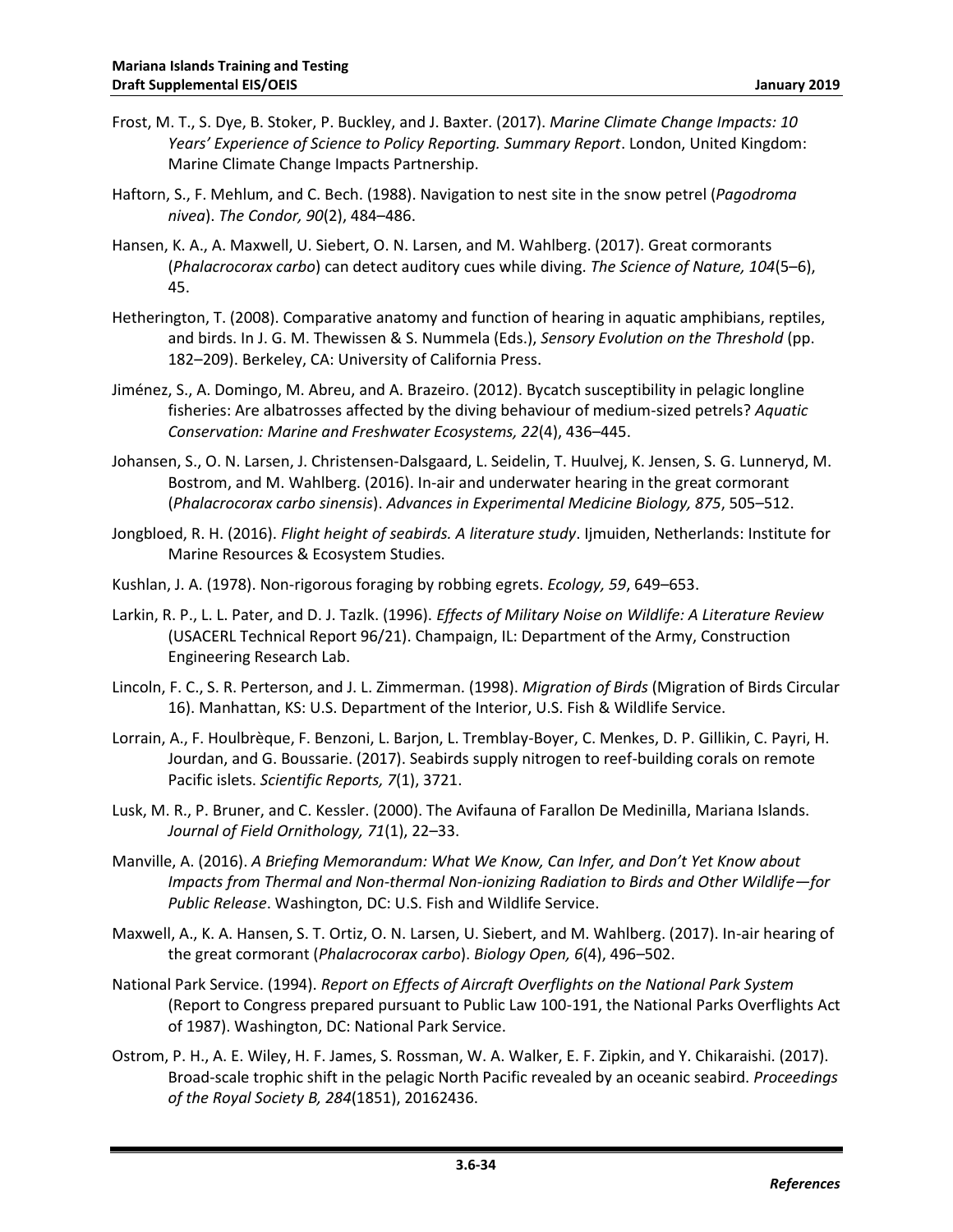Frost, M. T., S. Dye, B. Stoker, P. Buckley, and J. Baxter. (2017). *Marine Climate Change Impacts: 10 Years' Experience of Science to Policy Reporting. Summary Report*. London, United Kingdom: Marine Climate Change Impacts Partnership.

Haftorn, S., F. Mehlum, and C. Bech. (1988). Navigation to nest site in the snow petrel (*Pagodroma nivea*). *The Condor, 90*(2), 484–486.

Hansen, K. A., A. Maxwell, U. Siebert, O. N. Larsen, and M. Wahlberg. (2017). Great cormorants (*Phalacrocorax carbo*) can detect auditory cues while diving. *The Science of Nature, 104*(5–6), 45.

Hetherington, T. (2008). Comparative anatomy and function of hearing in aquatic amphibians, reptiles, and birds. In J. G. M. Thewissen & S. Nummela (Eds.), *Sensory Evolution on the Threshold* (pp. 182–209). Berkeley, CA: University of California Press.

Jiménez, S., A. Domingo, M. Abreu, and A. Brazeiro. (2012). Bycatch susceptibility in pelagic longline fisheries: Are albatrosses affected by the diving behaviour of medium-sized petrels? *Aquatic Conservation: Marine and Freshwater Ecosystems, 22*(4), 436–445.

Johansen, S., O. N. Larsen, J. Christensen-Dalsgaard, L. Seidelin, T. Huulvej, K. Jensen, S. G. Lunneryd, M. Bostrom, and M. Wahlberg. (2016). In-air and underwater hearing in the great cormorant (*Phalacrocorax carbo sinensis*). *Advances in Experimental Medicine Biology, 875*, 505–512.

Jongbloed, R. H. (2016). *Flight height of seabirds. A literature study*. Ijmuiden, Netherlands: Institute for Marine Resources & Ecosystem Studies.

Kushlan, J. A. (1978). Non-rigorous foraging by robbing egrets. *Ecology, 59*, 649–653.

Larkin, R. P., L. L. Pater, and D. J. Tazlk. (1996). *Effects of Military Noise on Wildlife: A Literature Review* (USACERL Technical Report 96/21). Champaign, IL: Department of the Army, Construction Engineering Research Lab.

Lincoln, F. C., S. R. Perterson, and J. L. Zimmerman. (1998). *Migration of Birds* (Migration of Birds Circular 16). Manhattan, KS: U.S. Department of the Interior, U.S. Fish & Wildlife Service.

Lorrain, A., F. Houlbrèque, F. Benzoni, L. Barjon, L. Tremblay-Boyer, C. Menkes, D. P. Gillikin, C. Payri, H. Jourdan, and G. Boussarie. (2017). Seabirds supply nitrogen to reef-building corals on remote Pacific islets. *Scientific Reports, 7*(1), 3721.

Lusk, M. R., P. Bruner, and C. Kessler. (2000). The Avifauna of Farallon De Medinilla, Mariana Islands. *Journal of Field Ornithology, 71*(1), 22–33.

Manville, A. (2016). *A Briefing Memorandum: What We Know, Can Infer, and Don't Yet Know about Impacts from Thermal and Non-thermal Non-ionizing Radiation to Birds and Other Wildlife—for Public Release*. Washington, DC: U.S. Fish and Wildlife Service.

Maxwell, A., K. A. Hansen, S. T. Ortiz, O. N. Larsen, U. Siebert, and M. Wahlberg. (2017). In-air hearing of the great cormorant (*Phalacrocorax carbo*). *Biology Open, 6*(4), 496–502.

National Park Service. (1994). *Report on Effects of Aircraft Overflights on the National Park System* (Report to Congress prepared pursuant to Public Law 100-191, the National Parks Overflights Act of 1987). Washington, DC: National Park Service.

Ostrom, P. H., A. E. Wiley, H. F. James, S. Rossman, W. A. Walker, E. F. Zipkin, and Y. Chikaraishi. (2017). Broad-scale trophic shift in the pelagic North Pacific revealed by an oceanic seabird. *Proceedings of the Royal Society B, 284*(1851), 20162436.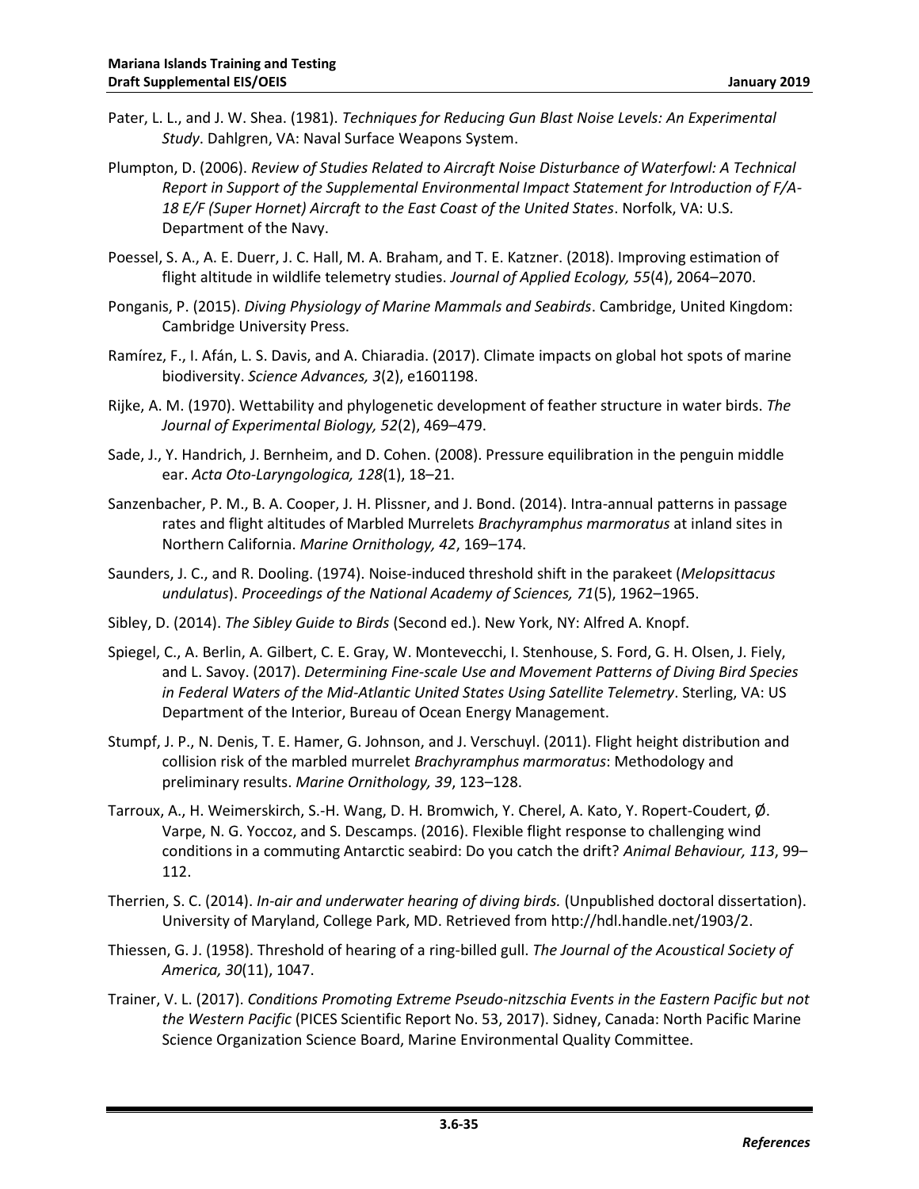Pater, L. L., and J. W. Shea. (1981). *Techniques for Reducing Gun Blast Noise Levels: An Experimental Study*. Dahlgren, VA: Naval Surface Weapons System.

Plumpton, D. (2006). *Review of Studies Related to Aircraft Noise Disturbance of Waterfowl: A Technical Report in Support of the Supplemental Environmental Impact Statement for Introduction of F/A-18 E/F (Super Hornet) Aircraft to the East Coast of the United States*. Norfolk, VA: U.S. Department of the Navy.

Poessel, S. A., A. E. Duerr, J. C. Hall, M. A. Braham, and T. E. Katzner. (2018). Improving estimation of flight altitude in wildlife telemetry studies. *Journal of Applied Ecology, 55*(4), 2064–2070.

Ponganis, P. (2015). *Diving Physiology of Marine Mammals and Seabirds*. Cambridge, United Kingdom: Cambridge University Press.

Ramírez, F., I. Afán, L. S. Davis, and A. Chiaradia. (2017). Climate impacts on global hot spots of marine biodiversity. *Science Advances, 3*(2), e1601198.

Rijke, A. M. (1970). Wettability and phylogenetic development of feather structure in water birds. *The Journal of Experimental Biology, 52*(2), 469–479.

Sade, J., Y. Handrich, J. Bernheim, and D. Cohen. (2008). Pressure equilibration in the penguin middle ear. *Acta Oto-Laryngologica, 128*(1), 18–21.

Sanzenbacher, P. M., B. A. Cooper, J. H. Plissner, and J. Bond. (2014). Intra-annual patterns in passage rates and flight altitudes of Marbled Murrelets *Brachyramphus marmoratus* at inland sites in Northern California. *Marine Ornithology, 42*, 169–174.

Saunders, J. C., and R. Dooling. (1974). Noise-induced threshold shift in the parakeet (*Melopsittacus undulatus*). *Proceedings of the National Academy of Sciences, 71*(5), 1962–1965.

Sibley, D. (2014). *The Sibley Guide to Birds* (Second ed.). New York, NY: Alfred A. Knopf.

Spiegel, C., A. Berlin, A. Gilbert, C. E. Gray, W. Montevecchi, I. Stenhouse, S. Ford, G. H. Olsen, J. Fiely, and L. Savoy. (2017). *Determining Fine-scale Use and Movement Patterns of Diving Bird Species in Federal Waters of the Mid-Atlantic United States Using Satellite Telemetry*. Sterling, VA: US Department of the Interior, Bureau of Ocean Energy Management.

Stumpf, J. P., N. Denis, T. E. Hamer, G. Johnson, and J. Verschuyl. (2011). Flight height distribution and collision risk of the marbled murrelet *Brachyramphus marmoratus*: Methodology and preliminary results. *Marine Ornithology, 39*, 123–128.

Tarroux, A., H. Weimerskirch, S.-H. Wang, D. H. Bromwich, Y. Cherel, A. Kato, Y. Ropert-Coudert, Ø. Varpe, N. G. Yoccoz, and S. Descamps. (2016). Flexible flight response to challenging wind conditions in a commuting Antarctic seabird: Do you catch the drift? *Animal Behaviour, 113*, 99–112.

Therrien, S. C. (2014). *In-air and underwater hearing of diving birds.* (Unpublished doctoral dissertation). University of Maryland, College Park, MD. Retrieved from http://hdl.handle.net/1903/2.

Thiessen, G. J. (1958). Threshold of hearing of a ring-billed gull. *The Journal of the Acoustical Society of America, 30*(11), 1047.

Trainer, V. L. (2017). *Conditions Promoting Extreme Pseudo-nitzschia Events in the Eastern Pacific but not the Western Pacific* (PICES Scientific Report No. 53, 2017). Sidney, Canada: North Pacific Marine Science Organization Science Board, Marine Environmental Quality Committee.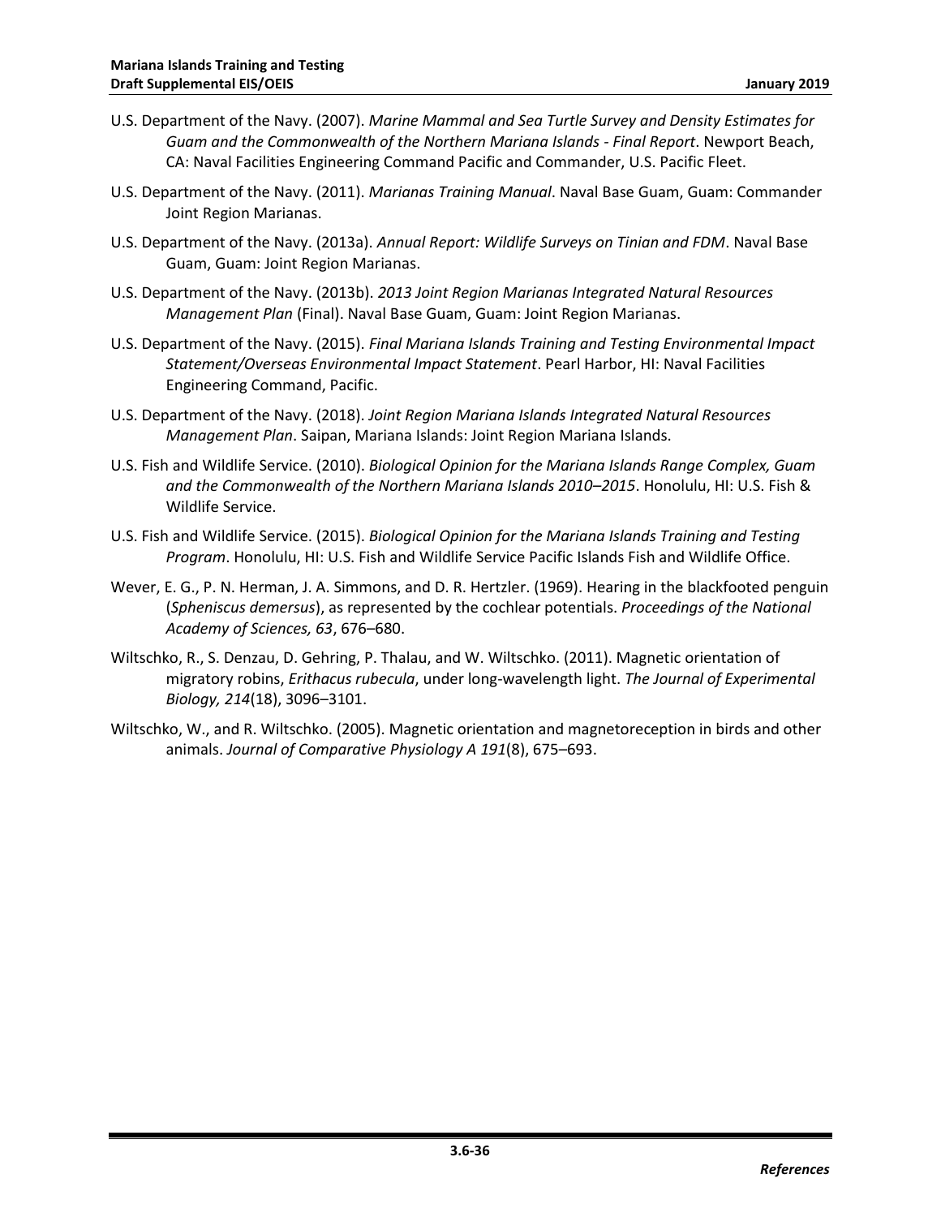U.S. Department of the Navy. (2007). *Marine Mammal and Sea Turtle Survey and Density Estimates for Guam and the Commonwealth of the Northern Mariana Islands - Final Report*. Newport Beach, CA: Naval Facilities Engineering Command Pacific and Commander, U.S. Pacific Fleet.

U.S. Department of the Navy. (2011). *Marianas Training Manual*. Naval Base Guam, Guam: Commander Joint Region Marianas.

U.S. Department of the Navy. (2013a). *Annual Report: Wildlife Surveys on Tinian and FDM*. Naval Base Guam, Guam: Joint Region Marianas.

U.S. Department of the Navy. (2013b). *2013 Joint Region Marianas Integrated Natural Resources Management Plan* (Final). Naval Base Guam, Guam: Joint Region Marianas.

U.S. Department of the Navy. (2015). *Final Mariana Islands Training and Testing Environmental Impact Statement/Overseas Environmental Impact Statement*. Pearl Harbor, HI: Naval Facilities Engineering Command, Pacific.

U.S. Department of the Navy. (2018). *Joint Region Mariana Islands Integrated Natural Resources Management Plan*. Saipan, Mariana Islands: Joint Region Mariana Islands.

U.S. Fish and Wildlife Service. (2010). *Biological Opinion for the Mariana Islands Range Complex, Guam and the Commonwealth of the Northern Mariana Islands 2010–2015*. Honolulu, HI: U.S. Fish & Wildlife Service.

U.S. Fish and Wildlife Service. (2015). *Biological Opinion for the Mariana Islands Training and Testing Program*. Honolulu, HI: U.S. Fish and Wildlife Service Pacific Islands Fish and Wildlife Office.

Wever, E. G., P. N. Herman, J. A. Simmons, and D. R. Hertzler. (1969). Hearing in the blackfooted penguin (*Spheniscus demersus*), as represented by the cochlear potentials. *Proceedings of the National Academy of Sciences, 63*, 676–680.

Wiltschko, R., S. Denzau, D. Gehring, P. Thalau, and W. Wiltschko. (2011). Magnetic orientation of migratory robins, *Erithacus rubecula*, under long-wavelength light. *The Journal of Experimental Biology, 214*(18), 3096–3101.

Wiltschko, W., and R. Wiltschko. (2005). Magnetic orientation and magnetoreception in birds and other animals. *Journal of Comparative Physiology A 191*(8), 675–693.